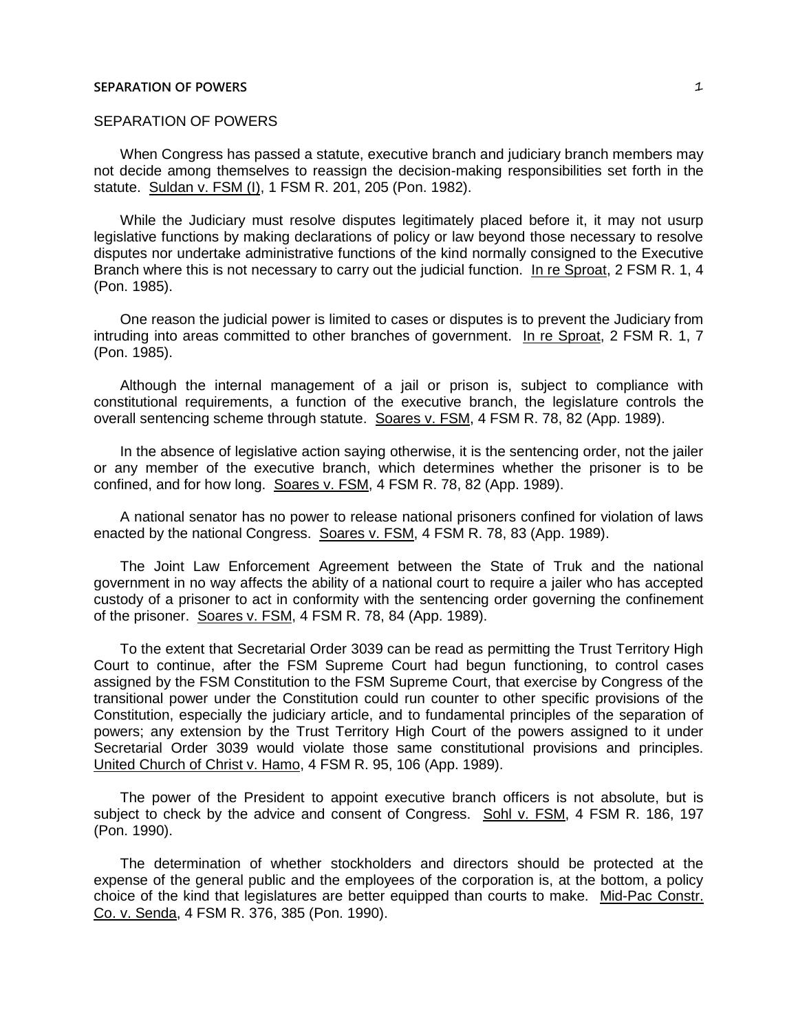# SEPARATION OF POWERS

When Congress has passed a statute, executive branch and judiciary branch members may not decide among themselves to reassign the decision-making responsibilities set forth in the statute. Suldan v. FSM (I), 1 FSM R. 201, 205 (Pon. 1982).

While the Judiciary must resolve disputes legitimately placed before it, it may not usurp legislative functions by making declarations of policy or law beyond those necessary to resolve disputes nor undertake administrative functions of the kind normally consigned to the Executive Branch where this is not necessary to carry out the judicial function. In re Sproat, 2 FSM R. 1, 4 (Pon. 1985).

One reason the judicial power is limited to cases or disputes is to prevent the Judiciary from intruding into areas committed to other branches of government. In re Sproat, 2 FSM R. 1, 7 (Pon. 1985).

Although the internal management of a jail or prison is, subject to compliance with constitutional requirements, a function of the executive branch, the legislature controls the overall sentencing scheme through statute. Soares v. FSM, 4 FSM R. 78, 82 (App. 1989).

In the absence of legislative action saying otherwise, it is the sentencing order, not the jailer or any member of the executive branch, which determines whether the prisoner is to be confined, and for how long. Soares v. FSM, 4 FSM R. 78, 82 (App. 1989).

A national senator has no power to release national prisoners confined for violation of laws enacted by the national Congress. Soares v. FSM, 4 FSM R. 78, 83 (App. 1989).

The Joint Law Enforcement Agreement between the State of Truk and the national government in no way affects the ability of a national court to require a jailer who has accepted custody of a prisoner to act in conformity with the sentencing order governing the confinement of the prisoner. Soares v. FSM, 4 FSM R. 78, 84 (App. 1989).

To the extent that Secretarial Order 3039 can be read as permitting the Trust Territory High Court to continue, after the FSM Supreme Court had begun functioning, to control cases assigned by the FSM Constitution to the FSM Supreme Court, that exercise by Congress of the transitional power under the Constitution could run counter to other specific provisions of the Constitution, especially the judiciary article, and to fundamental principles of the separation of powers; any extension by the Trust Territory High Court of the powers assigned to it under Secretarial Order 3039 would violate those same constitutional provisions and principles. United Church of Christ v. Hamo, 4 FSM R. 95, 106 (App. 1989).

The power of the President to appoint executive branch officers is not absolute, but is subject to check by the advice and consent of Congress. Sohl v. FSM, 4 FSM R. 186, 197 (Pon. 1990).

The determination of whether stockholders and directors should be protected at the expense of the general public and the employees of the corporation is, at the bottom, a policy choice of the kind that legislatures are better equipped than courts to make. Mid-Pac Constr. Co. v. Senda, 4 FSM R. 376, 385 (Pon. 1990).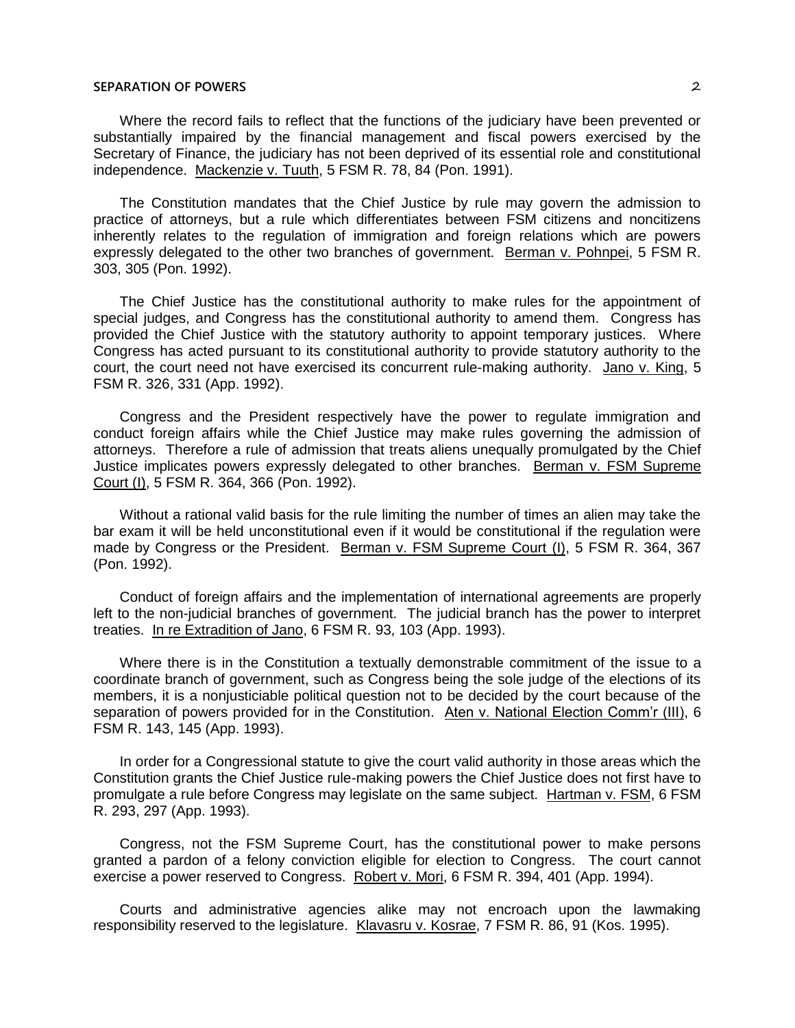Where the record fails to reflect that the functions of the judiciary have been prevented or substantially impaired by the financial management and fiscal powers exercised by the Secretary of Finance, the judiciary has not been deprived of its essential role and constitutional independence. Mackenzie v. Tuuth, 5 FSM R. 78, 84 (Pon. 1991).

The Constitution mandates that the Chief Justice by rule may govern the admission to practice of attorneys, but a rule which differentiates between FSM citizens and noncitizens inherently relates to the regulation of immigration and foreign relations which are powers expressly delegated to the other two branches of government. Berman v. Pohnpei, 5 FSM R. 303, 305 (Pon. 1992).

The Chief Justice has the constitutional authority to make rules for the appointment of special judges, and Congress has the constitutional authority to amend them. Congress has provided the Chief Justice with the statutory authority to appoint temporary justices. Where Congress has acted pursuant to its constitutional authority to provide statutory authority to the court, the court need not have exercised its concurrent rule-making authority. Jano v. King, 5 FSM R. 326, 331 (App. 1992).

Congress and the President respectively have the power to regulate immigration and conduct foreign affairs while the Chief Justice may make rules governing the admission of attorneys. Therefore a rule of admission that treats aliens unequally promulgated by the Chief Justice implicates powers expressly delegated to other branches. Berman v. FSM Supreme Court (I), 5 FSM R. 364, 366 (Pon. 1992).

Without a rational valid basis for the rule limiting the number of times an alien may take the bar exam it will be held unconstitutional even if it would be constitutional if the regulation were made by Congress or the President. Berman v. FSM Supreme Court (I), 5 FSM R. 364, 367 (Pon. 1992).

Conduct of foreign affairs and the implementation of international agreements are properly left to the non-judicial branches of government. The judicial branch has the power to interpret treaties. In re Extradition of Jano, 6 FSM R. 93, 103 (App. 1993).

Where there is in the Constitution a textually demonstrable commitment of the issue to a coordinate branch of government, such as Congress being the sole judge of the elections of its members, it is a nonjusticiable political question not to be decided by the court because of the separation of powers provided for in the Constitution. Aten v. National Election Comm'r (III), 6 FSM R. 143, 145 (App. 1993).

In order for a Congressional statute to give the court valid authority in those areas which the Constitution grants the Chief Justice rule-making powers the Chief Justice does not first have to promulgate a rule before Congress may legislate on the same subject. Hartman v. FSM, 6 FSM R. 293, 297 (App. 1993).

Congress, not the FSM Supreme Court, has the constitutional power to make persons granted a pardon of a felony conviction eligible for election to Congress. The court cannot exercise a power reserved to Congress. Robert v. Mori, 6 FSM R. 394, 401 (App. 1994).

Courts and administrative agencies alike may not encroach upon the lawmaking responsibility reserved to the legislature. Klavasru v. Kosrae, 7 FSM R. 86, 91 (Kos. 1995).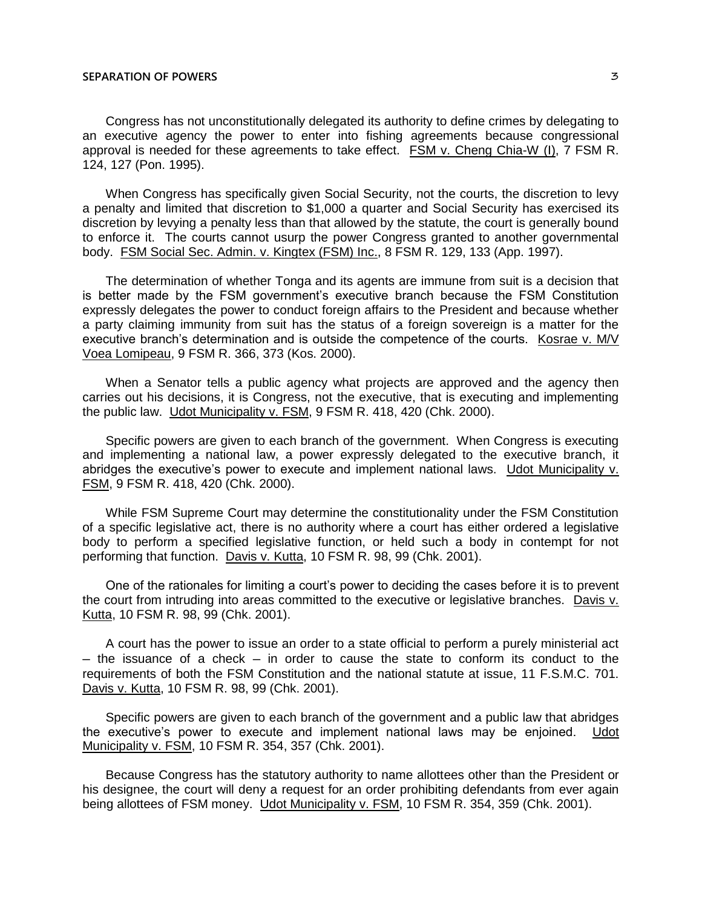Congress has not unconstitutionally delegated its authority to define crimes by delegating to an executive agency the power to enter into fishing agreements because congressional approval is needed for these agreements to take effect. FSM v. Cheng Chia-W (I), 7 FSM R. 124, 127 (Pon. 1995).

When Congress has specifically given Social Security, not the courts, the discretion to levy a penalty and limited that discretion to $1,000 a quarter and Social Security has exercised its discretion by levying a penalty less than that allowed by the statute, the court is generally bound to enforce it. The courts cannot usurp the power Congress granted to another governmental body. FSM Social Sec. Admin. v. Kingtex (FSM) Inc., 8 FSM R. 129, 133 (App. 1997).

The determination of whether Tonga and its agents are immune from suit is a decision that is better made by the FSM government's executive branch because the FSM Constitution expressly delegates the power to conduct foreign affairs to the President and because whether a party claiming immunity from suit has the status of a foreign sovereign is a matter for the executive branch's determination and is outside the competence of the courts. Kosrae v. M/V Voea Lomipeau, 9 FSM R. 366, 373 (Kos. 2000).

When a Senator tells a public agency what projects are approved and the agency then carries out his decisions, it is Congress, not the executive, that is executing and implementing the public law. Udot Municipality v. FSM, 9 FSM R. 418, 420 (Chk. 2000).

Specific powers are given to each branch of the government. When Congress is executing and implementing a national law, a power expressly delegated to the executive branch, it abridges the executive's power to execute and implement national laws. Udot Municipality v. FSM, 9 FSM R. 418, 420 (Chk. 2000).

While FSM Supreme Court may determine the constitutionality under the FSM Constitution of a specific legislative act, there is no authority where a court has either ordered a legislative body to perform a specified legislative function, or held such a body in contempt for not performing that function. Davis v. Kutta, 10 FSM R. 98, 99 (Chk. 2001).

One of the rationales for limiting a court's power to deciding the cases before it is to prevent the court from intruding into areas committed to the executive or legislative branches. Davis v. Kutta, 10 FSM R. 98, 99 (Chk. 2001).

A court has the power to issue an order to a state official to perform a purely ministerial act – the issuance of a check – in order to cause the state to conform its conduct to the requirements of both the FSM Constitution and the national statute at issue, 11 F.S.M.C. 701. Davis v. Kutta, 10 FSM R. 98, 99 (Chk. 2001).

Specific powers are given to each branch of the government and a public law that abridges the executive's power to execute and implement national laws may be enjoined. Udot Municipality v. FSM, 10 FSM R. 354, 357 (Chk. 2001).

Because Congress has the statutory authority to name allottees other than the President or his designee, the court will deny a request for an order prohibiting defendants from ever again being allottees of FSM money. Udot Municipality v. FSM, 10 FSM R. 354, 359 (Chk. 2001).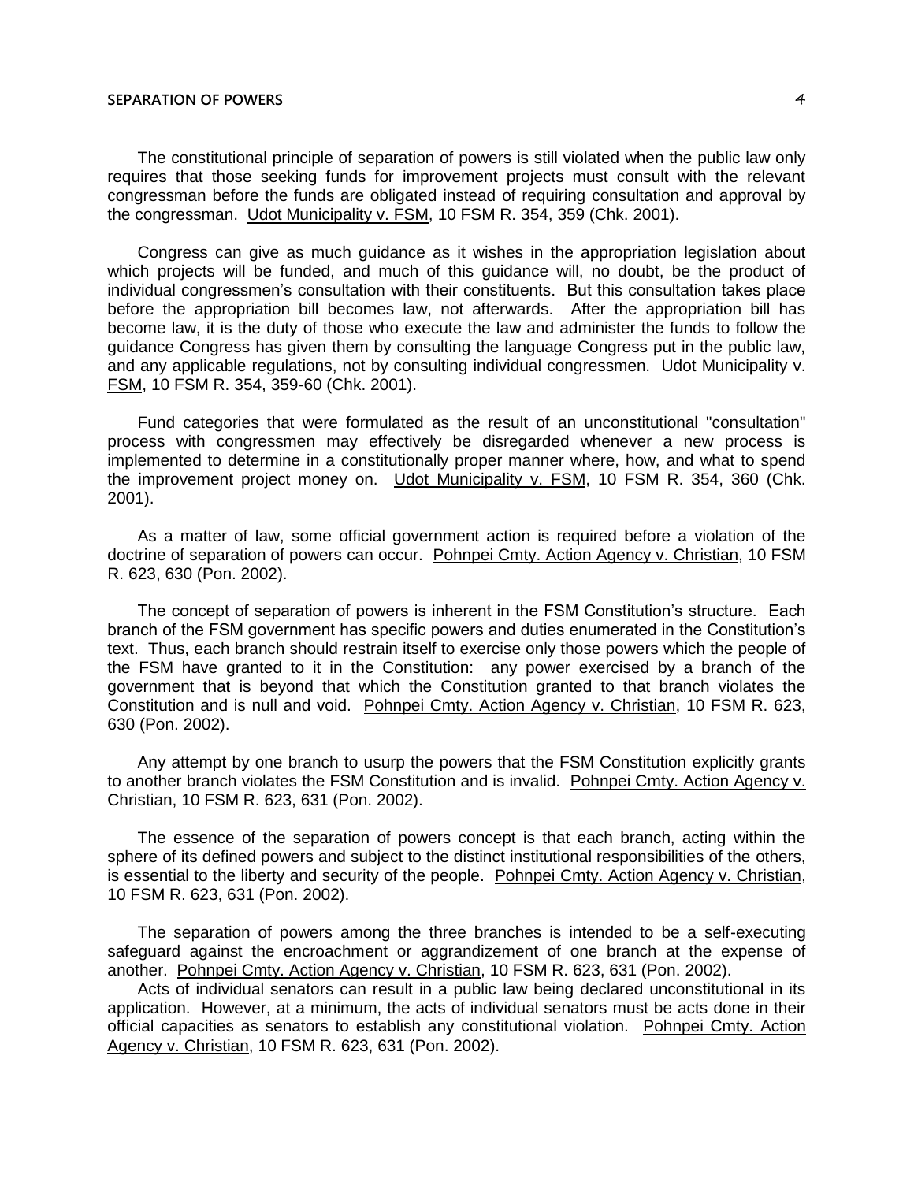The constitutional principle of separation of powers is still violated when the public law only requires that those seeking funds for improvement projects must consult with the relevant congressman before the funds are obligated instead of requiring consultation and approval by the congressman. Udot Municipality v. FSM, 10 FSM R. 354, 359 (Chk. 2001).

Congress can give as much guidance as it wishes in the appropriation legislation about which projects will be funded, and much of this guidance will, no doubt, be the product of individual congressmen's consultation with their constituents. But this consultation takes place before the appropriation bill becomes law, not afterwards. After the appropriation bill has become law, it is the duty of those who execute the law and administer the funds to follow the guidance Congress has given them by consulting the language Congress put in the public law, and any applicable regulations, not by consulting individual congressmen. Udot Municipality v. FSM, 10 FSM R. 354, 359-60 (Chk. 2001).

Fund categories that were formulated as the result of an unconstitutional "consultation" process with congressmen may effectively be disregarded whenever a new process is implemented to determine in a constitutionally proper manner where, how, and what to spend the improvement project money on. Udot Municipality v. FSM, 10 FSM R. 354, 360 (Chk. 2001).

As a matter of law, some official government action is required before a violation of the doctrine of separation of powers can occur. Pohnpei Cmty. Action Agency v. Christian, 10 FSM R. 623, 630 (Pon. 2002).

The concept of separation of powers is inherent in the FSM Constitution's structure. Each branch of the FSM government has specific powers and duties enumerated in the Constitution's text. Thus, each branch should restrain itself to exercise only those powers which the people of the FSM have granted to it in the Constitution: any power exercised by a branch of the government that is beyond that which the Constitution granted to that branch violates the Constitution and is null and void. Pohnpei Cmty. Action Agency v. Christian, 10 FSM R. 623, 630 (Pon. 2002).

Any attempt by one branch to usurp the powers that the FSM Constitution explicitly grants to another branch violates the FSM Constitution and is invalid. Pohnpei Cmty. Action Agency v. Christian, 10 FSM R. 623, 631 (Pon. 2002).

The essence of the separation of powers concept is that each branch, acting within the sphere of its defined powers and subject to the distinct institutional responsibilities of the others, is essential to the liberty and security of the people. Pohnpei Cmty. Action Agency v. Christian, 10 FSM R. 623, 631 (Pon. 2002).

The separation of powers among the three branches is intended to be a self-executing safeguard against the encroachment or aggrandizement of one branch at the expense of another. Pohnpei Cmty. Action Agency v. Christian, 10 FSM R. 623, 631 (Pon. 2002).

Acts of individual senators can result in a public law being declared unconstitutional in its application. However, at a minimum, the acts of individual senators must be acts done in their official capacities as senators to establish any constitutional violation. Pohnpei Cmty. Action Agency v. Christian, 10 FSM R. 623, 631 (Pon. 2002).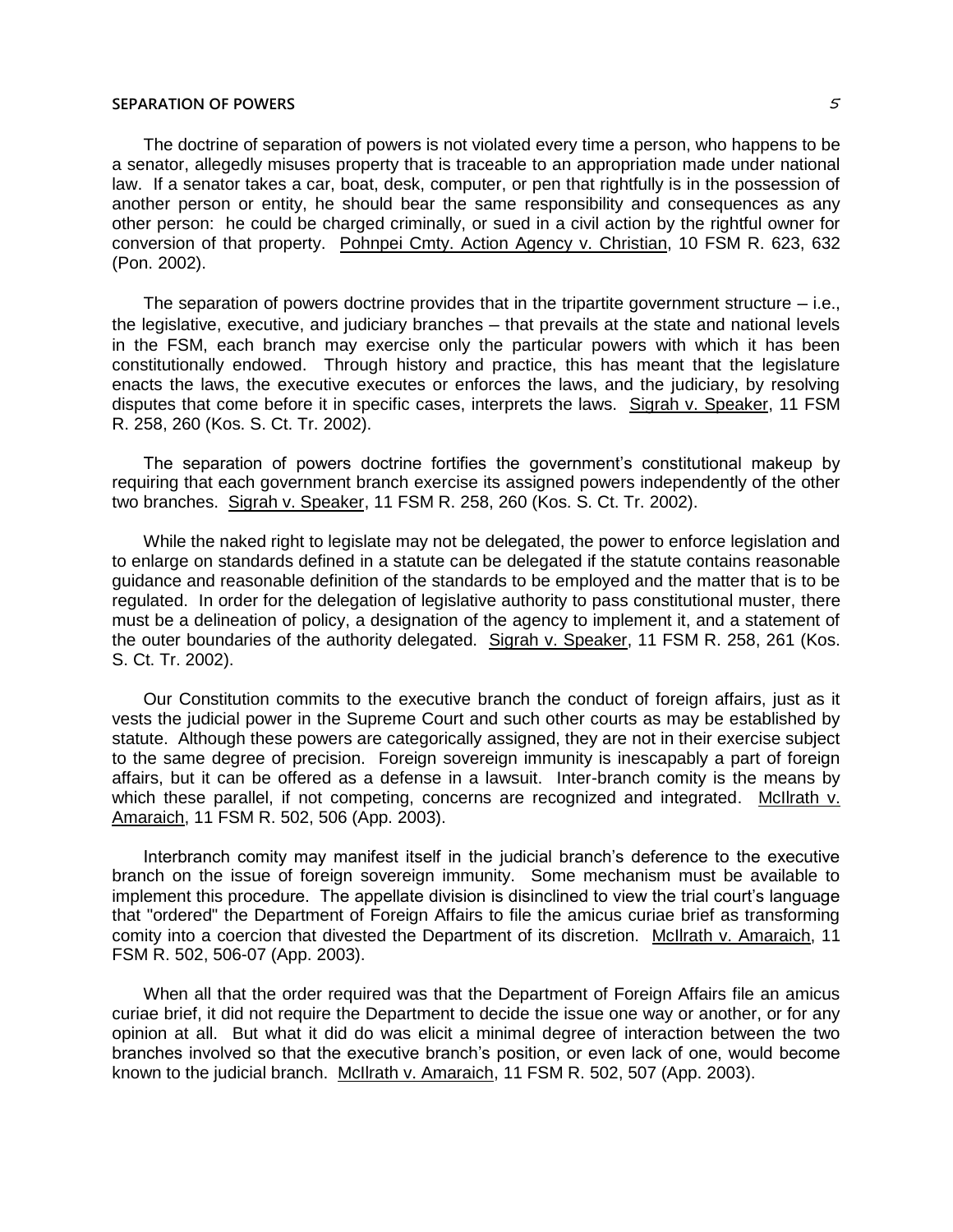The doctrine of separation of powers is not violated every time a person, who happens to be a senator, allegedly misuses property that is traceable to an appropriation made under national law. If a senator takes a car, boat, desk, computer, or pen that rightfully is in the possession of another person or entity, he should bear the same responsibility and consequences as any other person: he could be charged criminally, or sued in a civil action by the rightful owner for conversion of that property. Pohnpei Cmty. Action Agency v. Christian, 10 FSM R. 623, 632 (Pon. 2002).

The separation of powers doctrine provides that in the tripartite government structure – i.e., the legislative, executive, and judiciary branches – that prevails at the state and national levels in the FSM, each branch may exercise only the particular powers with which it has been constitutionally endowed. Through history and practice, this has meant that the legislature enacts the laws, the executive executes or enforces the laws, and the judiciary, by resolving disputes that come before it in specific cases, interprets the laws. Sigrah v. Speaker, 11 FSM R. 258, 260 (Kos. S. Ct. Tr. 2002).

The separation of powers doctrine fortifies the government's constitutional makeup by requiring that each government branch exercise its assigned powers independently of the other two branches. Sigrah v. Speaker, 11 FSM R. 258, 260 (Kos. S. Ct. Tr. 2002).

While the naked right to legislate may not be delegated, the power to enforce legislation and to enlarge on standards defined in a statute can be delegated if the statute contains reasonable guidance and reasonable definition of the standards to be employed and the matter that is to be regulated. In order for the delegation of legislative authority to pass constitutional muster, there must be a delineation of policy, a designation of the agency to implement it, and a statement of the outer boundaries of the authority delegated. Sigrah v. Speaker, 11 FSM R. 258, 261 (Kos. S. Ct. Tr. 2002).

Our Constitution commits to the executive branch the conduct of foreign affairs, just as it vests the judicial power in the Supreme Court and such other courts as may be established by statute. Although these powers are categorically assigned, they are not in their exercise subject to the same degree of precision. Foreign sovereign immunity is inescapably a part of foreign affairs, but it can be offered as a defense in a lawsuit. Inter-branch comity is the means by which these parallel, if not competing, concerns are recognized and integrated. McIlrath v. Amaraich, 11 FSM R. 502, 506 (App. 2003).

Interbranch comity may manifest itself in the judicial branch's deference to the executive branch on the issue of foreign sovereign immunity. Some mechanism must be available to implement this procedure. The appellate division is disinclined to view the trial court's language that "ordered" the Department of Foreign Affairs to file the amicus curiae brief as transforming comity into a coercion that divested the Department of its discretion. McIlrath v. Amaraich, 11 FSM R. 502, 506-07 (App. 2003).

When all that the order required was that the Department of Foreign Affairs file an amicus curiae brief, it did not require the Department to decide the issue one way or another, or for any opinion at all. But what it did do was elicit a minimal degree of interaction between the two branches involved so that the executive branch's position, or even lack of one, would become known to the judicial branch. McIlrath v. Amaraich, 11 FSM R. 502, 507 (App. 2003).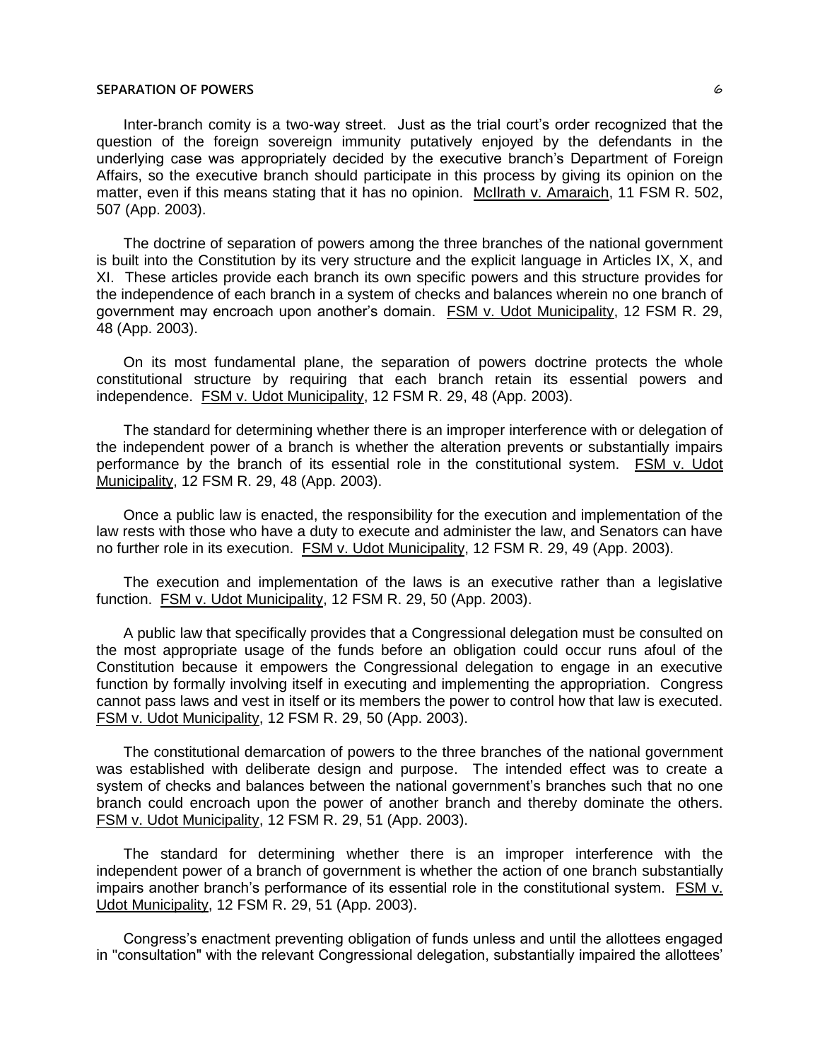Inter-branch comity is a two-way street. Just as the trial court's order recognized that the question of the foreign sovereign immunity putatively enjoyed by the defendants in the underlying case was appropriately decided by the executive branch's Department of Foreign Affairs, so the executive branch should participate in this process by giving its opinion on the matter, even if this means stating that it has no opinion. McIlrath v. Amaraich, 11 FSM R. 502, 507 (App. 2003).

The doctrine of separation of powers among the three branches of the national government is built into the Constitution by its very structure and the explicit language in Articles IX, X, and XI. These articles provide each branch its own specific powers and this structure provides for the independence of each branch in a system of checks and balances wherein no one branch of government may encroach upon another's domain. FSM v. Udot Municipality, 12 FSM R. 29, 48 (App. 2003).

On its most fundamental plane, the separation of powers doctrine protects the whole constitutional structure by requiring that each branch retain its essential powers and independence. FSM v. Udot Municipality, 12 FSM R. 29, 48 (App. 2003).

The standard for determining whether there is an improper interference with or delegation of the independent power of a branch is whether the alteration prevents or substantially impairs performance by the branch of its essential role in the constitutional system. FSM v. Udot Municipality, 12 FSM R. 29, 48 (App. 2003).

Once a public law is enacted, the responsibility for the execution and implementation of the law rests with those who have a duty to execute and administer the law, and Senators can have no further role in its execution. FSM v. Udot Municipality, 12 FSM R. 29, 49 (App. 2003).

The execution and implementation of the laws is an executive rather than a legislative function. FSM v. Udot Municipality, 12 FSM R. 29, 50 (App. 2003).

A public law that specifically provides that a Congressional delegation must be consulted on the most appropriate usage of the funds before an obligation could occur runs afoul of the Constitution because it empowers the Congressional delegation to engage in an executive function by formally involving itself in executing and implementing the appropriation. Congress cannot pass laws and vest in itself or its members the power to control how that law is executed. FSM v. Udot Municipality, 12 FSM R. 29, 50 (App. 2003).

The constitutional demarcation of powers to the three branches of the national government was established with deliberate design and purpose. The intended effect was to create a system of checks and balances between the national government's branches such that no one branch could encroach upon the power of another branch and thereby dominate the others. FSM v. Udot Municipality, 12 FSM R. 29, 51 (App. 2003).

The standard for determining whether there is an improper interference with the independent power of a branch of government is whether the action of one branch substantially impairs another branch's performance of its essential role in the constitutional system. FSM v. Udot Municipality, 12 FSM R. 29, 51 (App. 2003).

Congress's enactment preventing obligation of funds unless and until the allottees engaged in "consultation" with the relevant Congressional delegation, substantially impaired the allottees'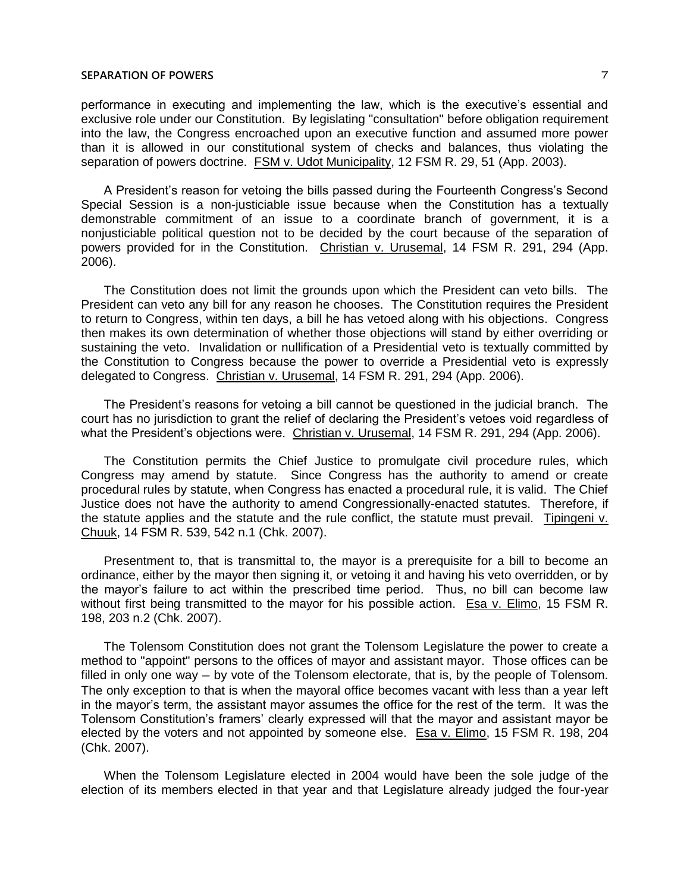performance in executing and implementing the law, which is the executive's essential and exclusive role under our Constitution. By legislating "consultation" before obligation requirement into the law, the Congress encroached upon an executive function and assumed more power than it is allowed in our constitutional system of checks and balances, thus violating the separation of powers doctrine. FSM v. Udot Municipality, 12 FSM R. 29, 51 (App. 2003).

A President's reason for vetoing the bills passed during the Fourteenth Congress's Second Special Session is a non-justiciable issue because when the Constitution has a textually demonstrable commitment of an issue to a coordinate branch of government, it is a nonjusticiable political question not to be decided by the court because of the separation of powers provided for in the Constitution. Christian v. Urusemal, 14 FSM R. 291, 294 (App. 2006).

The Constitution does not limit the grounds upon which the President can veto bills. The President can veto any bill for any reason he chooses. The Constitution requires the President to return to Congress, within ten days, a bill he has vetoed along with his objections. Congress then makes its own determination of whether those objections will stand by either overriding or sustaining the veto. Invalidation or nullification of a Presidential veto is textually committed by the Constitution to Congress because the power to override a Presidential veto is expressly delegated to Congress. Christian v. Urusemal, 14 FSM R. 291, 294 (App. 2006).

The President's reasons for vetoing a bill cannot be questioned in the judicial branch. The court has no jurisdiction to grant the relief of declaring the President's vetoes void regardless of what the President's objections were. Christian v. Urusemal, 14 FSM R. 291, 294 (App. 2006).

The Constitution permits the Chief Justice to promulgate civil procedure rules, which Congress may amend by statute. Since Congress has the authority to amend or create procedural rules by statute, when Congress has enacted a procedural rule, it is valid. The Chief Justice does not have the authority to amend Congressionally-enacted statutes. Therefore, if the statute applies and the statute and the rule conflict, the statute must prevail. Tipingeni v. Chuuk, 14 FSM R. 539, 542 n.1 (Chk. 2007).

Presentment to, that is transmittal to, the mayor is a prerequisite for a bill to become an ordinance, either by the mayor then signing it, or vetoing it and having his veto overridden, or by the mayor's failure to act within the prescribed time period. Thus, no bill can become law without first being transmitted to the mayor for his possible action. Esa v. Elimo, 15 FSM R. 198, 203 n.2 (Chk. 2007).

The Tolensom Constitution does not grant the Tolensom Legislature the power to create a method to "appoint" persons to the offices of mayor and assistant mayor. Those offices can be filled in only one way – by vote of the Tolensom electorate, that is, by the people of Tolensom. The only exception to that is when the mayoral office becomes vacant with less than a year left in the mayor's term, the assistant mayor assumes the office for the rest of the term. It was the Tolensom Constitution's framers' clearly expressed will that the mayor and assistant mayor be elected by the voters and not appointed by someone else. Esa v. Elimo, 15 FSM R. 198, 204 (Chk. 2007).

When the Tolensom Legislature elected in 2004 would have been the sole judge of the election of its members elected in that year and that Legislature already judged the four-year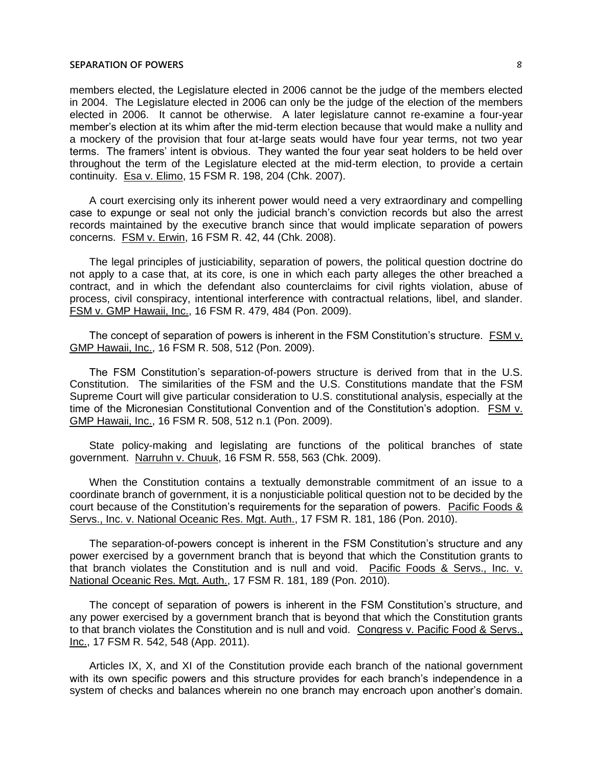members elected, the Legislature elected in 2006 cannot be the judge of the members elected in 2004. The Legislature elected in 2006 can only be the judge of the election of the members elected in 2006. It cannot be otherwise. A later legislature cannot re-examine a four-year member's election at its whim after the mid-term election because that would make a nullity and a mockery of the provision that four at-large seats would have four year terms, not two year terms. The framers' intent is obvious. They wanted the four year seat holders to be held over throughout the term of the Legislature elected at the mid-term election, to provide a certain continuity. Esa v. Elimo, 15 FSM R. 198, 204 (Chk. 2007).

A court exercising only its inherent power would need a very extraordinary and compelling case to expunge or seal not only the judicial branch's conviction records but also the arrest records maintained by the executive branch since that would implicate separation of powers concerns. FSM v. Erwin, 16 FSM R. 42, 44 (Chk. 2008).

The legal principles of justiciability, separation of powers, the political question doctrine do not apply to a case that, at its core, is one in which each party alleges the other breached a contract, and in which the defendant also counterclaims for civil rights violation, abuse of process, civil conspiracy, intentional interference with contractual relations, libel, and slander. FSM v. GMP Hawaii, Inc., 16 FSM R. 479, 484 (Pon. 2009).

The concept of separation of powers is inherent in the FSM Constitution's structure. FSM v. GMP Hawaii, Inc., 16 FSM R. 508, 512 (Pon. 2009).

The FSM Constitution's separation-of-powers structure is derived from that in the U.S. Constitution. The similarities of the FSM and the U.S. Constitutions mandate that the FSM Supreme Court will give particular consideration to U.S. constitutional analysis, especially at the time of the Micronesian Constitutional Convention and of the Constitution's adoption. FSM v. GMP Hawaii, Inc., 16 FSM R. 508, 512 n.1 (Pon. 2009).

State policy-making and legislating are functions of the political branches of state government. Narruhn v. Chuuk, 16 FSM R. 558, 563 (Chk. 2009).

When the Constitution contains a textually demonstrable commitment of an issue to a coordinate branch of government, it is a nonjusticiable political question not to be decided by the court because of the Constitution's requirements for the separation of powers. Pacific Foods & Servs., Inc. v. National Oceanic Res. Mgt. Auth., 17 FSM R. 181, 186 (Pon. 2010).

The separation-of-powers concept is inherent in the FSM Constitution's structure and any power exercised by a government branch that is beyond that which the Constitution grants to that branch violates the Constitution and is null and void. Pacific Foods & Servs., Inc. v. National Oceanic Res. Mgt. Auth., 17 FSM R. 181, 189 (Pon. 2010).

The concept of separation of powers is inherent in the FSM Constitution's structure, and any power exercised by a government branch that is beyond that which the Constitution grants to that branch violates the Constitution and is null and void. Congress v. Pacific Food & Servs., Inc., 17 FSM R. 542, 548 (App. 2011).

Articles IX, X, and XI of the Constitution provide each branch of the national government with its own specific powers and this structure provides for each branch's independence in a system of checks and balances wherein no one branch may encroach upon another's domain.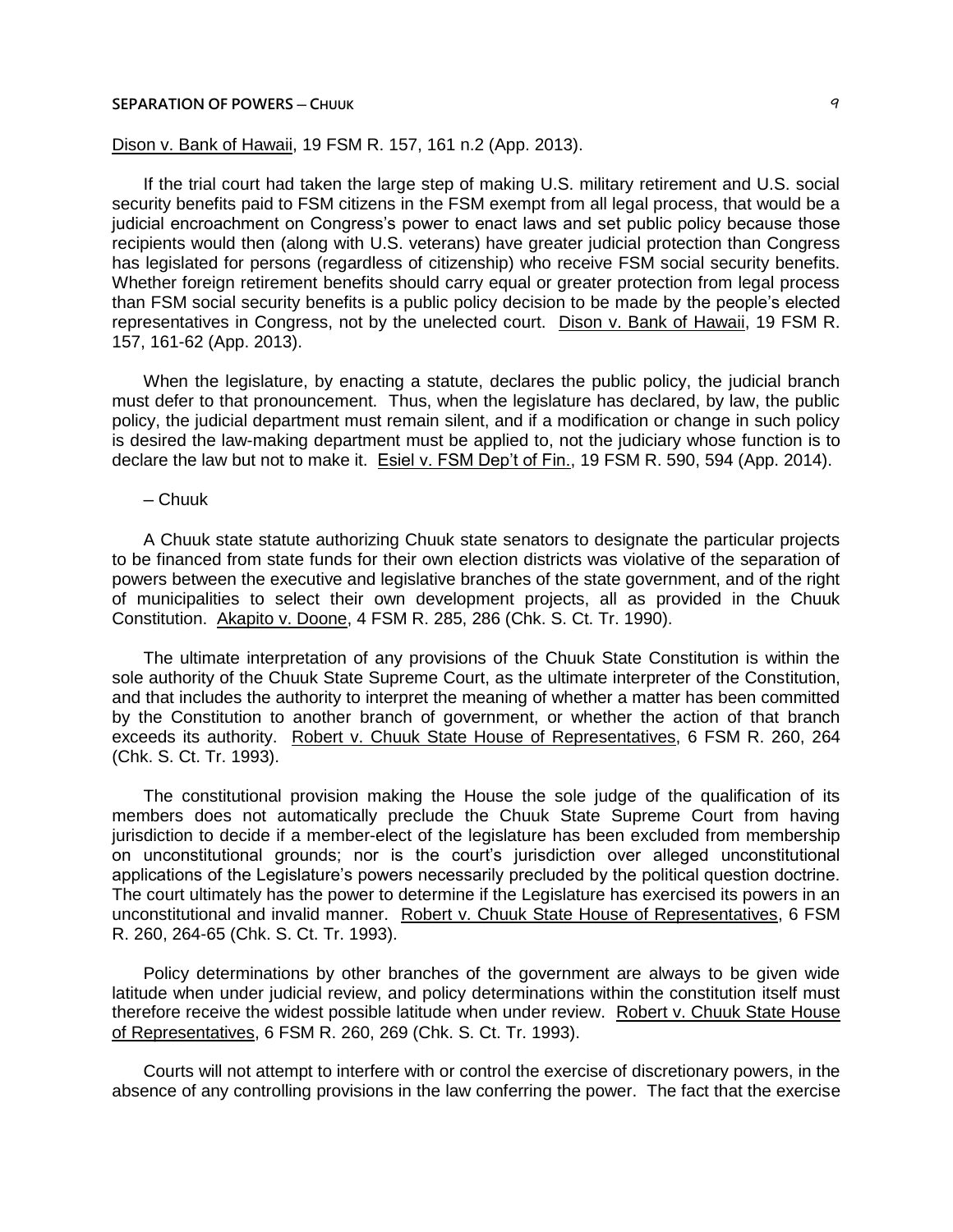Dison v. Bank of Hawaii, 19 FSM R. 157, 161 n.2 (App. 2013).

If the trial court had taken the large step of making U.S. military retirement and U.S. social security benefits paid to FSM citizens in the FSM exempt from all legal process, that would be a judicial encroachment on Congress's power to enact laws and set public policy because those recipients would then (along with U.S. veterans) have greater judicial protection than Congress has legislated for persons (regardless of citizenship) who receive FSM social security benefits. Whether foreign retirement benefits should carry equal or greater protection from legal process than FSM social security benefits is a public policy decision to be made by the people's elected representatives in Congress, not by the unelected court. Dison v. Bank of Hawaii, 19 FSM R. 157, 161-62 (App. 2013).

When the legislature, by enacting a statute, declares the public policy, the judicial branch must defer to that pronouncement. Thus, when the legislature has declared, by law, the public policy, the judicial department must remain silent, and if a modification or change in such policy is desired the law-making department must be applied to, not the judiciary whose function is to declare the law but not to make it. Esiel v. FSM Dep't of Fin., 19 FSM R. 590, 594 (App. 2014).

– Chuuk

A Chuuk state statute authorizing Chuuk state senators to designate the particular projects to be financed from state funds for their own election districts was violative of the separation of powers between the executive and legislative branches of the state government, and of the right of municipalities to select their own development projects, all as provided in the Chuuk Constitution. Akapito v. Doone, 4 FSM R. 285, 286 (Chk. S. Ct. Tr. 1990).

The ultimate interpretation of any provisions of the Chuuk State Constitution is within the sole authority of the Chuuk State Supreme Court, as the ultimate interpreter of the Constitution, and that includes the authority to interpret the meaning of whether a matter has been committed by the Constitution to another branch of government, or whether the action of that branch exceeds its authority. Robert v. Chuuk State House of Representatives, 6 FSM R. 260, 264 (Chk. S. Ct. Tr. 1993).

The constitutional provision making the House the sole judge of the qualification of its members does not automatically preclude the Chuuk State Supreme Court from having jurisdiction to decide if a member-elect of the legislature has been excluded from membership on unconstitutional grounds; nor is the court's jurisdiction over alleged unconstitutional applications of the Legislature's powers necessarily precluded by the political question doctrine. The court ultimately has the power to determine if the Legislature has exercised its powers in an unconstitutional and invalid manner. Robert v. Chuuk State House of Representatives, 6 FSM R. 260, 264-65 (Chk. S. Ct. Tr. 1993).

Policy determinations by other branches of the government are always to be given wide latitude when under judicial review, and policy determinations within the constitution itself must therefore receive the widest possible latitude when under review. Robert v. Chuuk State House of Representatives, 6 FSM R. 260, 269 (Chk. S. Ct. Tr. 1993).

Courts will not attempt to interfere with or control the exercise of discretionary powers, in the absence of any controlling provisions in the law conferring the power. The fact that the exercise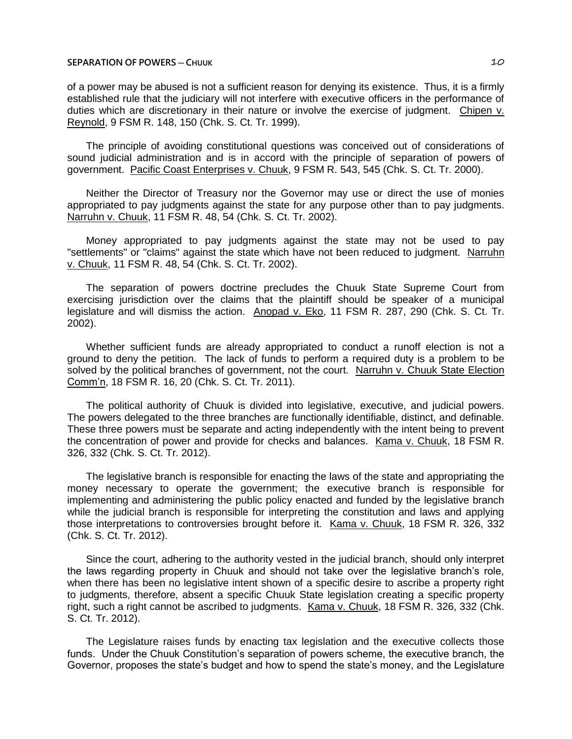of a power may be abused is not a sufficient reason for denying its existence. Thus, it is a firmly established rule that the judiciary will not interfere with executive officers in the performance of duties which are discretionary in their nature or involve the exercise of judgment. Chipen v. Reynold, 9 FSM R. 148, 150 (Chk. S. Ct. Tr. 1999).

The principle of avoiding constitutional questions was conceived out of considerations of sound judicial administration and is in accord with the principle of separation of powers of government. Pacific Coast Enterprises v. Chuuk, 9 FSM R. 543, 545 (Chk. S. Ct. Tr. 2000).

Neither the Director of Treasury nor the Governor may use or direct the use of monies appropriated to pay judgments against the state for any purpose other than to pay judgments. Narruhn v. Chuuk, 11 FSM R. 48, 54 (Chk. S. Ct. Tr. 2002).

Money appropriated to pay judgments against the state may not be used to pay "settlements" or "claims" against the state which have not been reduced to judgment. Narruhn v. Chuuk, 11 FSM R. 48, 54 (Chk. S. Ct. Tr. 2002).

The separation of powers doctrine precludes the Chuuk State Supreme Court from exercising jurisdiction over the claims that the plaintiff should be speaker of a municipal legislature and will dismiss the action. Anopad v. Eko, 11 FSM R. 287, 290 (Chk. S. Ct. Tr. 2002).

Whether sufficient funds are already appropriated to conduct a runoff election is not a ground to deny the petition. The lack of funds to perform a required duty is a problem to be solved by the political branches of government, not the court. Narruhn v. Chuuk State Election Comm'n, 18 FSM R. 16, 20 (Chk. S. Ct. Tr. 2011).

The political authority of Chuuk is divided into legislative, executive, and judicial powers. The powers delegated to the three branches are functionally identifiable, distinct, and definable. These three powers must be separate and acting independently with the intent being to prevent the concentration of power and provide for checks and balances. Kama v. Chuuk, 18 FSM R. 326, 332 (Chk. S. Ct. Tr. 2012).

The legislative branch is responsible for enacting the laws of the state and appropriating the money necessary to operate the government; the executive branch is responsible for implementing and administering the public policy enacted and funded by the legislative branch while the judicial branch is responsible for interpreting the constitution and laws and applying those interpretations to controversies brought before it. Kama v. Chuuk, 18 FSM R. 326, 332 (Chk. S. Ct. Tr. 2012).

Since the court, adhering to the authority vested in the judicial branch, should only interpret the laws regarding property in Chuuk and should not take over the legislative branch's role, when there has been no legislative intent shown of a specific desire to ascribe a property right to judgments, therefore, absent a specific Chuuk State legislation creating a specific property right, such a right cannot be ascribed to judgments. Kama v. Chuuk, 18 FSM R. 326, 332 (Chk. S. Ct. Tr. 2012).

The Legislature raises funds by enacting tax legislation and the executive collects those funds. Under the Chuuk Constitution's separation of powers scheme, the executive branch, the Governor, proposes the state's budget and how to spend the state's money, and the Legislature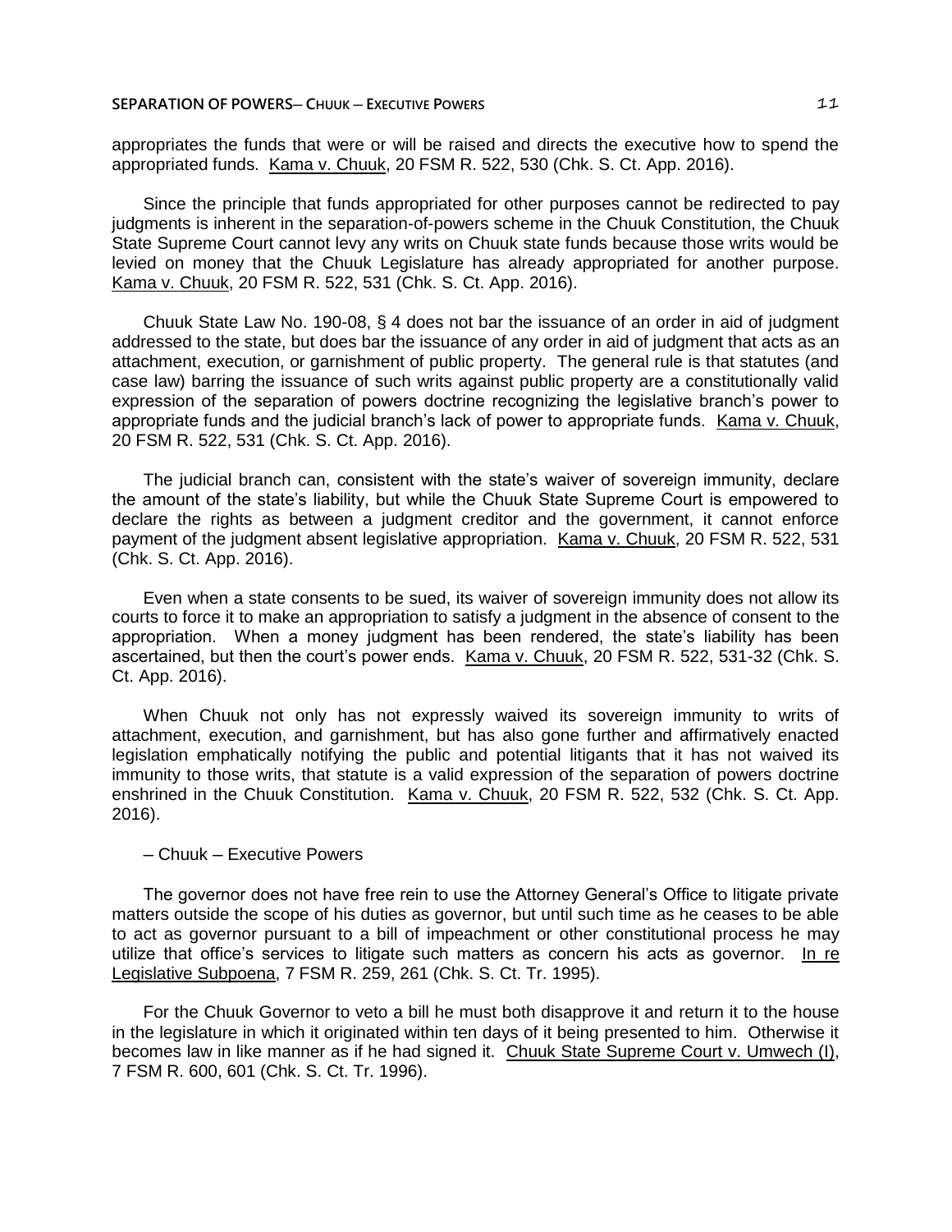appropriates the funds that were or will be raised and directs the executive how to spend the appropriated funds. Kama v. Chuuk, 20 FSM R. 522, 530 (Chk. S. Ct. App. 2016).

Since the principle that funds appropriated for other purposes cannot be redirected to pay judgments is inherent in the separation-of-powers scheme in the Chuuk Constitution, the Chuuk State Supreme Court cannot levy any writs on Chuuk state funds because those writs would be levied on money that the Chuuk Legislature has already appropriated for another purpose. Kama v. Chuuk, 20 FSM R. 522, 531 (Chk. S. Ct. App. 2016).

Chuuk State Law No. 190-08, § 4 does not bar the issuance of an order in aid of judgment addressed to the state, but does bar the issuance of any order in aid of judgment that acts as an attachment, execution, or garnishment of public property. The general rule is that statutes (and case law) barring the issuance of such writs against public property are a constitutionally valid expression of the separation of powers doctrine recognizing the legislative branch's power to appropriate funds and the judicial branch's lack of power to appropriate funds. Kama v. Chuuk, 20 FSM R. 522, 531 (Chk. S. Ct. App. 2016).

The judicial branch can, consistent with the state's waiver of sovereign immunity, declare the amount of the state's liability, but while the Chuuk State Supreme Court is empowered to declare the rights as between a judgment creditor and the government, it cannot enforce payment of the judgment absent legislative appropriation. Kama v. Chuuk, 20 FSM R. 522, 531 (Chk. S. Ct. App. 2016).

Even when a state consents to be sued, its waiver of sovereign immunity does not allow its courts to force it to make an appropriation to satisfy a judgment in the absence of consent to the appropriation. When a money judgment has been rendered, the state's liability has been ascertained, but then the court's power ends. Kama v. Chuuk, 20 FSM R. 522, 531-32 (Chk. S. Ct. App. 2016).

When Chuuk not only has not expressly waived its sovereign immunity to writs of attachment, execution, and garnishment, but has also gone further and affirmatively enacted legislation emphatically notifying the public and potential litigants that it has not waived its immunity to those writs, that statute is a valid expression of the separation of powers doctrine enshrined in the Chuuk Constitution. Kama v. Chuuk, 20 FSM R. 522, 532 (Chk. S. Ct. App. 2016).

– Chuuk – Executive Powers

The governor does not have free rein to use the Attorney General's Office to litigate private matters outside the scope of his duties as governor, but until such time as he ceases to be able to act as governor pursuant to a bill of impeachment or other constitutional process he may utilize that office's services to litigate such matters as concern his acts as governor. In re Legislative Subpoena, 7 FSM R. 259, 261 (Chk. S. Ct. Tr. 1995).

For the Chuuk Governor to veto a bill he must both disapprove it and return it to the house in the legislature in which it originated within ten days of it being presented to him. Otherwise it becomes law in like manner as if he had signed it. Chuuk State Supreme Court v. Umwech (I), 7 FSM R. 600, 601 (Chk. S. Ct. Tr. 1996).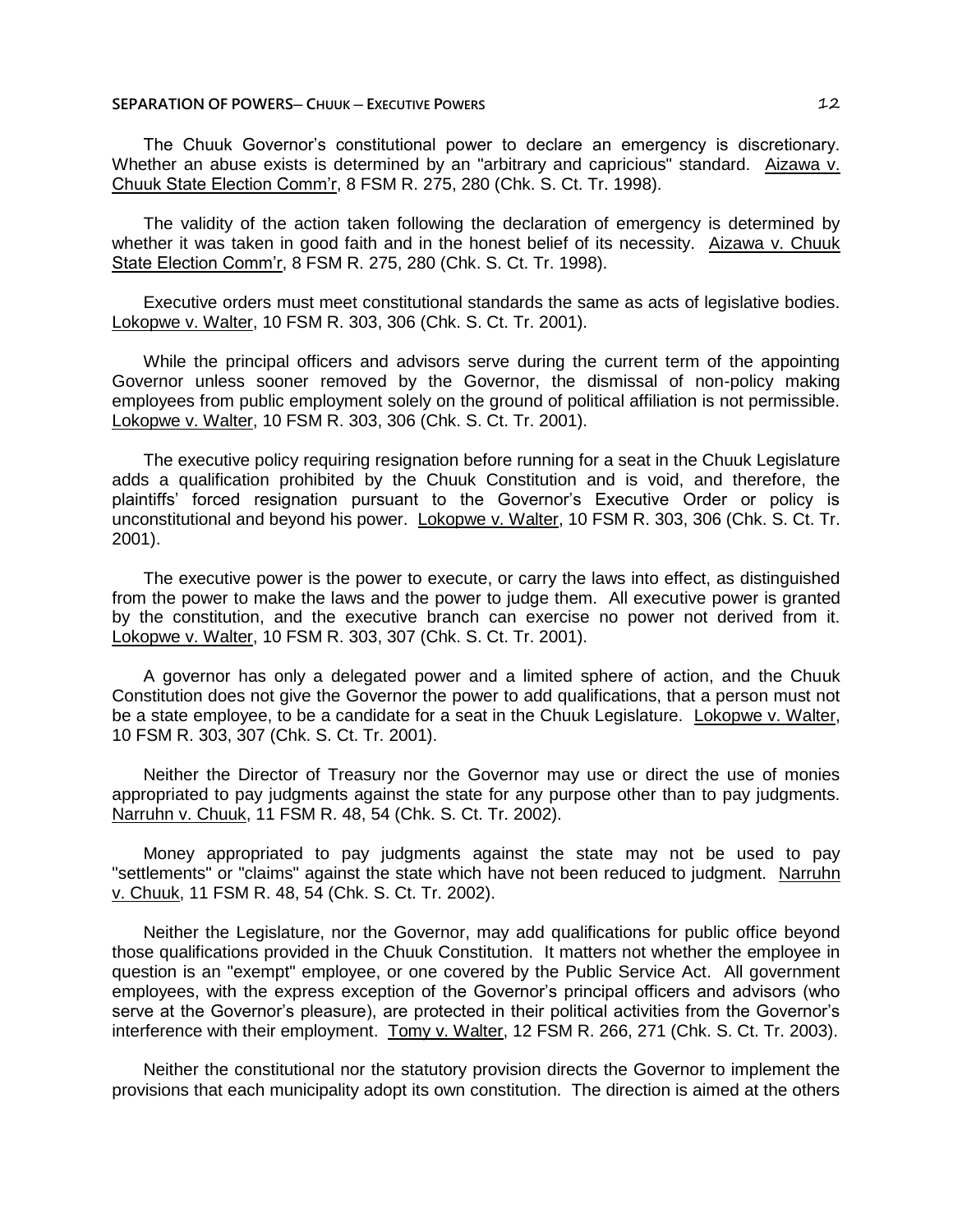The Chuuk Governor's constitutional power to declare an emergency is discretionary. Whether an abuse exists is determined by an "arbitrary and capricious" standard. Aizawa v. Chuuk State Election Comm'r, 8 FSM R. 275, 280 (Chk. S. Ct. Tr. 1998).

The validity of the action taken following the declaration of emergency is determined by whether it was taken in good faith and in the honest belief of its necessity. Aizawa v. Chuuk State Election Comm'r, 8 FSM R. 275, 280 (Chk. S. Ct. Tr. 1998).

Executive orders must meet constitutional standards the same as acts of legislative bodies. Lokopwe v. Walter, 10 FSM R. 303, 306 (Chk. S. Ct. Tr. 2001).

While the principal officers and advisors serve during the current term of the appointing Governor unless sooner removed by the Governor, the dismissal of non-policy making employees from public employment solely on the ground of political affiliation is not permissible. Lokopwe v. Walter, 10 FSM R. 303, 306 (Chk. S. Ct. Tr. 2001).

The executive policy requiring resignation before running for a seat in the Chuuk Legislature adds a qualification prohibited by the Chuuk Constitution and is void, and therefore, the plaintiffs' forced resignation pursuant to the Governor's Executive Order or policy is unconstitutional and beyond his power. Lokopwe v. Walter, 10 FSM R. 303, 306 (Chk. S. Ct. Tr. 2001).

The executive power is the power to execute, or carry the laws into effect, as distinguished from the power to make the laws and the power to judge them. All executive power is granted by the constitution, and the executive branch can exercise no power not derived from it. Lokopwe v. Walter, 10 FSM R. 303, 307 (Chk. S. Ct. Tr. 2001).

A governor has only a delegated power and a limited sphere of action, and the Chuuk Constitution does not give the Governor the power to add qualifications, that a person must not be a state employee, to be a candidate for a seat in the Chuuk Legislature. Lokopwe v. Walter, 10 FSM R. 303, 307 (Chk. S. Ct. Tr. 2001).

Neither the Director of Treasury nor the Governor may use or direct the use of monies appropriated to pay judgments against the state for any purpose other than to pay judgments. Narruhn v. Chuuk, 11 FSM R. 48, 54 (Chk. S. Ct. Tr. 2002).

Money appropriated to pay judgments against the state may not be used to pay "settlements" or "claims" against the state which have not been reduced to judgment. Narruhn v. Chuuk, 11 FSM R. 48, 54 (Chk. S. Ct. Tr. 2002).

Neither the Legislature, nor the Governor, may add qualifications for public office beyond those qualifications provided in the Chuuk Constitution. It matters not whether the employee in question is an "exempt" employee, or one covered by the Public Service Act. All government employees, with the express exception of the Governor's principal officers and advisors (who serve at the Governor's pleasure), are protected in their political activities from the Governor's interference with their employment. Tomy v. Walter, 12 FSM R. 266, 271 (Chk. S. Ct. Tr. 2003).

Neither the constitutional nor the statutory provision directs the Governor to implement the provisions that each municipality adopt its own constitution. The direction is aimed at the others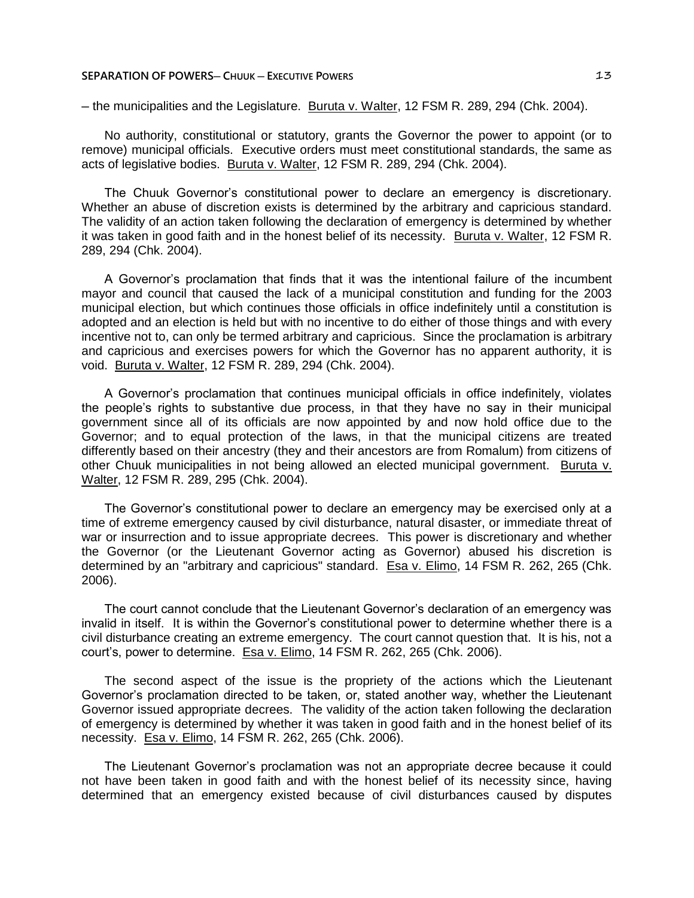– the municipalities and the Legislature. Buruta v. Walter, 12 FSM R. 289, 294 (Chk. 2004).

No authority, constitutional or statutory, grants the Governor the power to appoint (or to remove) municipal officials. Executive orders must meet constitutional standards, the same as acts of legislative bodies. Buruta v. Walter, 12 FSM R. 289, 294 (Chk. 2004).

The Chuuk Governor's constitutional power to declare an emergency is discretionary. Whether an abuse of discretion exists is determined by the arbitrary and capricious standard. The validity of an action taken following the declaration of emergency is determined by whether it was taken in good faith and in the honest belief of its necessity. Buruta v. Walter, 12 FSM R. 289, 294 (Chk. 2004).

A Governor's proclamation that finds that it was the intentional failure of the incumbent mayor and council that caused the lack of a municipal constitution and funding for the 2003 municipal election, but which continues those officials in office indefinitely until a constitution is adopted and an election is held but with no incentive to do either of those things and with every incentive not to, can only be termed arbitrary and capricious. Since the proclamation is arbitrary and capricious and exercises powers for which the Governor has no apparent authority, it is void. Buruta v. Walter, 12 FSM R. 289, 294 (Chk. 2004).

A Governor's proclamation that continues municipal officials in office indefinitely, violates the people's rights to substantive due process, in that they have no say in their municipal government since all of its officials are now appointed by and now hold office due to the Governor; and to equal protection of the laws, in that the municipal citizens are treated differently based on their ancestry (they and their ancestors are from Romalum) from citizens of other Chuuk municipalities in not being allowed an elected municipal government. Buruta v. Walter, 12 FSM R. 289, 295 (Chk. 2004).

The Governor's constitutional power to declare an emergency may be exercised only at a time of extreme emergency caused by civil disturbance, natural disaster, or immediate threat of war or insurrection and to issue appropriate decrees. This power is discretionary and whether the Governor (or the Lieutenant Governor acting as Governor) abused his discretion is determined by an "arbitrary and capricious" standard. Esa v. Elimo, 14 FSM R. 262, 265 (Chk. 2006).

The court cannot conclude that the Lieutenant Governor's declaration of an emergency was invalid in itself. It is within the Governor's constitutional power to determine whether there is a civil disturbance creating an extreme emergency. The court cannot question that. It is his, not a court's, power to determine. Esa v. Elimo, 14 FSM R. 262, 265 (Chk. 2006).

The second aspect of the issue is the propriety of the actions which the Lieutenant Governor's proclamation directed to be taken, or, stated another way, whether the Lieutenant Governor issued appropriate decrees. The validity of the action taken following the declaration of emergency is determined by whether it was taken in good faith and in the honest belief of its necessity. Esa v. Elimo, 14 FSM R. 262, 265 (Chk. 2006).

The Lieutenant Governor's proclamation was not an appropriate decree because it could not have been taken in good faith and with the honest belief of its necessity since, having determined that an emergency existed because of civil disturbances caused by disputes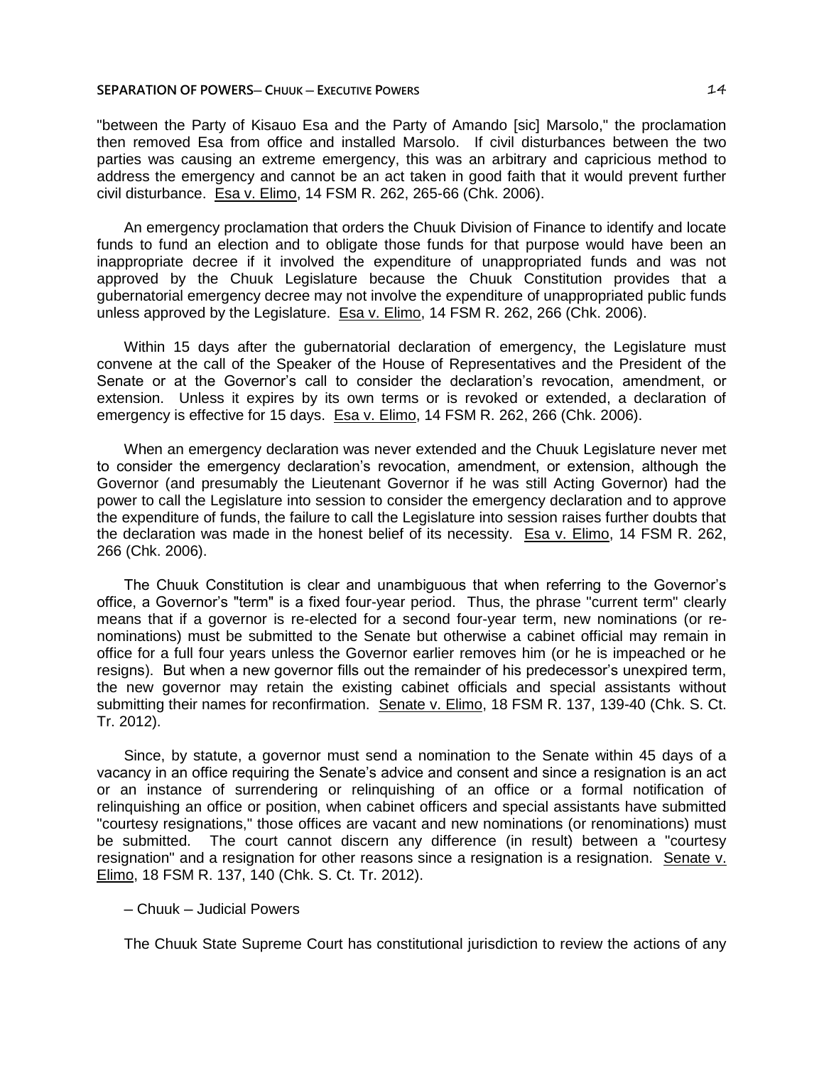"between the Party of Kisauo Esa and the Party of Amando [sic] Marsolo," the proclamation then removed Esa from office and installed Marsolo. If civil disturbances between the two parties was causing an extreme emergency, this was an arbitrary and capricious method to address the emergency and cannot be an act taken in good faith that it would prevent further civil disturbance. Esa v. Elimo, 14 FSM R. 262, 265-66 (Chk. 2006).

An emergency proclamation that orders the Chuuk Division of Finance to identify and locate funds to fund an election and to obligate those funds for that purpose would have been an inappropriate decree if it involved the expenditure of unappropriated funds and was not approved by the Chuuk Legislature because the Chuuk Constitution provides that a gubernatorial emergency decree may not involve the expenditure of unappropriated public funds unless approved by the Legislature. Esa v. Elimo, 14 FSM R. 262, 266 (Chk. 2006).

Within 15 days after the gubernatorial declaration of emergency, the Legislature must convene at the call of the Speaker of the House of Representatives and the President of the Senate or at the Governor's call to consider the declaration's revocation, amendment, or extension. Unless it expires by its own terms or is revoked or extended, a declaration of emergency is effective for 15 days. Esa v. Elimo, 14 FSM R. 262, 266 (Chk. 2006).

When an emergency declaration was never extended and the Chuuk Legislature never met to consider the emergency declaration's revocation, amendment, or extension, although the Governor (and presumably the Lieutenant Governor if he was still Acting Governor) had the power to call the Legislature into session to consider the emergency declaration and to approve the expenditure of funds, the failure to call the Legislature into session raises further doubts that the declaration was made in the honest belief of its necessity. Esa v. Elimo, 14 FSM R. 262, 266 (Chk. 2006).

The Chuuk Constitution is clear and unambiguous that when referring to the Governor's office, a Governor's "term" is a fixed four-year period. Thus, the phrase "current term" clearly means that if a governor is re-elected for a second four-year term, new nominations (or re-nominations) must be submitted to the Senate but otherwise a cabinet official may remain in office for a full four years unless the Governor earlier removes him (or he is impeached or he resigns). But when a new governor fills out the remainder of his predecessor's unexpired term, the new governor may retain the existing cabinet officials and special assistants without submitting their names for reconfirmation. Senate v. Elimo, 18 FSM R. 137, 139-40 (Chk. S. Ct. Tr. 2012).

Since, by statute, a governor must send a nomination to the Senate within 45 days of a vacancy in an office requiring the Senate's advice and consent and since a resignation is an act or an instance of surrendering or relinquishing of an office or a formal notification of relinquishing an office or position, when cabinet officers and special assistants have submitted "courtesy resignations," those offices are vacant and new nominations (or renominations) must be submitted. The court cannot discern any difference (in result) between a "courtesy resignation" and a resignation for other reasons since a resignation is a resignation. Senate v. Elimo, 18 FSM R. 137, 140 (Chk. S. Ct. Tr. 2012).

– Chuuk – Judicial Powers

The Chuuk State Supreme Court has constitutional jurisdiction to review the actions of any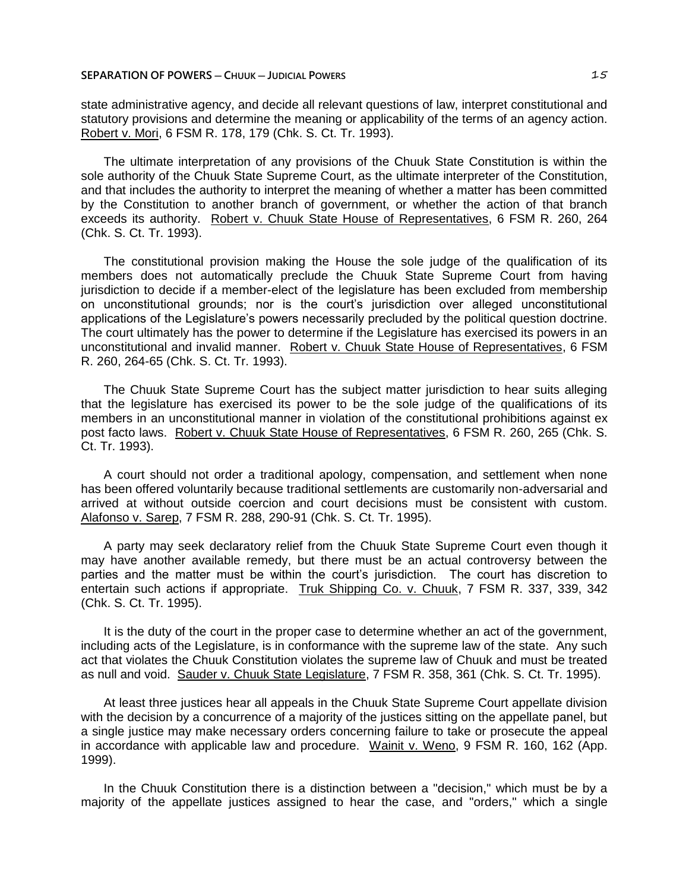state administrative agency, and decide all relevant questions of law, interpret constitutional and statutory provisions and determine the meaning or applicability of the terms of an agency action. Robert v. Mori, 6 FSM R. 178, 179 (Chk. S. Ct. Tr. 1993).

The ultimate interpretation of any provisions of the Chuuk State Constitution is within the sole authority of the Chuuk State Supreme Court, as the ultimate interpreter of the Constitution, and that includes the authority to interpret the meaning of whether a matter has been committed by the Constitution to another branch of government, or whether the action of that branch exceeds its authority. Robert v. Chuuk State House of Representatives, 6 FSM R. 260, 264 (Chk. S. Ct. Tr. 1993).

The constitutional provision making the House the sole judge of the qualification of its members does not automatically preclude the Chuuk State Supreme Court from having jurisdiction to decide if a member-elect of the legislature has been excluded from membership on unconstitutional grounds; nor is the court's jurisdiction over alleged unconstitutional applications of the Legislature's powers necessarily precluded by the political question doctrine. The court ultimately has the power to determine if the Legislature has exercised its powers in an unconstitutional and invalid manner. Robert v. Chuuk State House of Representatives, 6 FSM R. 260, 264-65 (Chk. S. Ct. Tr. 1993).

The Chuuk State Supreme Court has the subject matter jurisdiction to hear suits alleging that the legislature has exercised its power to be the sole judge of the qualifications of its members in an unconstitutional manner in violation of the constitutional prohibitions against ex post facto laws. Robert v. Chuuk State House of Representatives, 6 FSM R. 260, 265 (Chk. S. Ct. Tr. 1993).

A court should not order a traditional apology, compensation, and settlement when none has been offered voluntarily because traditional settlements are customarily non-adversarial and arrived at without outside coercion and court decisions must be consistent with custom. Alafonso v. Sarep, 7 FSM R. 288, 290-91 (Chk. S. Ct. Tr. 1995).

A party may seek declaratory relief from the Chuuk State Supreme Court even though it may have another available remedy, but there must be an actual controversy between the parties and the matter must be within the court's jurisdiction. The court has discretion to entertain such actions if appropriate. Truk Shipping Co. v. Chuuk, 7 FSM R. 337, 339, 342 (Chk. S. Ct. Tr. 1995).

It is the duty of the court in the proper case to determine whether an act of the government, including acts of the Legislature, is in conformance with the supreme law of the state. Any such act that violates the Chuuk Constitution violates the supreme law of Chuuk and must be treated as null and void. Sauder v. Chuuk State Legislature, 7 FSM R. 358, 361 (Chk. S. Ct. Tr. 1995).

At least three justices hear all appeals in the Chuuk State Supreme Court appellate division with the decision by a concurrence of a majority of the justices sitting on the appellate panel, but a single justice may make necessary orders concerning failure to take or prosecute the appeal in accordance with applicable law and procedure. Wainit v. Weno, 9 FSM R. 160, 162 (App. 1999).

In the Chuuk Constitution there is a distinction between a "decision," which must be by a majority of the appellate justices assigned to hear the case, and "orders," which a single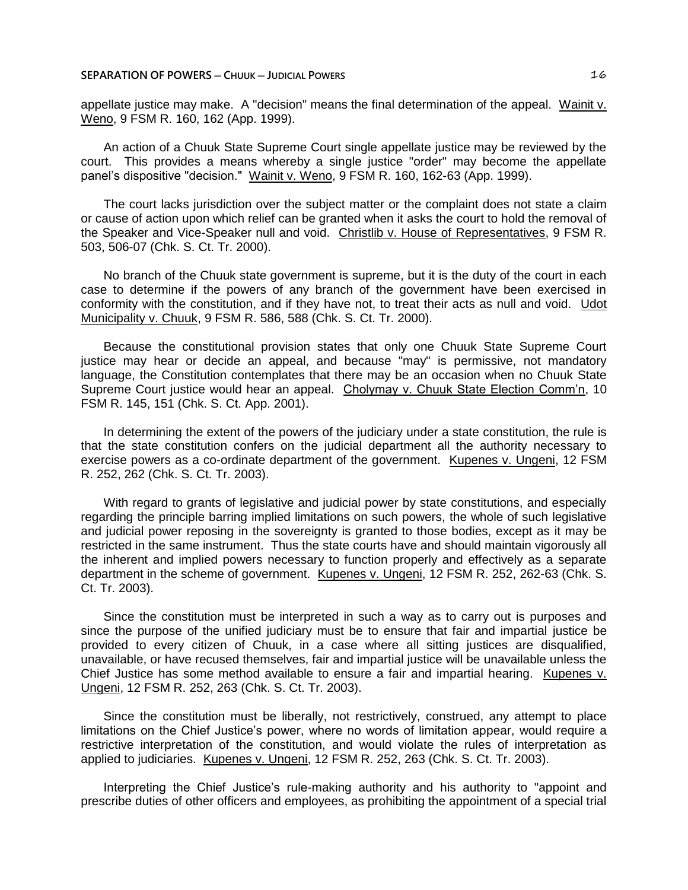appellate justice may make. A "decision" means the final determination of the appeal. Wainit v. Weno, 9 FSM R. 160, 162 (App. 1999).

An action of a Chuuk State Supreme Court single appellate justice may be reviewed by the court. This provides a means whereby a single justice "order" may become the appellate panel's dispositive "decision." Wainit v. Weno, 9 FSM R. 160, 162-63 (App. 1999).

The court lacks jurisdiction over the subject matter or the complaint does not state a claim or cause of action upon which relief can be granted when it asks the court to hold the removal of the Speaker and Vice-Speaker null and void. Christlib v. House of Representatives, 9 FSM R. 503, 506-07 (Chk. S. Ct. Tr. 2000).

No branch of the Chuuk state government is supreme, but it is the duty of the court in each case to determine if the powers of any branch of the government have been exercised in conformity with the constitution, and if they have not, to treat their acts as null and void. Udot Municipality v. Chuuk, 9 FSM R. 586, 588 (Chk. S. Ct. Tr. 2000).

Because the constitutional provision states that only one Chuuk State Supreme Court justice may hear or decide an appeal, and because "may" is permissive, not mandatory language, the Constitution contemplates that there may be an occasion when no Chuuk State Supreme Court justice would hear an appeal. Cholymay v. Chuuk State Election Comm'n, 10 FSM R. 145, 151 (Chk. S. Ct. App. 2001).

In determining the extent of the powers of the judiciary under a state constitution, the rule is that the state constitution confers on the judicial department all the authority necessary to exercise powers as a co-ordinate department of the government. Kupenes v. Ungeni, 12 FSM R. 252, 262 (Chk. S. Ct. Tr. 2003).

With regard to grants of legislative and judicial power by state constitutions, and especially regarding the principle barring implied limitations on such powers, the whole of such legislative and judicial power reposing in the sovereignty is granted to those bodies, except as it may be restricted in the same instrument. Thus the state courts have and should maintain vigorously all the inherent and implied powers necessary to function properly and effectively as a separate department in the scheme of government. Kupenes v. Ungeni, 12 FSM R. 252, 262-63 (Chk. S. Ct. Tr. 2003).

Since the constitution must be interpreted in such a way as to carry out is purposes and since the purpose of the unified judiciary must be to ensure that fair and impartial justice be provided to every citizen of Chuuk, in a case where all sitting justices are disqualified, unavailable, or have recused themselves, fair and impartial justice will be unavailable unless the Chief Justice has some method available to ensure a fair and impartial hearing. Kupenes v. Ungeni, 12 FSM R. 252, 263 (Chk. S. Ct. Tr. 2003).

Since the constitution must be liberally, not restrictively, construed, any attempt to place limitations on the Chief Justice's power, where no words of limitation appear, would require a restrictive interpretation of the constitution, and would violate the rules of interpretation as applied to judiciaries. Kupenes v. Ungeni, 12 FSM R. 252, 263 (Chk. S. Ct. Tr. 2003).

Interpreting the Chief Justice's rule-making authority and his authority to "appoint and prescribe duties of other officers and employees, as prohibiting the appointment of a special trial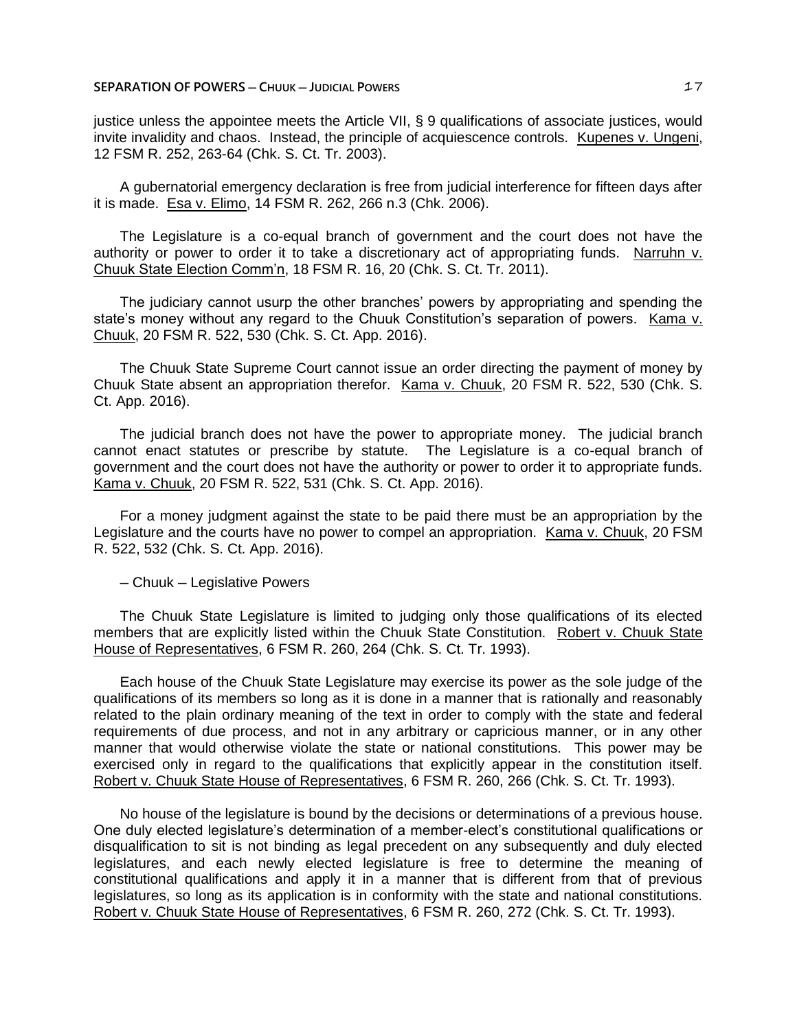justice unless the appointee meets the Article VII, § 9 qualifications of associate justices, would invite invalidity and chaos. Instead, the principle of acquiescence controls. Kupenes v. Ungeni, 12 FSM R. 252, 263-64 (Chk. S. Ct. Tr. 2003).

A gubernatorial emergency declaration is free from judicial interference for fifteen days after it is made. Esa v. Elimo, 14 FSM R. 262, 266 n.3 (Chk. 2006).

The Legislature is a co-equal branch of government and the court does not have the authority or power to order it to take a discretionary act of appropriating funds. Narruhn v. Chuuk State Election Comm'n, 18 FSM R. 16, 20 (Chk. S. Ct. Tr. 2011).

The judiciary cannot usurp the other branches' powers by appropriating and spending the state's money without any regard to the Chuuk Constitution's separation of powers. Kama v. Chuuk, 20 FSM R. 522, 530 (Chk. S. Ct. App. 2016).

The Chuuk State Supreme Court cannot issue an order directing the payment of money by Chuuk State absent an appropriation therefor. Kama v. Chuuk, 20 FSM R. 522, 530 (Chk. S. Ct. App. 2016).

The judicial branch does not have the power to appropriate money. The judicial branch cannot enact statutes or prescribe by statute. The Legislature is a co-equal branch of government and the court does not have the authority or power to order it to appropriate funds. Kama v. Chuuk, 20 FSM R. 522, 531 (Chk. S. Ct. App. 2016).

For a money judgment against the state to be paid there must be an appropriation by the Legislature and the courts have no power to compel an appropriation. Kama v. Chuuk, 20 FSM R. 522, 532 (Chk. S. Ct. App. 2016).

– Chuuk – Legislative Powers

The Chuuk State Legislature is limited to judging only those qualifications of its elected members that are explicitly listed within the Chuuk State Constitution. Robert v. Chuuk State House of Representatives, 6 FSM R. 260, 264 (Chk. S. Ct. Tr. 1993).

Each house of the Chuuk State Legislature may exercise its power as the sole judge of the qualifications of its members so long as it is done in a manner that is rationally and reasonably related to the plain ordinary meaning of the text in order to comply with the state and federal requirements of due process, and not in any arbitrary or capricious manner, or in any other manner that would otherwise violate the state or national constitutions. This power may be exercised only in regard to the qualifications that explicitly appear in the constitution itself. Robert v. Chuuk State House of Representatives, 6 FSM R. 260, 266 (Chk. S. Ct. Tr. 1993).

No house of the legislature is bound by the decisions or determinations of a previous house. One duly elected legislature's determination of a member-elect's constitutional qualifications or disqualification to sit is not binding as legal precedent on any subsequently and duly elected legislatures, and each newly elected legislature is free to determine the meaning of constitutional qualifications and apply it in a manner that is different from that of previous legislatures, so long as its application is in conformity with the state and national constitutions. Robert v. Chuuk State House of Representatives, 6 FSM R. 260, 272 (Chk. S. Ct. Tr. 1993).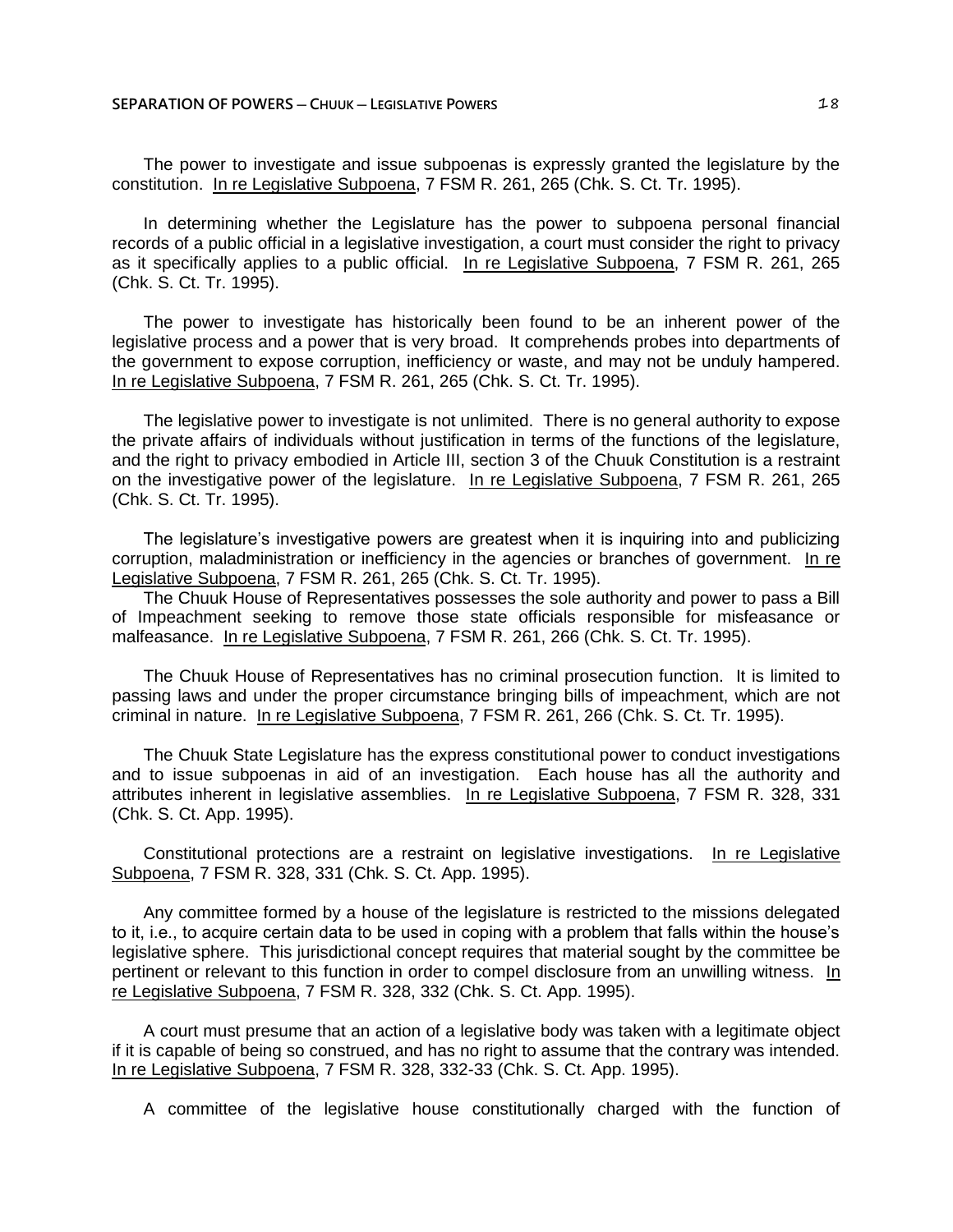The power to investigate and issue subpoenas is expressly granted the legislature by the constitution. In re Legislative Subpoena, 7 FSM R. 261, 265 (Chk. S. Ct. Tr. 1995).

In determining whether the Legislature has the power to subpoena personal financial records of a public official in a legislative investigation, a court must consider the right to privacy as it specifically applies to a public official. In re Legislative Subpoena, 7 FSM R. 261, 265 (Chk. S. Ct. Tr. 1995).

The power to investigate has historically been found to be an inherent power of the legislative process and a power that is very broad. It comprehends probes into departments of the government to expose corruption, inefficiency or waste, and may not be unduly hampered. In re Legislative Subpoena, 7 FSM R. 261, 265 (Chk. S. Ct. Tr. 1995).

The legislative power to investigate is not unlimited. There is no general authority to expose the private affairs of individuals without justification in terms of the functions of the legislature, and the right to privacy embodied in Article III, section 3 of the Chuuk Constitution is a restraint on the investigative power of the legislature. In re Legislative Subpoena, 7 FSM R. 261, 265 (Chk. S. Ct. Tr. 1995).

The legislature's investigative powers are greatest when it is inquiring into and publicizing corruption, maladministration or inefficiency in the agencies or branches of government. In re Legislative Subpoena, 7 FSM R. 261, 265 (Chk. S. Ct. Tr. 1995).

The Chuuk House of Representatives possesses the sole authority and power to pass a Bill of Impeachment seeking to remove those state officials responsible for misfeasance or malfeasance. In re Legislative Subpoena, 7 FSM R. 261, 266 (Chk. S. Ct. Tr. 1995).

The Chuuk House of Representatives has no criminal prosecution function. It is limited to passing laws and under the proper circumstance bringing bills of impeachment, which are not criminal in nature. In re Legislative Subpoena, 7 FSM R. 261, 266 (Chk. S. Ct. Tr. 1995).

The Chuuk State Legislature has the express constitutional power to conduct investigations and to issue subpoenas in aid of an investigation. Each house has all the authority and attributes inherent in legislative assemblies. In re Legislative Subpoena, 7 FSM R. 328, 331 (Chk. S. Ct. App. 1995).

Constitutional protections are a restraint on legislative investigations. In re Legislative Subpoena, 7 FSM R. 328, 331 (Chk. S. Ct. App. 1995).

Any committee formed by a house of the legislature is restricted to the missions delegated to it, i.e., to acquire certain data to be used in coping with a problem that falls within the house's legislative sphere. This jurisdictional concept requires that material sought by the committee be pertinent or relevant to this function in order to compel disclosure from an unwilling witness. In re Legislative Subpoena, 7 FSM R. 328, 332 (Chk. S. Ct. App. 1995).

A court must presume that an action of a legislative body was taken with a legitimate object if it is capable of being so construed, and has no right to assume that the contrary was intended. In re Legislative Subpoena, 7 FSM R. 328, 332-33 (Chk. S. Ct. App. 1995).

A committee of the legislative house constitutionally charged with the function of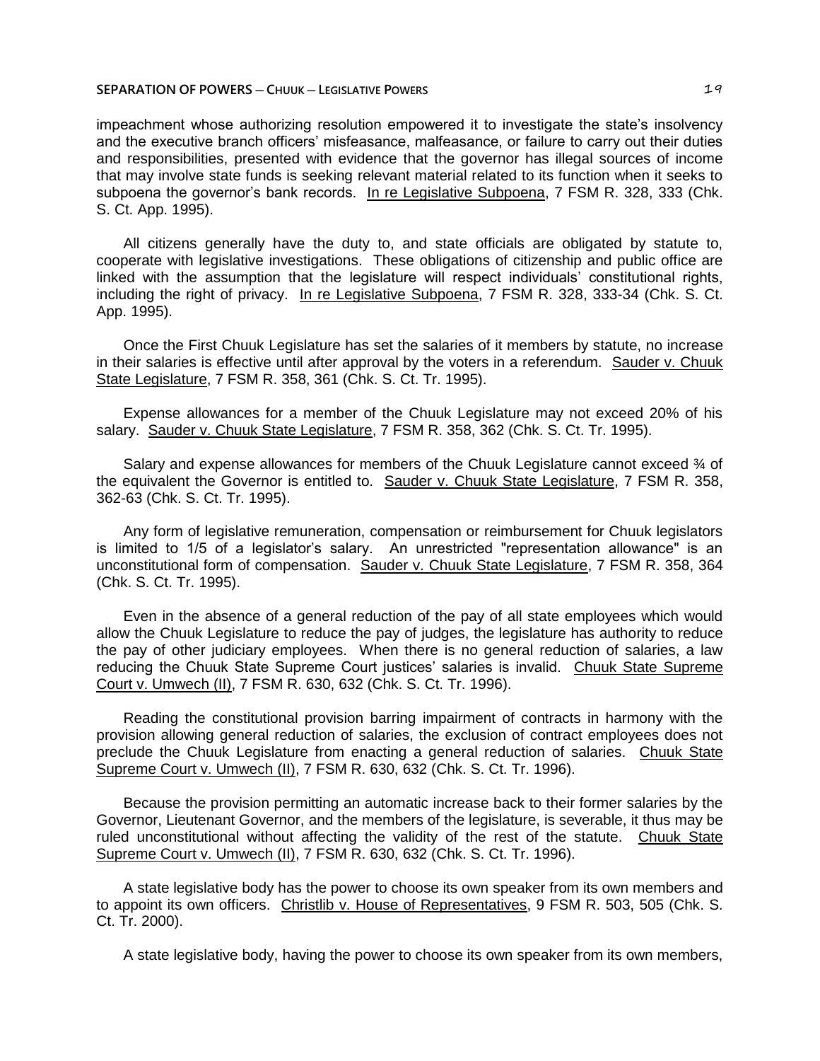impeachment whose authorizing resolution empowered it to investigate the state's insolvency and the executive branch officers' misfeasance, malfeasance, or failure to carry out their duties and responsibilities, presented with evidence that the governor has illegal sources of income that may involve state funds is seeking relevant material related to its function when it seeks to subpoena the governor's bank records. In re Legislative Subpoena, 7 FSM R. 328, 333 (Chk. S. Ct. App. 1995).

All citizens generally have the duty to, and state officials are obligated by statute to, cooperate with legislative investigations. These obligations of citizenship and public office are linked with the assumption that the legislature will respect individuals' constitutional rights, including the right of privacy. In re Legislative Subpoena, 7 FSM R. 328, 333-34 (Chk. S. Ct. App. 1995).

Once the First Chuuk Legislature has set the salaries of it members by statute, no increase in their salaries is effective until after approval by the voters in a referendum. Sauder v. Chuuk State Legislature, 7 FSM R. 358, 361 (Chk. S. Ct. Tr. 1995).

Expense allowances for a member of the Chuuk Legislature may not exceed 20% of his salary. Sauder v. Chuuk State Legislature, 7 FSM R. 358, 362 (Chk. S. Ct. Tr. 1995).

Salary and expense allowances for members of the Chuuk Legislature cannot exceed ¾ of the equivalent the Governor is entitled to. Sauder v. Chuuk State Legislature, 7 FSM R. 358, 362-63 (Chk. S. Ct. Tr. 1995).

Any form of legislative remuneration, compensation or reimbursement for Chuuk legislators is limited to 1/5 of a legislator's salary. An unrestricted "representation allowance" is an unconstitutional form of compensation. Sauder v. Chuuk State Legislature, 7 FSM R. 358, 364 (Chk. S. Ct. Tr. 1995).

Even in the absence of a general reduction of the pay of all state employees which would allow the Chuuk Legislature to reduce the pay of judges, the legislature has authority to reduce the pay of other judiciary employees. When there is no general reduction of salaries, a law reducing the Chuuk State Supreme Court justices' salaries is invalid. Chuuk State Supreme Court v. Umwech (II), 7 FSM R. 630, 632 (Chk. S. Ct. Tr. 1996).

Reading the constitutional provision barring impairment of contracts in harmony with the provision allowing general reduction of salaries, the exclusion of contract employees does not preclude the Chuuk Legislature from enacting a general reduction of salaries. Chuuk State Supreme Court v. Umwech (II), 7 FSM R. 630, 632 (Chk. S. Ct. Tr. 1996).

Because the provision permitting an automatic increase back to their former salaries by the Governor, Lieutenant Governor, and the members of the legislature, is severable, it thus may be ruled unconstitutional without affecting the validity of the rest of the statute. Chuuk State Supreme Court v. Umwech (II), 7 FSM R. 630, 632 (Chk. S. Ct. Tr. 1996).

A state legislative body has the power to choose its own speaker from its own members and to appoint its own officers. Christlib v. House of Representatives, 9 FSM R. 503, 505 (Chk. S. Ct. Tr. 2000).

A state legislative body, having the power to choose its own speaker from its own members,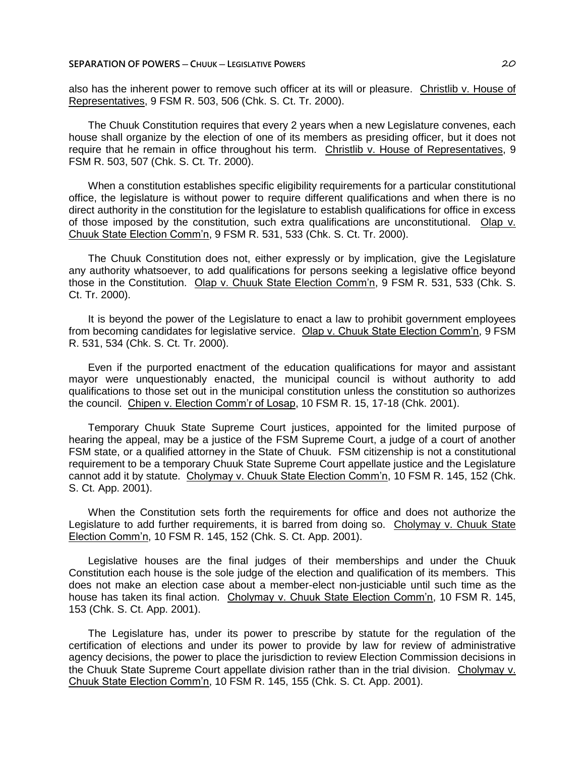also has the inherent power to remove such officer at its will or pleasure. Christlib v. House of Representatives, 9 FSM R. 503, 506 (Chk. S. Ct. Tr. 2000).

The Chuuk Constitution requires that every 2 years when a new Legislature convenes, each house shall organize by the election of one of its members as presiding officer, but it does not require that he remain in office throughout his term. Christlib v. House of Representatives, 9 FSM R. 503, 507 (Chk. S. Ct. Tr. 2000).

When a constitution establishes specific eligibility requirements for a particular constitutional office, the legislature is without power to require different qualifications and when there is no direct authority in the constitution for the legislature to establish qualifications for office in excess of those imposed by the constitution, such extra qualifications are unconstitutional. Olap v. Chuuk State Election Comm'n, 9 FSM R. 531, 533 (Chk. S. Ct. Tr. 2000).

The Chuuk Constitution does not, either expressly or by implication, give the Legislature any authority whatsoever, to add qualifications for persons seeking a legislative office beyond those in the Constitution. Olap v. Chuuk State Election Comm'n, 9 FSM R. 531, 533 (Chk. S. Ct. Tr. 2000).

It is beyond the power of the Legislature to enact a law to prohibit government employees from becoming candidates for legislative service. Olap v. Chuuk State Election Comm'n, 9 FSM R. 531, 534 (Chk. S. Ct. Tr. 2000).

Even if the purported enactment of the education qualifications for mayor and assistant mayor were unquestionably enacted, the municipal council is without authority to add qualifications to those set out in the municipal constitution unless the constitution so authorizes the council. Chipen v. Election Comm'r of Losap, 10 FSM R. 15, 17-18 (Chk. 2001).

Temporary Chuuk State Supreme Court justices, appointed for the limited purpose of hearing the appeal, may be a justice of the FSM Supreme Court, a judge of a court of another FSM state, or a qualified attorney in the State of Chuuk. FSM citizenship is not a constitutional requirement to be a temporary Chuuk State Supreme Court appellate justice and the Legislature cannot add it by statute. Cholymay v. Chuuk State Election Comm'n, 10 FSM R. 145, 152 (Chk. S. Ct. App. 2001).

When the Constitution sets forth the requirements for office and does not authorize the Legislature to add further requirements, it is barred from doing so. Cholymay v. Chuuk State Election Comm'n, 10 FSM R. 145, 152 (Chk. S. Ct. App. 2001).

Legislative houses are the final judges of their memberships and under the Chuuk Constitution each house is the sole judge of the election and qualification of its members. This does not make an election case about a member-elect non-justiciable until such time as the house has taken its final action. Cholymay v. Chuuk State Election Comm'n, 10 FSM R. 145, 153 (Chk. S. Ct. App. 2001).

The Legislature has, under its power to prescribe by statute for the regulation of the certification of elections and under its power to provide by law for review of administrative agency decisions, the power to place the jurisdiction to review Election Commission decisions in the Chuuk State Supreme Court appellate division rather than in the trial division. Cholymay v. Chuuk State Election Comm'n, 10 FSM R. 145, 155 (Chk. S. Ct. App. 2001).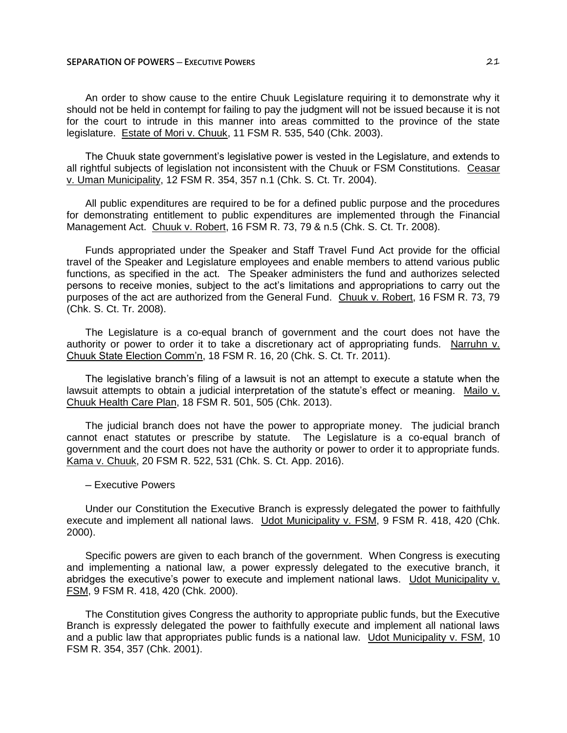An order to show cause to the entire Chuuk Legislature requiring it to demonstrate why it should not be held in contempt for failing to pay the judgment will not be issued because it is not for the court to intrude in this manner into areas committed to the province of the state legislature. Estate of Mori v. Chuuk, 11 FSM R. 535, 540 (Chk. 2003).

The Chuuk state government's legislative power is vested in the Legislature, and extends to all rightful subjects of legislation not inconsistent with the Chuuk or FSM Constitutions. Ceasar v. Uman Municipality, 12 FSM R. 354, 357 n.1 (Chk. S. Ct. Tr. 2004).

All public expenditures are required to be for a defined public purpose and the procedures for demonstrating entitlement to public expenditures are implemented through the Financial Management Act. Chuuk v. Robert, 16 FSM R. 73, 79 & n.5 (Chk. S. Ct. Tr. 2008).

Funds appropriated under the Speaker and Staff Travel Fund Act provide for the official travel of the Speaker and Legislature employees and enable members to attend various public functions, as specified in the act. The Speaker administers the fund and authorizes selected persons to receive monies, subject to the act's limitations and appropriations to carry out the purposes of the act are authorized from the General Fund. Chuuk v. Robert, 16 FSM R. 73, 79 (Chk. S. Ct. Tr. 2008).

The Legislature is a co-equal branch of government and the court does not have the authority or power to order it to take a discretionary act of appropriating funds. Narruhn v. Chuuk State Election Comm'n, 18 FSM R. 16, 20 (Chk. S. Ct. Tr. 2011).

The legislative branch's filing of a lawsuit is not an attempt to execute a statute when the lawsuit attempts to obtain a judicial interpretation of the statute's effect or meaning. Mailo v. Chuuk Health Care Plan, 18 FSM R. 501, 505 (Chk. 2013).

The judicial branch does not have the power to appropriate money. The judicial branch cannot enact statutes or prescribe by statute. The Legislature is a co-equal branch of government and the court does not have the authority or power to order it to appropriate funds. Kama v. Chuuk, 20 FSM R. 522, 531 (Chk. S. Ct. App. 2016).

### – Executive Powers

Under our Constitution the Executive Branch is expressly delegated the power to faithfully execute and implement all national laws. Udot Municipality v. FSM, 9 FSM R. 418, 420 (Chk. 2000).

Specific powers are given to each branch of the government. When Congress is executing and implementing a national law, a power expressly delegated to the executive branch, it abridges the executive's power to execute and implement national laws. Udot Municipality v. FSM, 9 FSM R. 418, 420 (Chk. 2000).

The Constitution gives Congress the authority to appropriate public funds, but the Executive Branch is expressly delegated the power to faithfully execute and implement all national laws and a public law that appropriates public funds is a national law. Udot Municipality v. FSM, 10 FSM R. 354, 357 (Chk. 2001).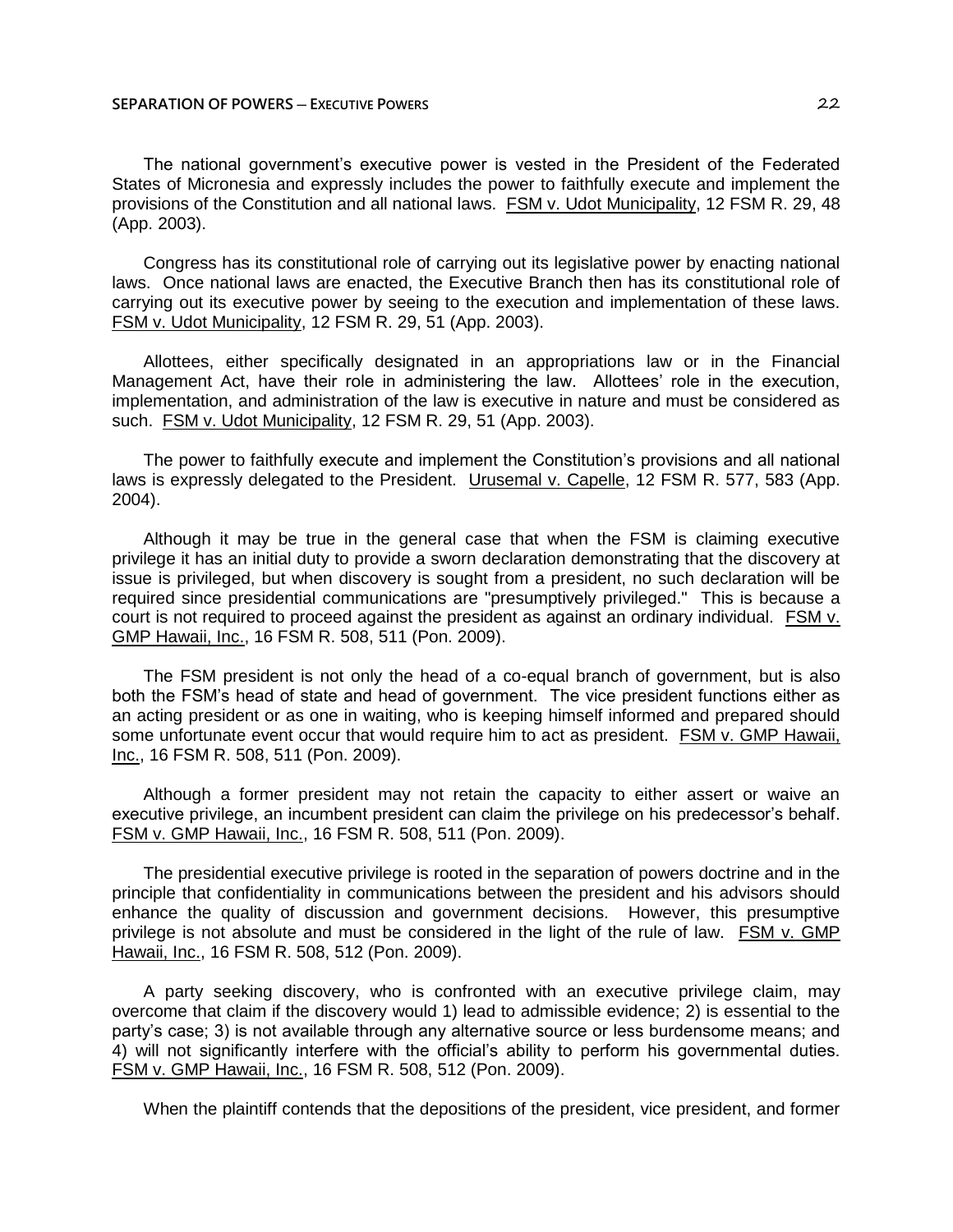The national government's executive power is vested in the President of the Federated States of Micronesia and expressly includes the power to faithfully execute and implement the provisions of the Constitution and all national laws. FSM v. Udot Municipality, 12 FSM R. 29, 48 (App. 2003).

Congress has its constitutional role of carrying out its legislative power by enacting national laws. Once national laws are enacted, the Executive Branch then has its constitutional role of carrying out its executive power by seeing to the execution and implementation of these laws. FSM v. Udot Municipality, 12 FSM R. 29, 51 (App. 2003).

Allottees, either specifically designated in an appropriations law or in the Financial Management Act, have their role in administering the law. Allottees' role in the execution, implementation, and administration of the law is executive in nature and must be considered as such. FSM v. Udot Municipality, 12 FSM R. 29, 51 (App. 2003).

The power to faithfully execute and implement the Constitution's provisions and all national laws is expressly delegated to the President. Urusemal v. Capelle, 12 FSM R. 577, 583 (App. 2004).

Although it may be true in the general case that when the FSM is claiming executive privilege it has an initial duty to provide a sworn declaration demonstrating that the discovery at issue is privileged, but when discovery is sought from a president, no such declaration will be required since presidential communications are "presumptively privileged." This is because a court is not required to proceed against the president as against an ordinary individual. FSM v. GMP Hawaii, Inc., 16 FSM R. 508, 511 (Pon. 2009).

The FSM president is not only the head of a co-equal branch of government, but is also both the FSM's head of state and head of government. The vice president functions either as an acting president or as one in waiting, who is keeping himself informed and prepared should some unfortunate event occur that would require him to act as president. FSM v. GMP Hawaii, Inc., 16 FSM R. 508, 511 (Pon. 2009).

Although a former president may not retain the capacity to either assert or waive an executive privilege, an incumbent president can claim the privilege on his predecessor's behalf. FSM v. GMP Hawaii, Inc., 16 FSM R. 508, 511 (Pon. 2009).

The presidential executive privilege is rooted in the separation of powers doctrine and in the principle that confidentiality in communications between the president and his advisors should enhance the quality of discussion and government decisions. However, this presumptive privilege is not absolute and must be considered in the light of the rule of law. FSM v. GMP Hawaii, Inc., 16 FSM R. 508, 512 (Pon. 2009).

A party seeking discovery, who is confronted with an executive privilege claim, may overcome that claim if the discovery would 1) lead to admissible evidence; 2) is essential to the party's case; 3) is not available through any alternative source or less burdensome means; and 4) will not significantly interfere with the official's ability to perform his governmental duties. FSM v. GMP Hawaii, Inc., 16 FSM R. 508, 512 (Pon. 2009).

When the plaintiff contends that the depositions of the president, vice president, and former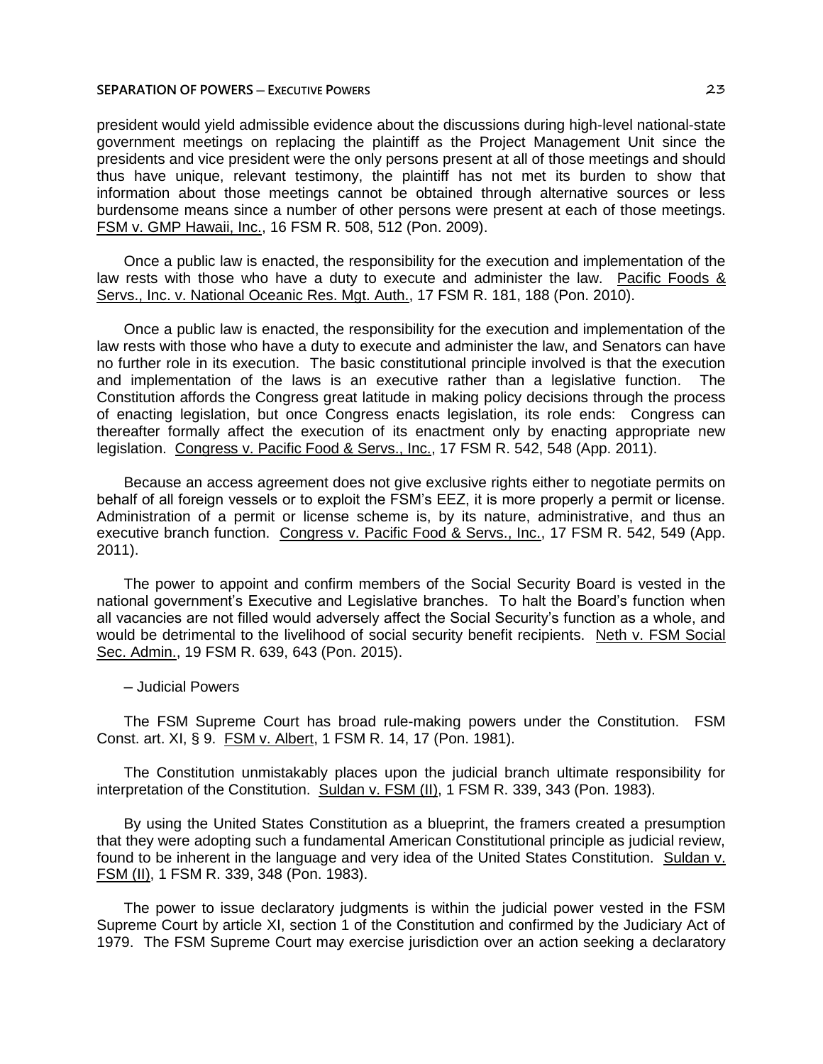president would yield admissible evidence about the discussions during high-level national-state government meetings on replacing the plaintiff as the Project Management Unit since the presidents and vice president were the only persons present at all of those meetings and should thus have unique, relevant testimony, the plaintiff has not met its burden to show that information about those meetings cannot be obtained through alternative sources or less burdensome means since a number of other persons were present at each of those meetings. FSM v. GMP Hawaii, Inc., 16 FSM R. 508, 512 (Pon. 2009).

Once a public law is enacted, the responsibility for the execution and implementation of the law rests with those who have a duty to execute and administer the law. Pacific Foods & Servs., Inc. v. National Oceanic Res. Mgt. Auth., 17 FSM R. 181, 188 (Pon. 2010).

Once a public law is enacted, the responsibility for the execution and implementation of the law rests with those who have a duty to execute and administer the law, and Senators can have no further role in its execution. The basic constitutional principle involved is that the execution and implementation of the laws is an executive rather than a legislative function. The Constitution affords the Congress great latitude in making policy decisions through the process of enacting legislation, but once Congress enacts legislation, its role ends: Congress can thereafter formally affect the execution of its enactment only by enacting appropriate new legislation. Congress v. Pacific Food & Servs., Inc., 17 FSM R. 542, 548 (App. 2011).

Because an access agreement does not give exclusive rights either to negotiate permits on behalf of all foreign vessels or to exploit the FSM's EEZ, it is more properly a permit or license. Administration of a permit or license scheme is, by its nature, administrative, and thus an executive branch function. Congress v. Pacific Food & Servs., Inc., 17 FSM R. 542, 549 (App. 2011).

The power to appoint and confirm members of the Social Security Board is vested in the national government's Executive and Legislative branches. To halt the Board's function when all vacancies are not filled would adversely affect the Social Security's function as a whole, and would be detrimental to the livelihood of social security benefit recipients. Neth v. FSM Social Sec. Admin., 19 FSM R. 639, 643 (Pon. 2015).

– Judicial Powers

The FSM Supreme Court has broad rule-making powers under the Constitution. FSM Const. art. XI, § 9. FSM v. Albert, 1 FSM R. 14, 17 (Pon. 1981).

The Constitution unmistakably places upon the judicial branch ultimate responsibility for interpretation of the Constitution. Suldan v. FSM (II), 1 FSM R. 339, 343 (Pon. 1983).

By using the United States Constitution as a blueprint, the framers created a presumption that they were adopting such a fundamental American Constitutional principle as judicial review, found to be inherent in the language and very idea of the United States Constitution. Suldan v. FSM (II), 1 FSM R. 339, 348 (Pon. 1983).

The power to issue declaratory judgments is within the judicial power vested in the FSM Supreme Court by article XI, section 1 of the Constitution and confirmed by the Judiciary Act of 1979. The FSM Supreme Court may exercise jurisdiction over an action seeking a declaratory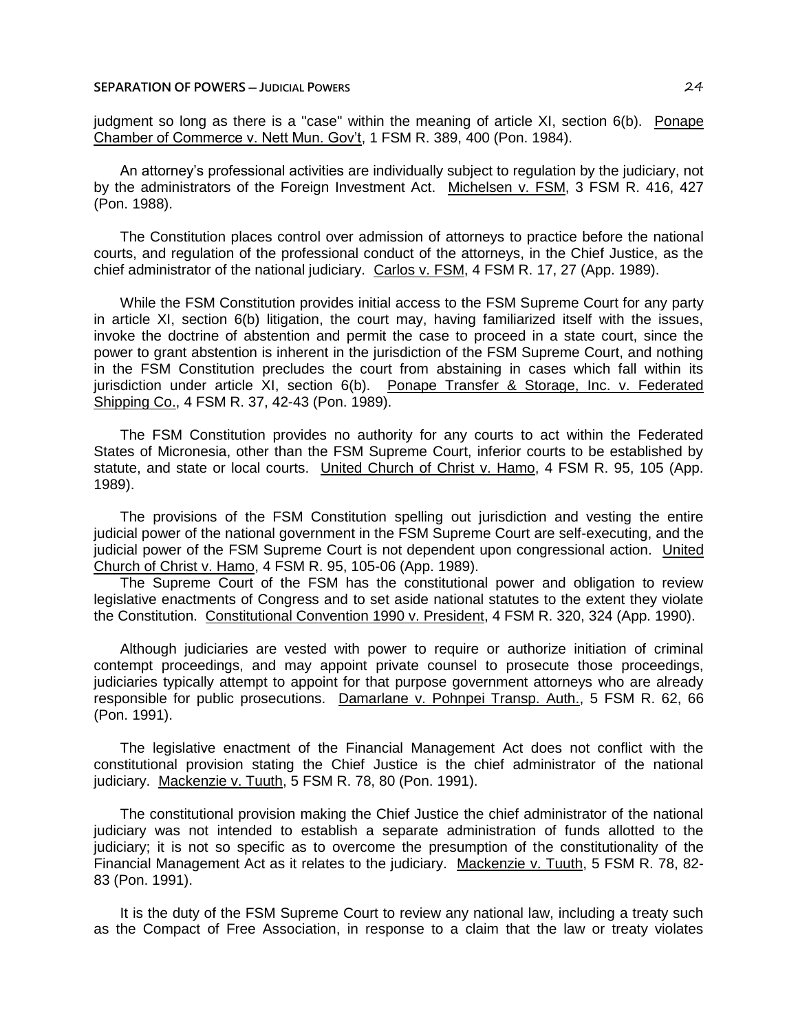judgment so long as there is a "case" within the meaning of article XI, section 6(b). Ponape Chamber of Commerce v. Nett Mun. Gov't, 1 FSM R. 389, 400 (Pon. 1984).

An attorney's professional activities are individually subject to regulation by the judiciary, not by the administrators of the Foreign Investment Act. Michelsen v. FSM, 3 FSM R. 416, 427 (Pon. 1988).

The Constitution places control over admission of attorneys to practice before the national courts, and regulation of the professional conduct of the attorneys, in the Chief Justice, as the chief administrator of the national judiciary. Carlos v. FSM, 4 FSM R. 17, 27 (App. 1989).

While the FSM Constitution provides initial access to the FSM Supreme Court for any party in article XI, section 6(b) litigation, the court may, having familiarized itself with the issues, invoke the doctrine of abstention and permit the case to proceed in a state court, since the power to grant abstention is inherent in the jurisdiction of the FSM Supreme Court, and nothing in the FSM Constitution precludes the court from abstaining in cases which fall within its jurisdiction under article XI, section 6(b). Ponape Transfer & Storage, Inc. v. Federated Shipping Co., 4 FSM R. 37, 42-43 (Pon. 1989).

The FSM Constitution provides no authority for any courts to act within the Federated States of Micronesia, other than the FSM Supreme Court, inferior courts to be established by statute, and state or local courts. United Church of Christ v. Hamo, 4 FSM R. 95, 105 (App. 1989).

The provisions of the FSM Constitution spelling out jurisdiction and vesting the entire judicial power of the national government in the FSM Supreme Court are self-executing, and the judicial power of the FSM Supreme Court is not dependent upon congressional action. United Church of Christ v. Hamo, 4 FSM R. 95, 105-06 (App. 1989).

The Supreme Court of the FSM has the constitutional power and obligation to review legislative enactments of Congress and to set aside national statutes to the extent they violate the Constitution. Constitutional Convention 1990 v. President, 4 FSM R. 320, 324 (App. 1990).

Although judiciaries are vested with power to require or authorize initiation of criminal contempt proceedings, and may appoint private counsel to prosecute those proceedings, judiciaries typically attempt to appoint for that purpose government attorneys who are already responsible for public prosecutions. Damarlane v. Pohnpei Transp. Auth., 5 FSM R. 62, 66 (Pon. 1991).

The legislative enactment of the Financial Management Act does not conflict with the constitutional provision stating the Chief Justice is the chief administrator of the national judiciary. Mackenzie v. Tuuth, 5 FSM R. 78, 80 (Pon. 1991).

The constitutional provision making the Chief Justice the chief administrator of the national judiciary was not intended to establish a separate administration of funds allotted to the judiciary; it is not so specific as to overcome the presumption of the constitutionality of the Financial Management Act as it relates to the judiciary. Mackenzie v. Tuuth, 5 FSM R. 78, 82-83 (Pon. 1991).

It is the duty of the FSM Supreme Court to review any national law, including a treaty such as the Compact of Free Association, in response to a claim that the law or treaty violates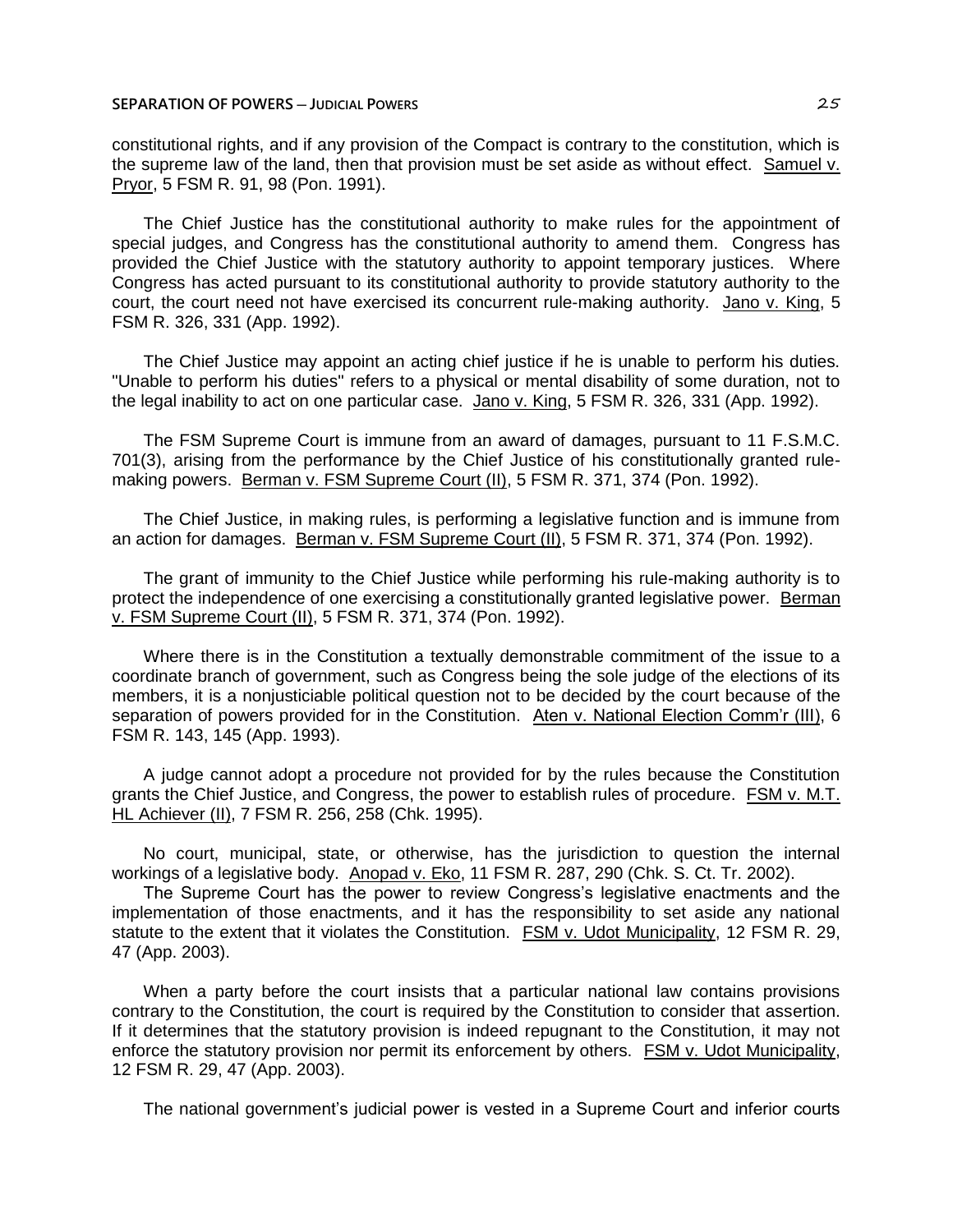constitutional rights, and if any provision of the Compact is contrary to the constitution, which is the supreme law of the land, then that provision must be set aside as without effect. Samuel v. Pryor, 5 FSM R. 91, 98 (Pon. 1991).

The Chief Justice has the constitutional authority to make rules for the appointment of special judges, and Congress has the constitutional authority to amend them. Congress has provided the Chief Justice with the statutory authority to appoint temporary justices. Where Congress has acted pursuant to its constitutional authority to provide statutory authority to the court, the court need not have exercised its concurrent rule-making authority. Jano v. King, 5 FSM R. 326, 331 (App. 1992).

The Chief Justice may appoint an acting chief justice if he is unable to perform his duties. "Unable to perform his duties" refers to a physical or mental disability of some duration, not to the legal inability to act on one particular case. Jano v. King, 5 FSM R. 326, 331 (App. 1992).

The FSM Supreme Court is immune from an award of damages, pursuant to 11 F.S.M.C. 701(3), arising from the performance by the Chief Justice of his constitutionally granted rule-making powers. Berman v. FSM Supreme Court (II), 5 FSM R. 371, 374 (Pon. 1992).

The Chief Justice, in making rules, is performing a legislative function and is immune from an action for damages. Berman v. FSM Supreme Court (II), 5 FSM R. 371, 374 (Pon. 1992).

The grant of immunity to the Chief Justice while performing his rule-making authority is to protect the independence of one exercising a constitutionally granted legislative power. Berman v. FSM Supreme Court (II), 5 FSM R. 371, 374 (Pon. 1992).

Where there is in the Constitution a textually demonstrable commitment of the issue to a coordinate branch of government, such as Congress being the sole judge of the elections of its members, it is a nonjusticiable political question not to be decided by the court because of the separation of powers provided for in the Constitution. Aten v. National Election Comm'r (III), 6 FSM R. 143, 145 (App. 1993).

A judge cannot adopt a procedure not provided for by the rules because the Constitution grants the Chief Justice, and Congress, the power to establish rules of procedure. FSM v. M.T. HL Achiever (II), 7 FSM R. 256, 258 (Chk. 1995).

No court, municipal, state, or otherwise, has the jurisdiction to question the internal workings of a legislative body. Anopad v. Eko, 11 FSM R. 287, 290 (Chk. S. Ct. Tr. 2002).

The Supreme Court has the power to review Congress's legislative enactments and the implementation of those enactments, and it has the responsibility to set aside any national statute to the extent that it violates the Constitution. FSM v. Udot Municipality, 12 FSM R. 29, 47 (App. 2003).

When a party before the court insists that a particular national law contains provisions contrary to the Constitution, the court is required by the Constitution to consider that assertion. If it determines that the statutory provision is indeed repugnant to the Constitution, it may not enforce the statutory provision nor permit its enforcement by others. FSM v. Udot Municipality, 12 FSM R. 29, 47 (App. 2003).

The national government's judicial power is vested in a Supreme Court and inferior courts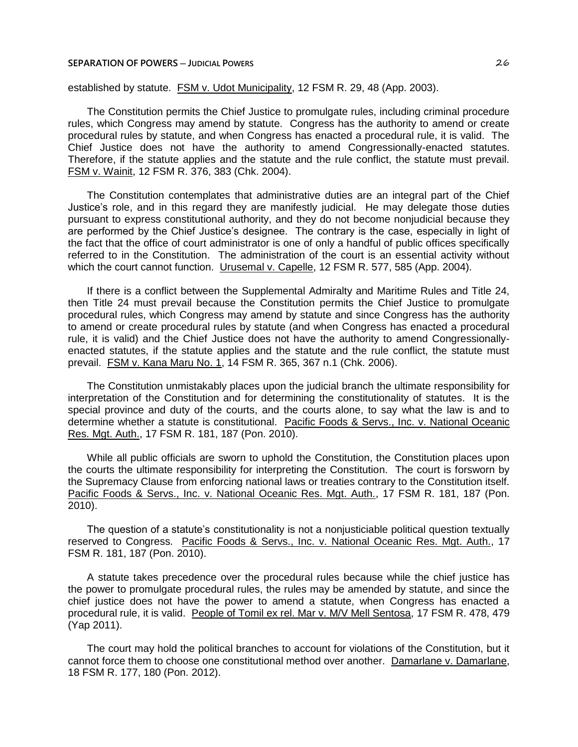established by statute. FSM v. Udot Municipality, 12 FSM R. 29, 48 (App. 2003).

The Constitution permits the Chief Justice to promulgate rules, including criminal procedure rules, which Congress may amend by statute. Congress has the authority to amend or create procedural rules by statute, and when Congress has enacted a procedural rule, it is valid. The Chief Justice does not have the authority to amend Congressionally-enacted statutes. Therefore, if the statute applies and the statute and the rule conflict, the statute must prevail. FSM v. Wainit, 12 FSM R. 376, 383 (Chk. 2004).

The Constitution contemplates that administrative duties are an integral part of the Chief Justice's role, and in this regard they are manifestly judicial. He may delegate those duties pursuant to express constitutional authority, and they do not become nonjudicial because they are performed by the Chief Justice's designee. The contrary is the case, especially in light of the fact that the office of court administrator is one of only a handful of public offices specifically referred to in the Constitution. The administration of the court is an essential activity without which the court cannot function. Urusemal v. Capelle, 12 FSM R. 577, 585 (App. 2004).

If there is a conflict between the Supplemental Admiralty and Maritime Rules and Title 24, then Title 24 must prevail because the Constitution permits the Chief Justice to promulgate procedural rules, which Congress may amend by statute and since Congress has the authority to amend or create procedural rules by statute (and when Congress has enacted a procedural rule, it is valid) and the Chief Justice does not have the authority to amend Congressionally-enacted statutes, if the statute applies and the statute and the rule conflict, the statute must prevail. FSM v. Kana Maru No. 1, 14 FSM R. 365, 367 n.1 (Chk. 2006).

The Constitution unmistakably places upon the judicial branch the ultimate responsibility for interpretation of the Constitution and for determining the constitutionality of statutes. It is the special province and duty of the courts, and the courts alone, to say what the law is and to determine whether a statute is constitutional. Pacific Foods & Servs., Inc. v. National Oceanic Res. Mgt. Auth., 17 FSM R. 181, 187 (Pon. 2010).

While all public officials are sworn to uphold the Constitution, the Constitution places upon the courts the ultimate responsibility for interpreting the Constitution. The court is forsworn by the Supremacy Clause from enforcing national laws or treaties contrary to the Constitution itself. Pacific Foods & Servs., Inc. v. National Oceanic Res. Mgt. Auth., 17 FSM R. 181, 187 (Pon. 2010).

The question of a statute's constitutionality is not a nonjusticiable political question textually reserved to Congress. Pacific Foods & Servs., Inc. v. National Oceanic Res. Mgt. Auth., 17 FSM R. 181, 187 (Pon. 2010).

A statute takes precedence over the procedural rules because while the chief justice has the power to promulgate procedural rules, the rules may be amended by statute, and since the chief justice does not have the power to amend a statute, when Congress has enacted a procedural rule, it is valid. People of Tomil ex rel. Mar v. M/V Mell Sentosa, 17 FSM R. 478, 479 (Yap 2011).

The court may hold the political branches to account for violations of the Constitution, but it cannot force them to choose one constitutional method over another. Damarlane v. Damarlane, 18 FSM R. 177, 180 (Pon. 2012).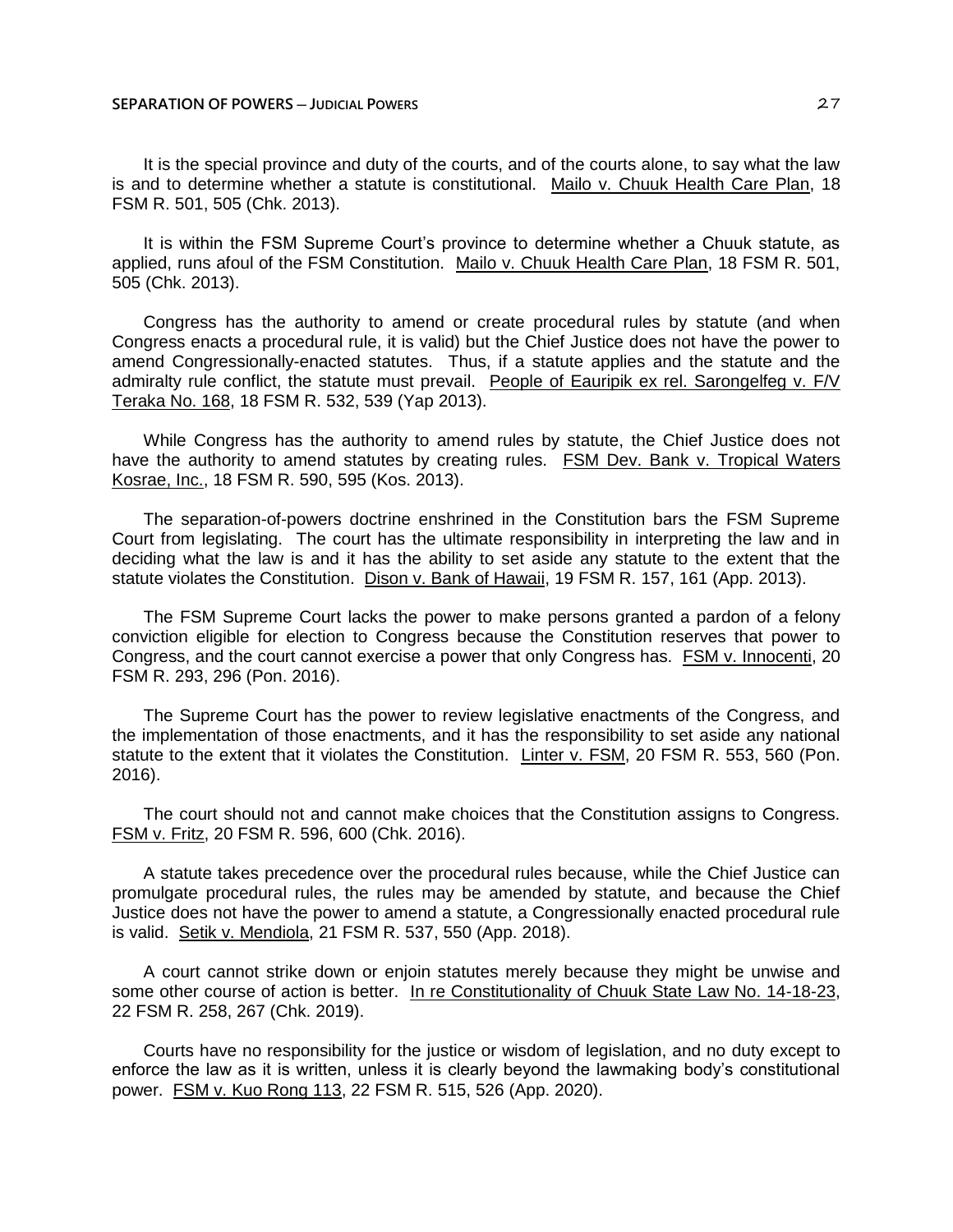It is the special province and duty of the courts, and of the courts alone, to say what the law is and to determine whether a statute is constitutional. Mailo v. Chuuk Health Care Plan, 18 FSM R. 501, 505 (Chk. 2013).

It is within the FSM Supreme Court's province to determine whether a Chuuk statute, as applied, runs afoul of the FSM Constitution. Mailo v. Chuuk Health Care Plan, 18 FSM R. 501, 505 (Chk. 2013).

Congress has the authority to amend or create procedural rules by statute (and when Congress enacts a procedural rule, it is valid) but the Chief Justice does not have the power to amend Congressionally-enacted statutes. Thus, if a statute applies and the statute and the admiralty rule conflict, the statute must prevail. People of Eauripik ex rel. Sarongelfeg v. F/V Teraka No. 168, 18 FSM R. 532, 539 (Yap 2013).

While Congress has the authority to amend rules by statute, the Chief Justice does not have the authority to amend statutes by creating rules. FSM Dev. Bank v. Tropical Waters Kosrae, Inc., 18 FSM R. 590, 595 (Kos. 2013).

The separation-of-powers doctrine enshrined in the Constitution bars the FSM Supreme Court from legislating. The court has the ultimate responsibility in interpreting the law and in deciding what the law is and it has the ability to set aside any statute to the extent that the statute violates the Constitution. Dison v. Bank of Hawaii, 19 FSM R. 157, 161 (App. 2013).

The FSM Supreme Court lacks the power to make persons granted a pardon of a felony conviction eligible for election to Congress because the Constitution reserves that power to Congress, and the court cannot exercise a power that only Congress has. FSM v. Innocenti, 20 FSM R. 293, 296 (Pon. 2016).

The Supreme Court has the power to review legislative enactments of the Congress, and the implementation of those enactments, and it has the responsibility to set aside any national statute to the extent that it violates the Constitution. Linter v. FSM, 20 FSM R. 553, 560 (Pon. 2016).

The court should not and cannot make choices that the Constitution assigns to Congress. FSM v. Fritz, 20 FSM R. 596, 600 (Chk. 2016).

A statute takes precedence over the procedural rules because, while the Chief Justice can promulgate procedural rules, the rules may be amended by statute, and because the Chief Justice does not have the power to amend a statute, a Congressionally enacted procedural rule is valid. Setik v. Mendiola, 21 FSM R. 537, 550 (App. 2018).

A court cannot strike down or enjoin statutes merely because they might be unwise and some other course of action is better. In re Constitutionality of Chuuk State Law No. 14-18-23, 22 FSM R. 258, 267 (Chk. 2019).

Courts have no responsibility for the justice or wisdom of legislation, and no duty except to enforce the law as it is written, unless it is clearly beyond the lawmaking body's constitutional power. FSM v. Kuo Rong 113, 22 FSM R. 515, 526 (App. 2020).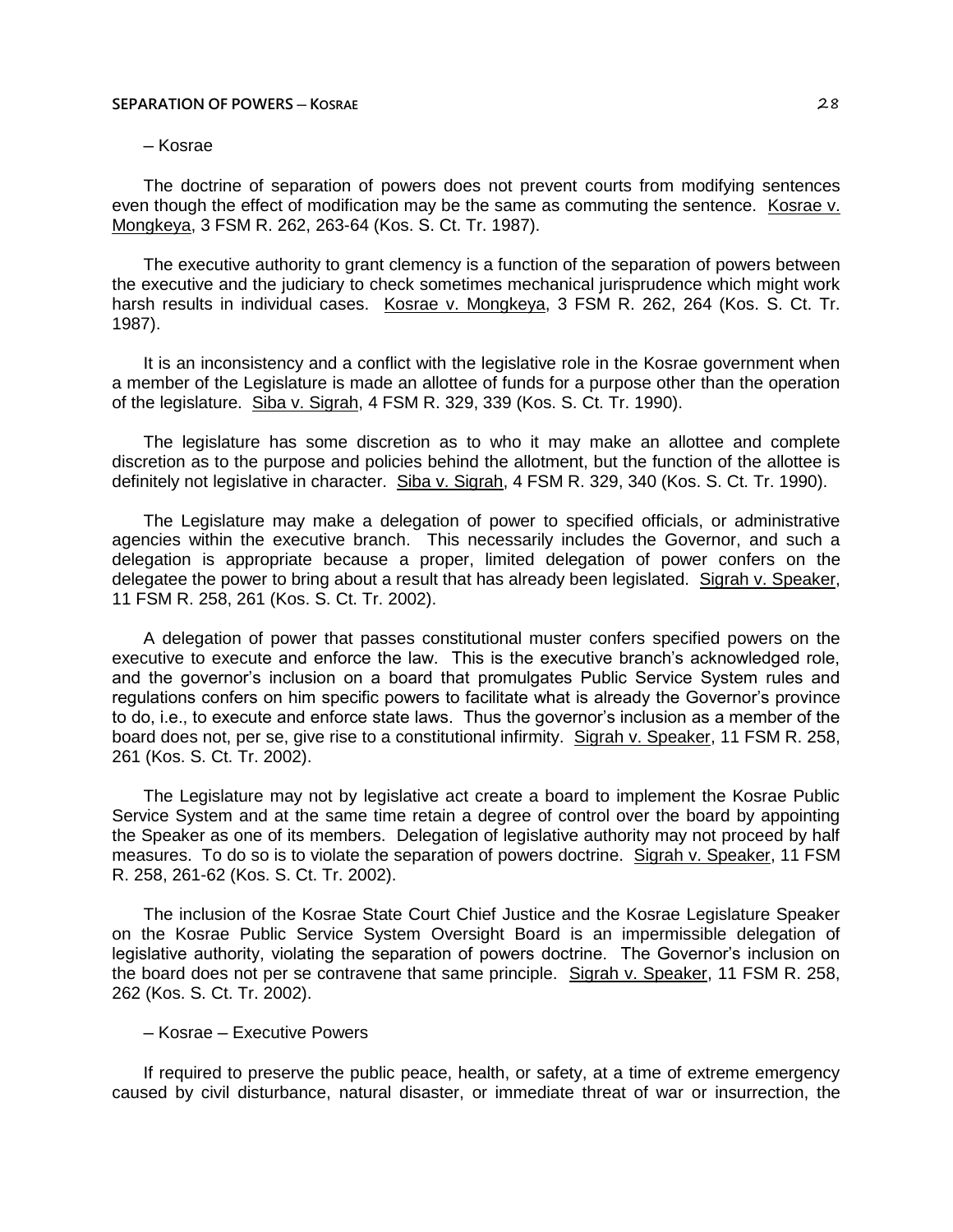– Kosrae

The doctrine of separation of powers does not prevent courts from modifying sentences even though the effect of modification may be the same as commuting the sentence. Kosrae v. Mongkeya, 3 FSM R. 262, 263-64 (Kos. S. Ct. Tr. 1987).

The executive authority to grant clemency is a function of the separation of powers between the executive and the judiciary to check sometimes mechanical jurisprudence which might work harsh results in individual cases. Kosrae v. Mongkeya, 3 FSM R. 262, 264 (Kos. S. Ct. Tr. 1987).

It is an inconsistency and a conflict with the legislative role in the Kosrae government when a member of the Legislature is made an allottee of funds for a purpose other than the operation of the legislature. Siba v. Sigrah, 4 FSM R. 329, 339 (Kos. S. Ct. Tr. 1990).

The legislature has some discretion as to who it may make an allottee and complete discretion as to the purpose and policies behind the allotment, but the function of the allottee is definitely not legislative in character. Siba v. Sigrah, 4 FSM R. 329, 340 (Kos. S. Ct. Tr. 1990).

The Legislature may make a delegation of power to specified officials, or administrative agencies within the executive branch. This necessarily includes the Governor, and such a delegation is appropriate because a proper, limited delegation of power confers on the delegatee the power to bring about a result that has already been legislated. Sigrah v. Speaker, 11 FSM R. 258, 261 (Kos. S. Ct. Tr. 2002).

A delegation of power that passes constitutional muster confers specified powers on the executive to execute and enforce the law. This is the executive branch's acknowledged role, and the governor's inclusion on a board that promulgates Public Service System rules and regulations confers on him specific powers to facilitate what is already the Governor's province to do, i.e., to execute and enforce state laws. Thus the governor's inclusion as a member of the board does not, per se, give rise to a constitutional infirmity. Sigrah v. Speaker, 11 FSM R. 258, 261 (Kos. S. Ct. Tr. 2002).

The Legislature may not by legislative act create a board to implement the Kosrae Public Service System and at the same time retain a degree of control over the board by appointing the Speaker as one of its members. Delegation of legislative authority may not proceed by half measures. To do so is to violate the separation of powers doctrine. Sigrah v. Speaker, 11 FSM R. 258, 261-62 (Kos. S. Ct. Tr. 2002).

The inclusion of the Kosrae State Court Chief Justice and the Kosrae Legislature Speaker on the Kosrae Public Service System Oversight Board is an impermissible delegation of legislative authority, violating the separation of powers doctrine. The Governor's inclusion on the board does not per se contravene that same principle. Sigrah v. Speaker, 11 FSM R. 258, 262 (Kos. S. Ct. Tr. 2002).

– Kosrae – Executive Powers

If required to preserve the public peace, health, or safety, at a time of extreme emergency caused by civil disturbance, natural disaster, or immediate threat of war or insurrection, the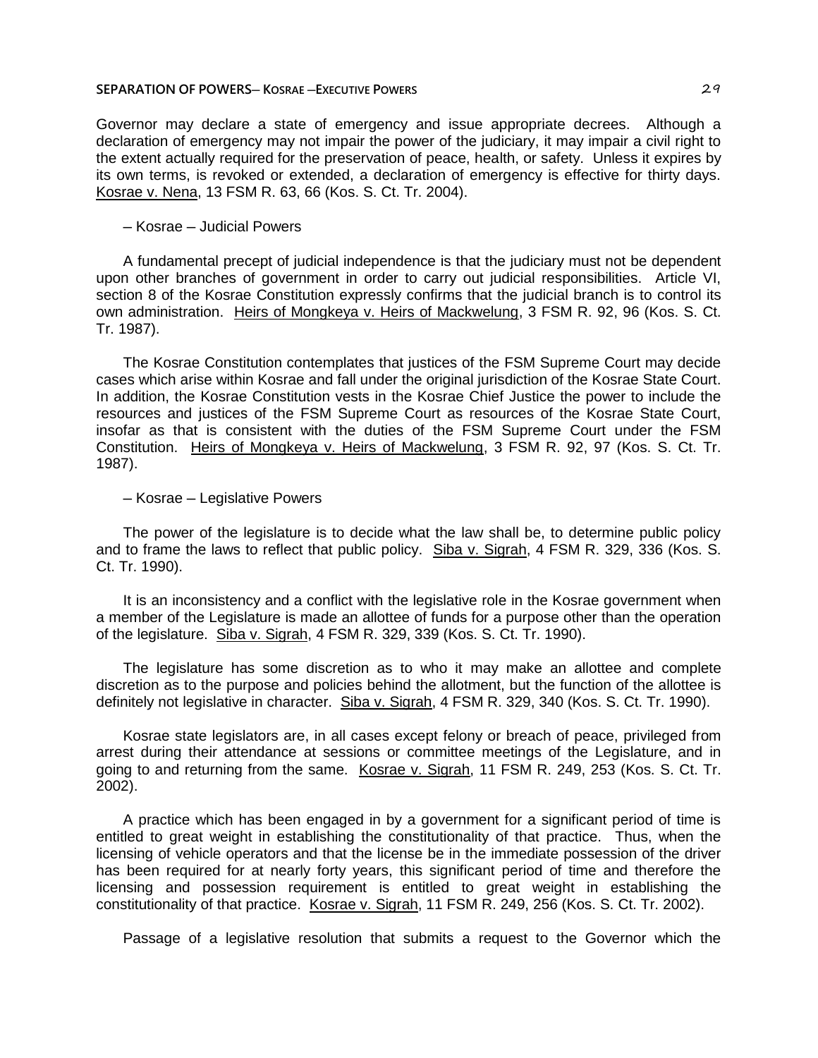Governor may declare a state of emergency and issue appropriate decrees. Although a declaration of emergency may not impair the power of the judiciary, it may impair a civil right to the extent actually required for the preservation of peace, health, or safety. Unless it expires by its own terms, is revoked or extended, a declaration of emergency is effective for thirty days. Kosrae v. Nena, 13 FSM R. 63, 66 (Kos. S. Ct. Tr. 2004).

– Kosrae – Judicial Powers

A fundamental precept of judicial independence is that the judiciary must not be dependent upon other branches of government in order to carry out judicial responsibilities. Article VI, section 8 of the Kosrae Constitution expressly confirms that the judicial branch is to control its own administration. Heirs of Mongkeya v. Heirs of Mackwelung, 3 FSM R. 92, 96 (Kos. S. Ct. Tr. 1987).

The Kosrae Constitution contemplates that justices of the FSM Supreme Court may decide cases which arise within Kosrae and fall under the original jurisdiction of the Kosrae State Court. In addition, the Kosrae Constitution vests in the Kosrae Chief Justice the power to include the resources and justices of the FSM Supreme Court as resources of the Kosrae State Court, insofar as that is consistent with the duties of the FSM Supreme Court under the FSM Constitution. Heirs of Mongkeya v. Heirs of Mackwelung, 3 FSM R. 92, 97 (Kos. S. Ct. Tr. 1987).

– Kosrae – Legislative Powers

The power of the legislature is to decide what the law shall be, to determine public policy and to frame the laws to reflect that public policy. Siba v. Sigrah, 4 FSM R. 329, 336 (Kos. S. Ct. Tr. 1990).

It is an inconsistency and a conflict with the legislative role in the Kosrae government when a member of the Legislature is made an allottee of funds for a purpose other than the operation of the legislature. Siba v. Sigrah, 4 FSM R. 329, 339 (Kos. S. Ct. Tr. 1990).

The legislature has some discretion as to who it may make an allottee and complete discretion as to the purpose and policies behind the allotment, but the function of the allottee is definitely not legislative in character. Siba v. Sigrah, 4 FSM R. 329, 340 (Kos. S. Ct. Tr. 1990).

Kosrae state legislators are, in all cases except felony or breach of peace, privileged from arrest during their attendance at sessions or committee meetings of the Legislature, and in going to and returning from the same. Kosrae v. Sigrah, 11 FSM R. 249, 253 (Kos. S. Ct. Tr. 2002).

A practice which has been engaged in by a government for a significant period of time is entitled to great weight in establishing the constitutionality of that practice. Thus, when the licensing of vehicle operators and that the license be in the immediate possession of the driver has been required for at nearly forty years, this significant period of time and therefore the licensing and possession requirement is entitled to great weight in establishing the constitutionality of that practice. Kosrae v. Sigrah, 11 FSM R. 249, 256 (Kos. S. Ct. Tr. 2002).

Passage of a legislative resolution that submits a request to the Governor which the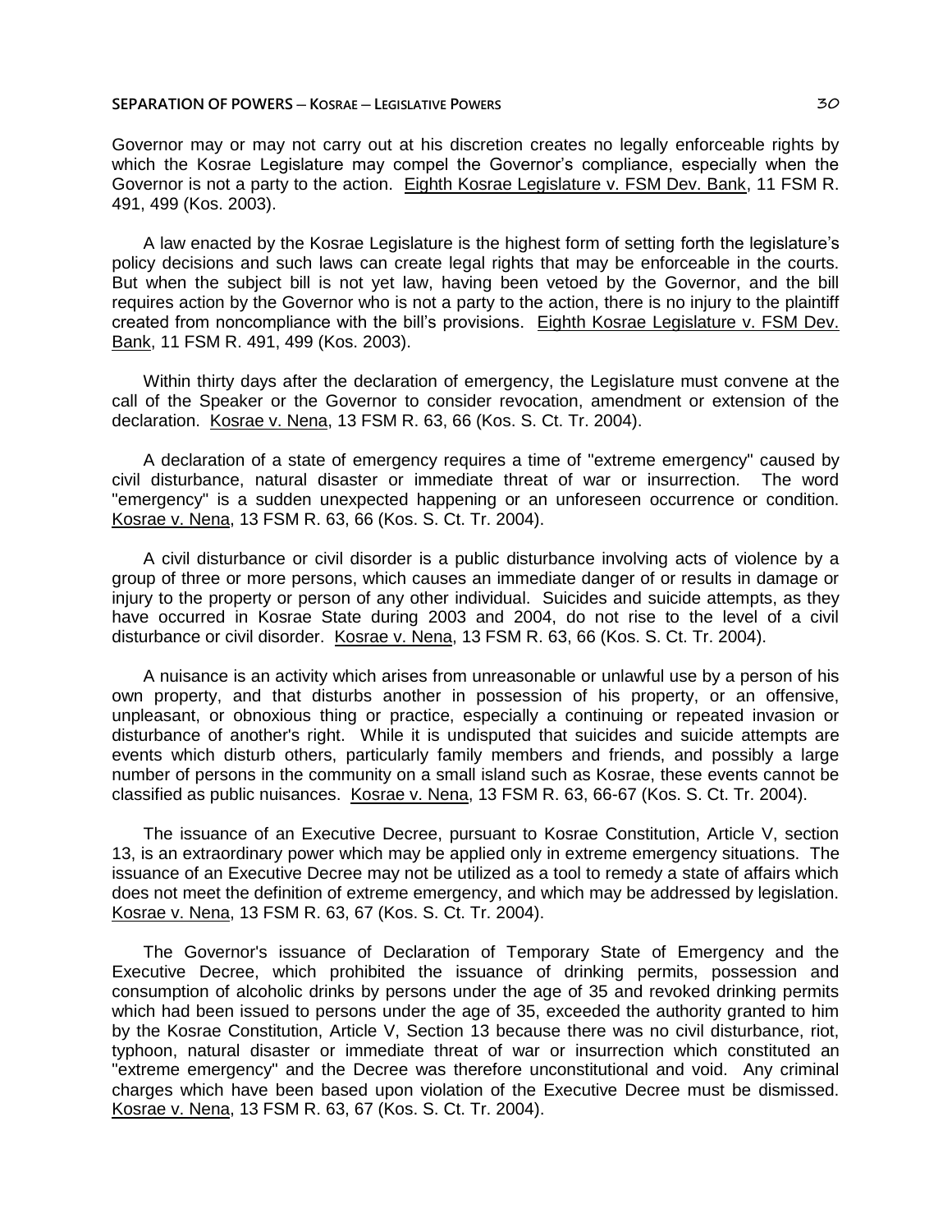Governor may or may not carry out at his discretion creates no legally enforceable rights by which the Kosrae Legislature may compel the Governor's compliance, especially when the Governor is not a party to the action. Eighth Kosrae Legislature v. FSM Dev. Bank, 11 FSM R. 491, 499 (Kos. 2003).

A law enacted by the Kosrae Legislature is the highest form of setting forth the legislature's policy decisions and such laws can create legal rights that may be enforceable in the courts. But when the subject bill is not yet law, having been vetoed by the Governor, and the bill requires action by the Governor who is not a party to the action, there is no injury to the plaintiff created from noncompliance with the bill's provisions. Eighth Kosrae Legislature v. FSM Dev. Bank, 11 FSM R. 491, 499 (Kos. 2003).

Within thirty days after the declaration of emergency, the Legislature must convene at the call of the Speaker or the Governor to consider revocation, amendment or extension of the declaration. Kosrae v. Nena, 13 FSM R. 63, 66 (Kos. S. Ct. Tr. 2004).

A declaration of a state of emergency requires a time of "extreme emergency" caused by civil disturbance, natural disaster or immediate threat of war or insurrection. The word "emergency" is a sudden unexpected happening or an unforeseen occurrence or condition. Kosrae v. Nena, 13 FSM R. 63, 66 (Kos. S. Ct. Tr. 2004).

A civil disturbance or civil disorder is a public disturbance involving acts of violence by a group of three or more persons, which causes an immediate danger of or results in damage or injury to the property or person of any other individual. Suicides and suicide attempts, as they have occurred in Kosrae State during 2003 and 2004, do not rise to the level of a civil disturbance or civil disorder. Kosrae v. Nena, 13 FSM R. 63, 66 (Kos. S. Ct. Tr. 2004).

A nuisance is an activity which arises from unreasonable or unlawful use by a person of his own property, and that disturbs another in possession of his property, or an offensive, unpleasant, or obnoxious thing or practice, especially a continuing or repeated invasion or disturbance of another's right. While it is undisputed that suicides and suicide attempts are events which disturb others, particularly family members and friends, and possibly a large number of persons in the community on a small island such as Kosrae, these events cannot be classified as public nuisances. Kosrae v. Nena, 13 FSM R. 63, 66-67 (Kos. S. Ct. Tr. 2004).

The issuance of an Executive Decree, pursuant to Kosrae Constitution, Article V, section 13, is an extraordinary power which may be applied only in extreme emergency situations. The issuance of an Executive Decree may not be utilized as a tool to remedy a state of affairs which does not meet the definition of extreme emergency, and which may be addressed by legislation. Kosrae v. Nena, 13 FSM R. 63, 67 (Kos. S. Ct. Tr. 2004).

The Governor's issuance of Declaration of Temporary State of Emergency and the Executive Decree, which prohibited the issuance of drinking permits, possession and consumption of alcoholic drinks by persons under the age of 35 and revoked drinking permits which had been issued to persons under the age of 35, exceeded the authority granted to him by the Kosrae Constitution, Article V, Section 13 because there was no civil disturbance, riot, typhoon, natural disaster or immediate threat of war or insurrection which constituted an "extreme emergency" and the Decree was therefore unconstitutional and void. Any criminal charges which have been based upon violation of the Executive Decree must be dismissed. Kosrae v. Nena, 13 FSM R. 63, 67 (Kos. S. Ct. Tr. 2004).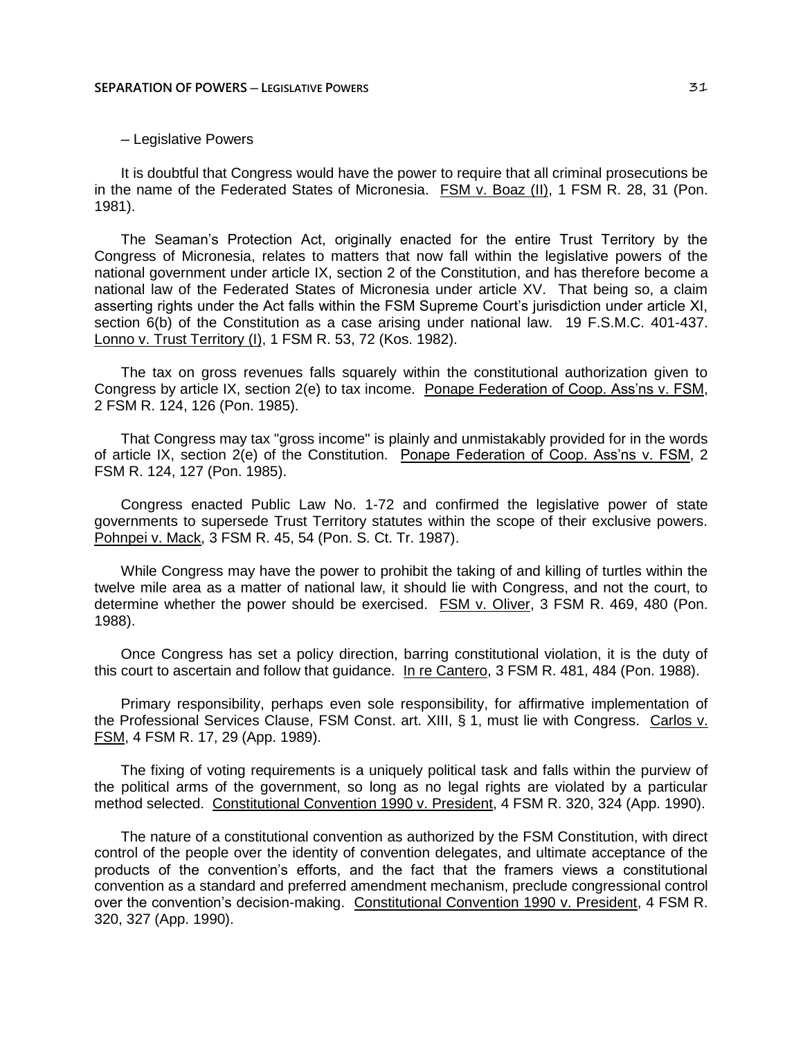– Legislative Powers

It is doubtful that Congress would have the power to require that all criminal prosecutions be in the name of the Federated States of Micronesia. FSM v. Boaz (II), 1 FSM R. 28, 31 (Pon. 1981).

The Seaman's Protection Act, originally enacted for the entire Trust Territory by the Congress of Micronesia, relates to matters that now fall within the legislative powers of the national government under article IX, section 2 of the Constitution, and has therefore become a national law of the Federated States of Micronesia under article XV. That being so, a claim asserting rights under the Act falls within the FSM Supreme Court's jurisdiction under article XI, section 6(b) of the Constitution as a case arising under national law. 19 F.S.M.C. 401-437. Lonno v. Trust Territory (I), 1 FSM R. 53, 72 (Kos. 1982).

The tax on gross revenues falls squarely within the constitutional authorization given to Congress by article IX, section 2(e) to tax income. Ponape Federation of Coop. Ass'ns v. FSM, 2 FSM R. 124, 126 (Pon. 1985).

That Congress may tax "gross income" is plainly and unmistakably provided for in the words of article IX, section 2(e) of the Constitution. Ponape Federation of Coop. Ass'ns v. FSM, 2 FSM R. 124, 127 (Pon. 1985).

Congress enacted Public Law No. 1-72 and confirmed the legislative power of state governments to supersede Trust Territory statutes within the scope of their exclusive powers. Pohnpei v. Mack, 3 FSM R. 45, 54 (Pon. S. Ct. Tr. 1987).

While Congress may have the power to prohibit the taking of and killing of turtles within the twelve mile area as a matter of national law, it should lie with Congress, and not the court, to determine whether the power should be exercised. FSM v. Oliver, 3 FSM R. 469, 480 (Pon. 1988).

Once Congress has set a policy direction, barring constitutional violation, it is the duty of this court to ascertain and follow that guidance. In re Cantero, 3 FSM R. 481, 484 (Pon. 1988).

Primary responsibility, perhaps even sole responsibility, for affirmative implementation of the Professional Services Clause, FSM Const. art. XIII, § 1, must lie with Congress. Carlos v. FSM, 4 FSM R. 17, 29 (App. 1989).

The fixing of voting requirements is a uniquely political task and falls within the purview of the political arms of the government, so long as no legal rights are violated by a particular method selected. Constitutional Convention 1990 v. President, 4 FSM R. 320, 324 (App. 1990).

The nature of a constitutional convention as authorized by the FSM Constitution, with direct control of the people over the identity of convention delegates, and ultimate acceptance of the products of the convention's efforts, and the fact that the framers views a constitutional convention as a standard and preferred amendment mechanism, preclude congressional control over the convention's decision-making. Constitutional Convention 1990 v. President, 4 FSM R. 320, 327 (App. 1990).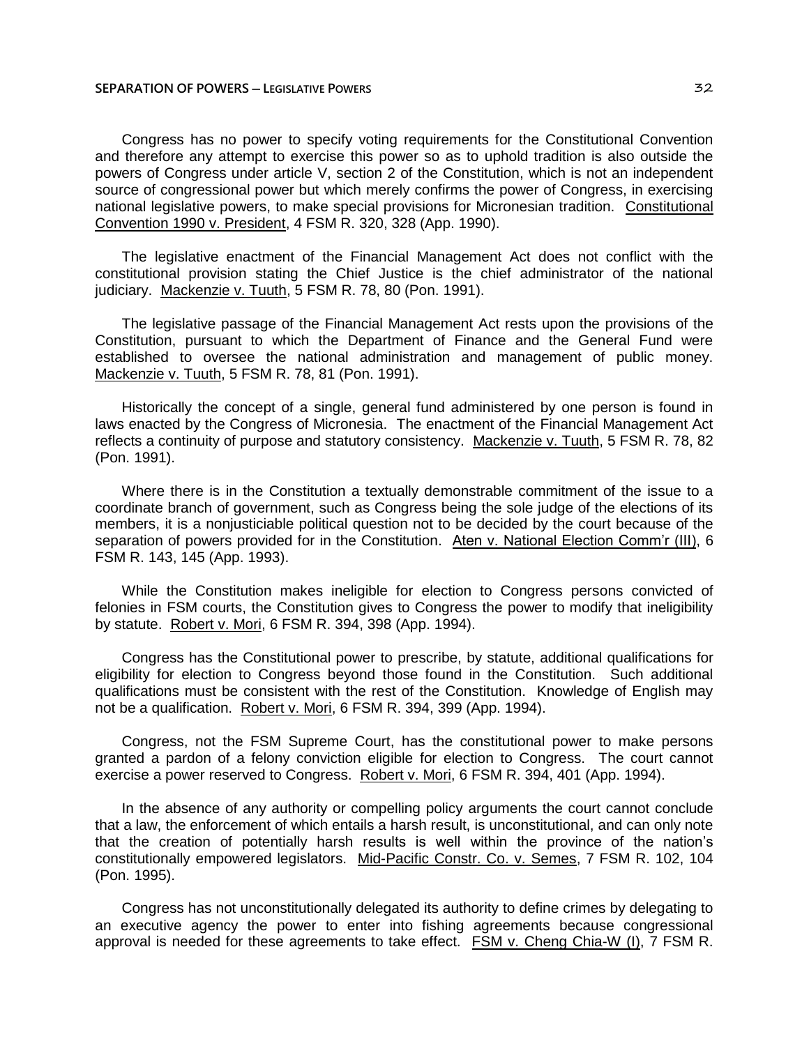Congress has no power to specify voting requirements for the Constitutional Convention and therefore any attempt to exercise this power so as to uphold tradition is also outside the powers of Congress under article V, section 2 of the Constitution, which is not an independent source of congressional power but which merely confirms the power of Congress, in exercising national legislative powers, to make special provisions for Micronesian tradition. Constitutional Convention 1990 v. President, 4 FSM R. 320, 328 (App. 1990).

The legislative enactment of the Financial Management Act does not conflict with the constitutional provision stating the Chief Justice is the chief administrator of the national judiciary. Mackenzie v. Tuuth, 5 FSM R. 78, 80 (Pon. 1991).

The legislative passage of the Financial Management Act rests upon the provisions of the Constitution, pursuant to which the Department of Finance and the General Fund were established to oversee the national administration and management of public money. Mackenzie v. Tuuth, 5 FSM R. 78, 81 (Pon. 1991).

Historically the concept of a single, general fund administered by one person is found in laws enacted by the Congress of Micronesia. The enactment of the Financial Management Act reflects a continuity of purpose and statutory consistency. Mackenzie v. Tuuth, 5 FSM R. 78, 82 (Pon. 1991).

Where there is in the Constitution a textually demonstrable commitment of the issue to a coordinate branch of government, such as Congress being the sole judge of the elections of its members, it is a nonjusticiable political question not to be decided by the court because of the separation of powers provided for in the Constitution. Aten v. National Election Comm'r (III), 6 FSM R. 143, 145 (App. 1993).

While the Constitution makes ineligible for election to Congress persons convicted of felonies in FSM courts, the Constitution gives to Congress the power to modify that ineligibility by statute. Robert v. Mori, 6 FSM R. 394, 398 (App. 1994).

Congress has the Constitutional power to prescribe, by statute, additional qualifications for eligibility for election to Congress beyond those found in the Constitution. Such additional qualifications must be consistent with the rest of the Constitution. Knowledge of English may not be a qualification. Robert v. Mori, 6 FSM R. 394, 399 (App. 1994).

Congress, not the FSM Supreme Court, has the constitutional power to make persons granted a pardon of a felony conviction eligible for election to Congress. The court cannot exercise a power reserved to Congress. Robert v. Mori, 6 FSM R. 394, 401 (App. 1994).

In the absence of any authority or compelling policy arguments the court cannot conclude that a law, the enforcement of which entails a harsh result, is unconstitutional, and can only note that the creation of potentially harsh results is well within the province of the nation's constitutionally empowered legislators. Mid-Pacific Constr. Co. v. Semes, 7 FSM R. 102, 104 (Pon. 1995).

Congress has not unconstitutionally delegated its authority to define crimes by delegating to an executive agency the power to enter into fishing agreements because congressional approval is needed for these agreements to take effect. FSM v. Cheng Chia-W (I), 7 FSM R.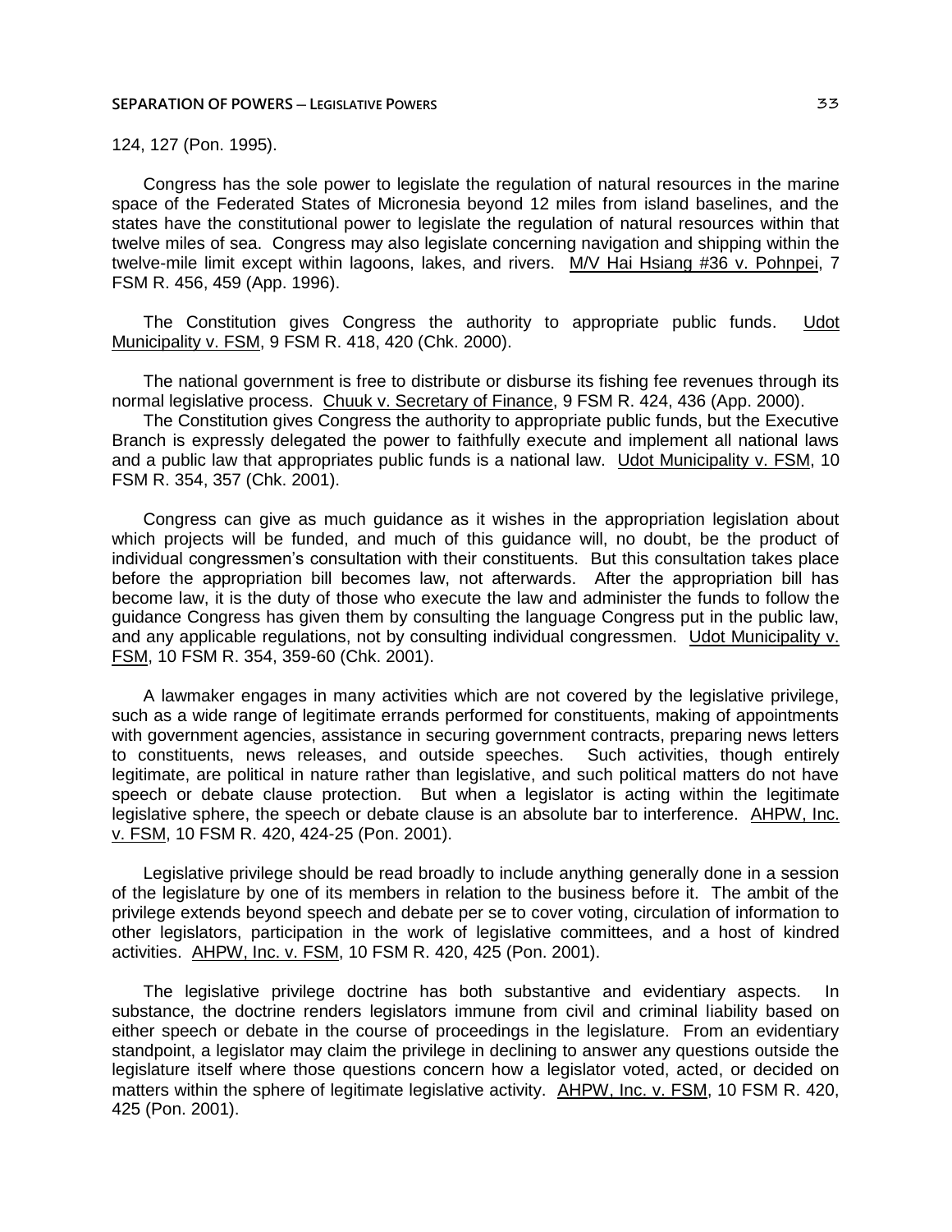124, 127 (Pon. 1995).

Congress has the sole power to legislate the regulation of natural resources in the marine space of the Federated States of Micronesia beyond 12 miles from island baselines, and the states have the constitutional power to legislate the regulation of natural resources within that twelve miles of sea. Congress may also legislate concerning navigation and shipping within the twelve-mile limit except within lagoons, lakes, and rivers. M/V Hai Hsiang #36 v. Pohnpei, 7 FSM R. 456, 459 (App. 1996).

The Constitution gives Congress the authority to appropriate public funds. Udot Municipality v. FSM, 9 FSM R. 418, 420 (Chk. 2000).

The national government is free to distribute or disburse its fishing fee revenues through its normal legislative process. Chuuk v. Secretary of Finance, 9 FSM R. 424, 436 (App. 2000).

The Constitution gives Congress the authority to appropriate public funds, but the Executive Branch is expressly delegated the power to faithfully execute and implement all national laws and a public law that appropriates public funds is a national law. Udot Municipality v. FSM, 10 FSM R. 354, 357 (Chk. 2001).

Congress can give as much guidance as it wishes in the appropriation legislation about which projects will be funded, and much of this guidance will, no doubt, be the product of individual congressmen's consultation with their constituents. But this consultation takes place before the appropriation bill becomes law, not afterwards. After the appropriation bill has become law, it is the duty of those who execute the law and administer the funds to follow the guidance Congress has given them by consulting the language Congress put in the public law, and any applicable regulations, not by consulting individual congressmen. Udot Municipality v. FSM, 10 FSM R. 354, 359-60 (Chk. 2001).

A lawmaker engages in many activities which are not covered by the legislative privilege, such as a wide range of legitimate errands performed for constituents, making of appointments with government agencies, assistance in securing government contracts, preparing news letters to constituents, news releases, and outside speeches. Such activities, though entirely legitimate, are political in nature rather than legislative, and such political matters do not have speech or debate clause protection. But when a legislator is acting within the legitimate legislative sphere, the speech or debate clause is an absolute bar to interference. AHPW, Inc. v. FSM, 10 FSM R. 420, 424-25 (Pon. 2001).

Legislative privilege should be read broadly to include anything generally done in a session of the legislature by one of its members in relation to the business before it. The ambit of the privilege extends beyond speech and debate per se to cover voting, circulation of information to other legislators, participation in the work of legislative committees, and a host of kindred activities. AHPW, Inc. v. FSM, 10 FSM R. 420, 425 (Pon. 2001).

The legislative privilege doctrine has both substantive and evidentiary aspects. In substance, the doctrine renders legislators immune from civil and criminal liability based on either speech or debate in the course of proceedings in the legislature. From an evidentiary standpoint, a legislator may claim the privilege in declining to answer any questions outside the legislature itself where those questions concern how a legislator voted, acted, or decided on matters within the sphere of legitimate legislative activity. AHPW, Inc. v. FSM, 10 FSM R. 420, 425 (Pon. 2001).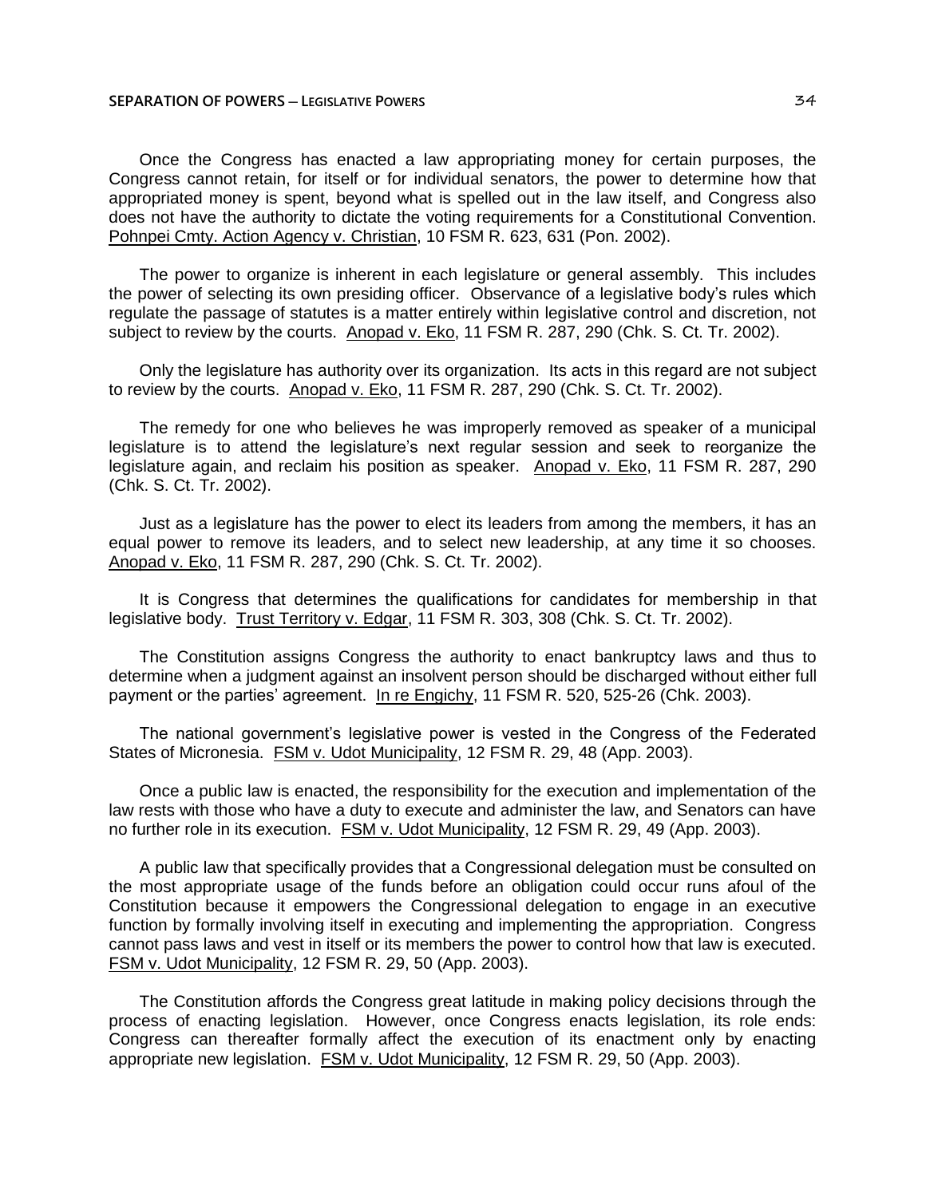Once the Congress has enacted a law appropriating money for certain purposes, the Congress cannot retain, for itself or for individual senators, the power to determine how that appropriated money is spent, beyond what is spelled out in the law itself, and Congress also does not have the authority to dictate the voting requirements for a Constitutional Convention. Pohnpei Cmty. Action Agency v. Christian, 10 FSM R. 623, 631 (Pon. 2002).

The power to organize is inherent in each legislature or general assembly. This includes the power of selecting its own presiding officer. Observance of a legislative body's rules which regulate the passage of statutes is a matter entirely within legislative control and discretion, not subject to review by the courts. Anopad v. Eko, 11 FSM R. 287, 290 (Chk. S. Ct. Tr. 2002).

Only the legislature has authority over its organization. Its acts in this regard are not subject to review by the courts. Anopad v. Eko, 11 FSM R. 287, 290 (Chk. S. Ct. Tr. 2002).

The remedy for one who believes he was improperly removed as speaker of a municipal legislature is to attend the legislature's next regular session and seek to reorganize the legislature again, and reclaim his position as speaker. Anopad v. Eko, 11 FSM R. 287, 290 (Chk. S. Ct. Tr. 2002).

Just as a legislature has the power to elect its leaders from among the members, it has an equal power to remove its leaders, and to select new leadership, at any time it so chooses. Anopad v. Eko, 11 FSM R. 287, 290 (Chk. S. Ct. Tr. 2002).

It is Congress that determines the qualifications for candidates for membership in that legislative body. Trust Territory v. Edgar, 11 FSM R. 303, 308 (Chk. S. Ct. Tr. 2002).

The Constitution assigns Congress the authority to enact bankruptcy laws and thus to determine when a judgment against an insolvent person should be discharged without either full payment or the parties' agreement. In re Engichy, 11 FSM R. 520, 525-26 (Chk. 2003).

The national government's legislative power is vested in the Congress of the Federated States of Micronesia. FSM v. Udot Municipality, 12 FSM R. 29, 48 (App. 2003).

Once a public law is enacted, the responsibility for the execution and implementation of the law rests with those who have a duty to execute and administer the law, and Senators can have no further role in its execution. FSM v. Udot Municipality, 12 FSM R. 29, 49 (App. 2003).

A public law that specifically provides that a Congressional delegation must be consulted on the most appropriate usage of the funds before an obligation could occur runs afoul of the Constitution because it empowers the Congressional delegation to engage in an executive function by formally involving itself in executing and implementing the appropriation. Congress cannot pass laws and vest in itself or its members the power to control how that law is executed. FSM v. Udot Municipality, 12 FSM R. 29, 50 (App. 2003).

The Constitution affords the Congress great latitude in making policy decisions through the process of enacting legislation. However, once Congress enacts legislation, its role ends: Congress can thereafter formally affect the execution of its enactment only by enacting appropriate new legislation. FSM v. Udot Municipality, 12 FSM R. 29, 50 (App. 2003).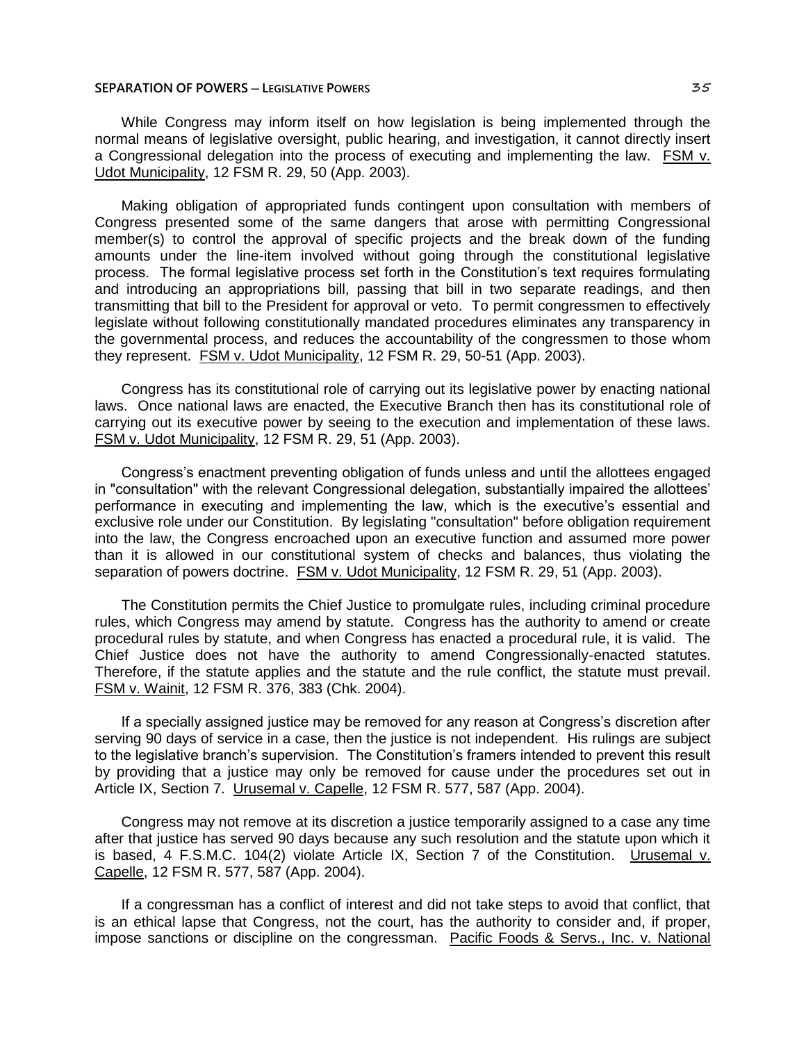While Congress may inform itself on how legislation is being implemented through the normal means of legislative oversight, public hearing, and investigation, it cannot directly insert a Congressional delegation into the process of executing and implementing the law. FSM v. Udot Municipality, 12 FSM R. 29, 50 (App. 2003).

Making obligation of appropriated funds contingent upon consultation with members of Congress presented some of the same dangers that arose with permitting Congressional member(s) to control the approval of specific projects and the break down of the funding amounts under the line-item involved without going through the constitutional legislative process. The formal legislative process set forth in the Constitution's text requires formulating and introducing an appropriations bill, passing that bill in two separate readings, and then transmitting that bill to the President for approval or veto. To permit congressmen to effectively legislate without following constitutionally mandated procedures eliminates any transparency in the governmental process, and reduces the accountability of the congressmen to those whom they represent. FSM v. Udot Municipality, 12 FSM R. 29, 50-51 (App. 2003).

Congress has its constitutional role of carrying out its legislative power by enacting national laws. Once national laws are enacted, the Executive Branch then has its constitutional role of carrying out its executive power by seeing to the execution and implementation of these laws. FSM v. Udot Municipality, 12 FSM R. 29, 51 (App. 2003).

Congress's enactment preventing obligation of funds unless and until the allottees engaged in "consultation" with the relevant Congressional delegation, substantially impaired the allottees' performance in executing and implementing the law, which is the executive's essential and exclusive role under our Constitution. By legislating "consultation" before obligation requirement into the law, the Congress encroached upon an executive function and assumed more power than it is allowed in our constitutional system of checks and balances, thus violating the separation of powers doctrine. FSM v. Udot Municipality, 12 FSM R. 29, 51 (App. 2003).

The Constitution permits the Chief Justice to promulgate rules, including criminal procedure rules, which Congress may amend by statute. Congress has the authority to amend or create procedural rules by statute, and when Congress has enacted a procedural rule, it is valid. The Chief Justice does not have the authority to amend Congressionally-enacted statutes. Therefore, if the statute applies and the statute and the rule conflict, the statute must prevail. FSM v. Wainit, 12 FSM R. 376, 383 (Chk. 2004).

If a specially assigned justice may be removed for any reason at Congress's discretion after serving 90 days of service in a case, then the justice is not independent. His rulings are subject to the legislative branch's supervision. The Constitution's framers intended to prevent this result by providing that a justice may only be removed for cause under the procedures set out in Article IX, Section 7. Urusemal v. Capelle, 12 FSM R. 577, 587 (App. 2004).

Congress may not remove at its discretion a justice temporarily assigned to a case any time after that justice has served 90 days because any such resolution and the statute upon which it is based, 4 F.S.M.C. 104(2) violate Article IX, Section 7 of the Constitution. Urusemal v. Capelle, 12 FSM R. 577, 587 (App. 2004).

If a congressman has a conflict of interest and did not take steps to avoid that conflict, that is an ethical lapse that Congress, not the court, has the authority to consider and, if proper, impose sanctions or discipline on the congressman. Pacific Foods & Servs., Inc. v. National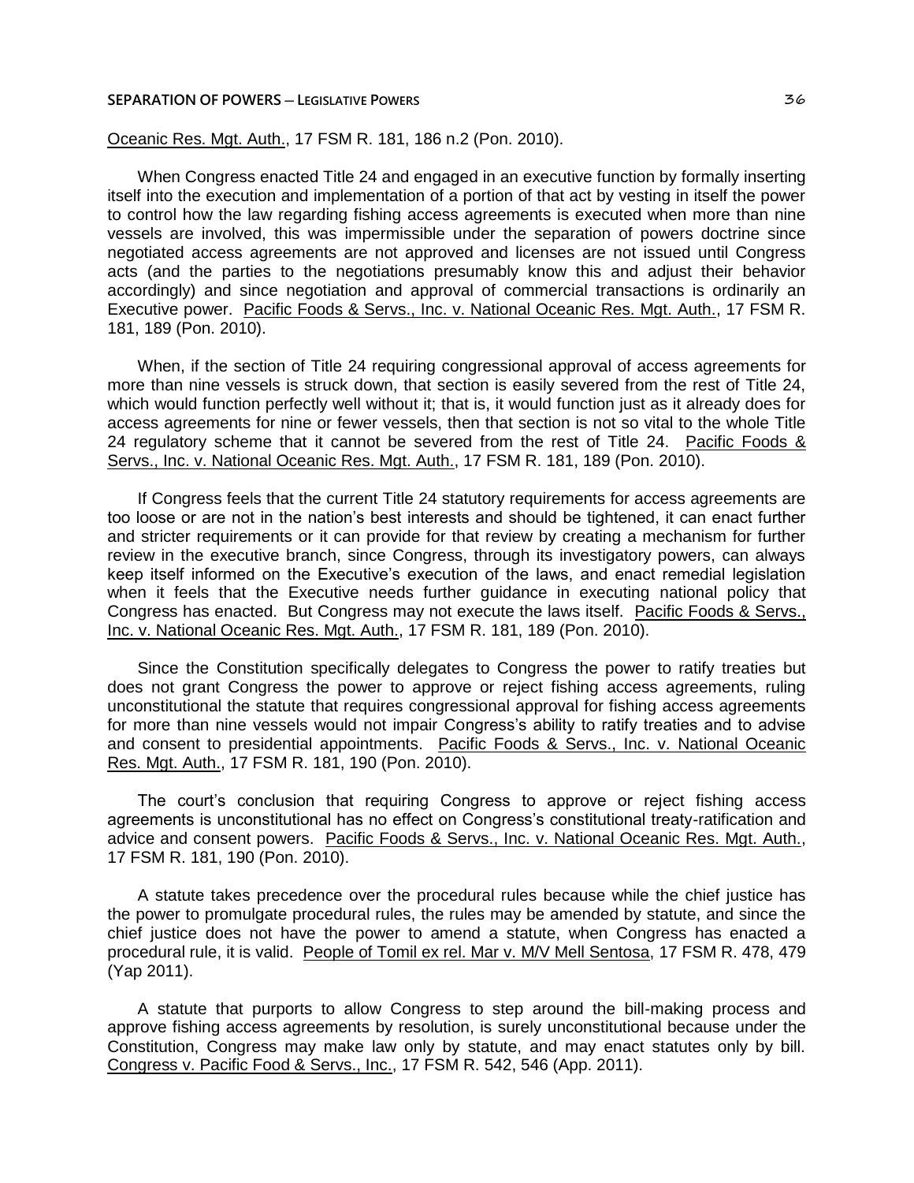Oceanic Res. Mgt. Auth., 17 FSM R. 181, 186 n.2 (Pon. 2010).

When Congress enacted Title 24 and engaged in an executive function by formally inserting itself into the execution and implementation of a portion of that act by vesting in itself the power to control how the law regarding fishing access agreements is executed when more than nine vessels are involved, this was impermissible under the separation of powers doctrine since negotiated access agreements are not approved and licenses are not issued until Congress acts (and the parties to the negotiations presumably know this and adjust their behavior accordingly) and since negotiation and approval of commercial transactions is ordinarily an Executive power. Pacific Foods & Servs., Inc. v. National Oceanic Res. Mgt. Auth., 17 FSM R. 181, 189 (Pon. 2010).

When, if the section of Title 24 requiring congressional approval of access agreements for more than nine vessels is struck down, that section is easily severed from the rest of Title 24, which would function perfectly well without it; that is, it would function just as it already does for access agreements for nine or fewer vessels, then that section is not so vital to the whole Title 24 regulatory scheme that it cannot be severed from the rest of Title 24. Pacific Foods & Servs., Inc. v. National Oceanic Res. Mgt. Auth., 17 FSM R. 181, 189 (Pon. 2010).

If Congress feels that the current Title 24 statutory requirements for access agreements are too loose or are not in the nation's best interests and should be tightened, it can enact further and stricter requirements or it can provide for that review by creating a mechanism for further review in the executive branch, since Congress, through its investigatory powers, can always keep itself informed on the Executive's execution of the laws, and enact remedial legislation when it feels that the Executive needs further guidance in executing national policy that Congress has enacted. But Congress may not execute the laws itself. Pacific Foods & Servs., Inc. v. National Oceanic Res. Mgt. Auth., 17 FSM R. 181, 189 (Pon. 2010).

Since the Constitution specifically delegates to Congress the power to ratify treaties but does not grant Congress the power to approve or reject fishing access agreements, ruling unconstitutional the statute that requires congressional approval for fishing access agreements for more than nine vessels would not impair Congress's ability to ratify treaties and to advise and consent to presidential appointments. Pacific Foods & Servs., Inc. v. National Oceanic Res. Mgt. Auth., 17 FSM R. 181, 190 (Pon. 2010).

The court's conclusion that requiring Congress to approve or reject fishing access agreements is unconstitutional has no effect on Congress's constitutional treaty-ratification and advice and consent powers. Pacific Foods & Servs., Inc. v. National Oceanic Res. Mgt. Auth., 17 FSM R. 181, 190 (Pon. 2010).

A statute takes precedence over the procedural rules because while the chief justice has the power to promulgate procedural rules, the rules may be amended by statute, and since the chief justice does not have the power to amend a statute, when Congress has enacted a procedural rule, it is valid. People of Tomil ex rel. Mar v. M/V Mell Sentosa, 17 FSM R. 478, 479 (Yap 2011).

A statute that purports to allow Congress to step around the bill-making process and approve fishing access agreements by resolution, is surely unconstitutional because under the Constitution, Congress may make law only by statute, and may enact statutes only by bill. Congress v. Pacific Food & Servs., Inc., 17 FSM R. 542, 546 (App. 2011).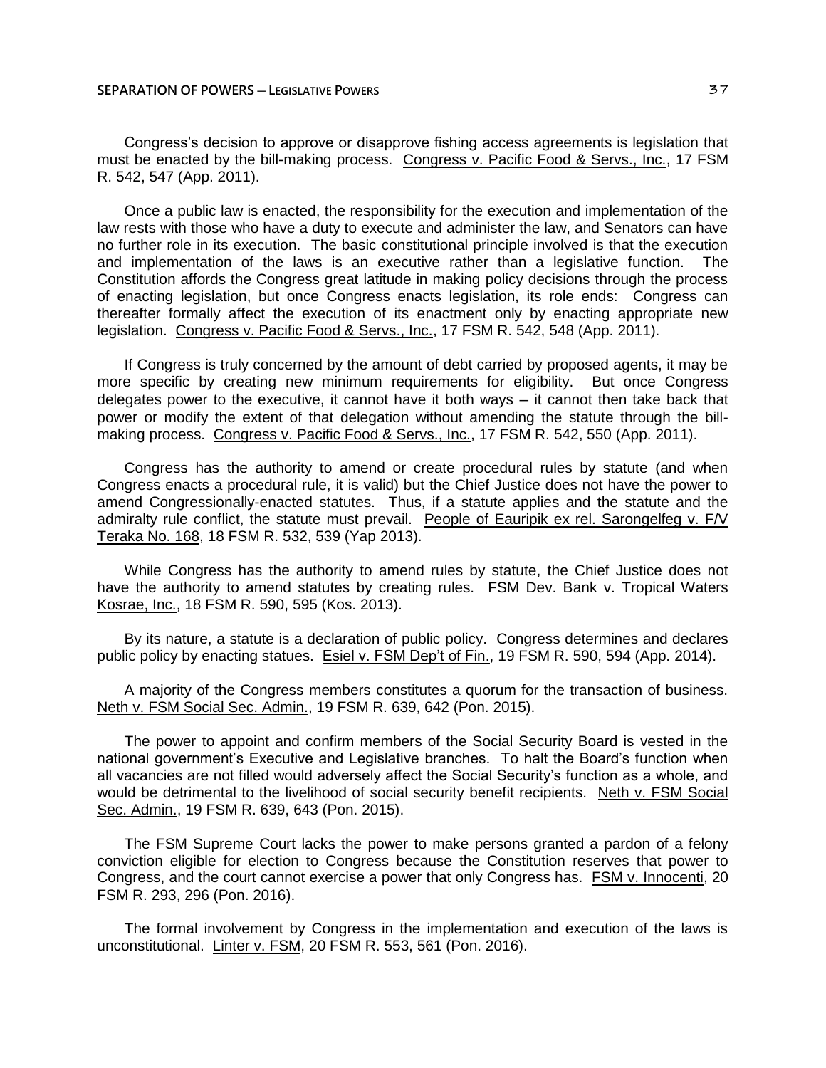Congress's decision to approve or disapprove fishing access agreements is legislation that must be enacted by the bill-making process. Congress v. Pacific Food & Servs., Inc., 17 FSM R. 542, 547 (App. 2011).

Once a public law is enacted, the responsibility for the execution and implementation of the law rests with those who have a duty to execute and administer the law, and Senators can have no further role in its execution. The basic constitutional principle involved is that the execution and implementation of the laws is an executive rather than a legislative function. The Constitution affords the Congress great latitude in making policy decisions through the process of enacting legislation, but once Congress enacts legislation, its role ends: Congress can thereafter formally affect the execution of its enactment only by enacting appropriate new legislation. Congress v. Pacific Food & Servs., Inc., 17 FSM R. 542, 548 (App. 2011).

If Congress is truly concerned by the amount of debt carried by proposed agents, it may be more specific by creating new minimum requirements for eligibility. But once Congress delegates power to the executive, it cannot have it both ways – it cannot then take back that power or modify the extent of that delegation without amending the statute through the bill-making process. Congress v. Pacific Food & Servs., Inc., 17 FSM R. 542, 550 (App. 2011).

Congress has the authority to amend or create procedural rules by statute (and when Congress enacts a procedural rule, it is valid) but the Chief Justice does not have the power to amend Congressionally-enacted statutes. Thus, if a statute applies and the statute and the admiralty rule conflict, the statute must prevail. People of Eauripik ex rel. Sarongelfeg v. F/V Teraka No. 168, 18 FSM R. 532, 539 (Yap 2013).

While Congress has the authority to amend rules by statute, the Chief Justice does not have the authority to amend statutes by creating rules. FSM Dev. Bank v. Tropical Waters Kosrae, Inc., 18 FSM R. 590, 595 (Kos. 2013).

By its nature, a statute is a declaration of public policy. Congress determines and declares public policy by enacting statues. Esiel v. FSM Dep't of Fin., 19 FSM R. 590, 594 (App. 2014).

A majority of the Congress members constitutes a quorum for the transaction of business. Neth v. FSM Social Sec. Admin., 19 FSM R. 639, 642 (Pon. 2015).

The power to appoint and confirm members of the Social Security Board is vested in the national government's Executive and Legislative branches. To halt the Board's function when all vacancies are not filled would adversely affect the Social Security's function as a whole, and would be detrimental to the livelihood of social security benefit recipients. Neth v. FSM Social Sec. Admin., 19 FSM R. 639, 643 (Pon. 2015).

The FSM Supreme Court lacks the power to make persons granted a pardon of a felony conviction eligible for election to Congress because the Constitution reserves that power to Congress, and the court cannot exercise a power that only Congress has. FSM v. Innocenti, 20 FSM R. 293, 296 (Pon. 2016).

The formal involvement by Congress in the implementation and execution of the laws is unconstitutional. Linter v. FSM, 20 FSM R. 553, 561 (Pon. 2016).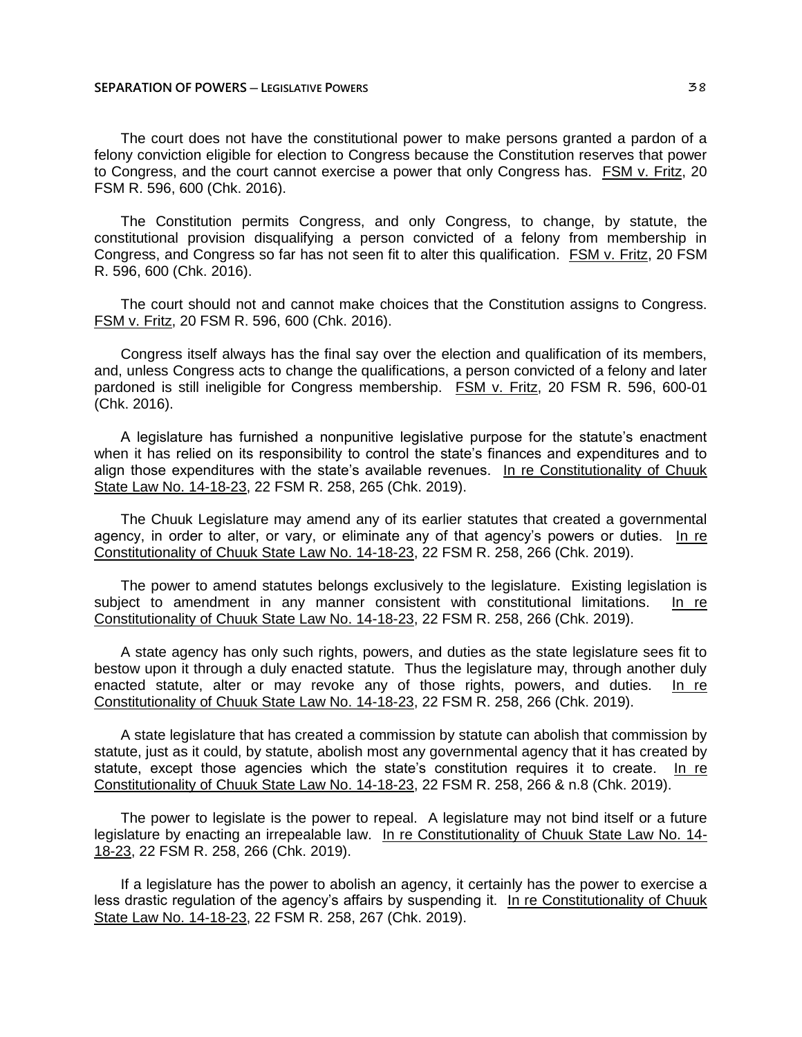The court does not have the constitutional power to make persons granted a pardon of a felony conviction eligible for election to Congress because the Constitution reserves that power to Congress, and the court cannot exercise a power that only Congress has. FSM v. Fritz, 20 FSM R. 596, 600 (Chk. 2016).

The Constitution permits Congress, and only Congress, to change, by statute, the constitutional provision disqualifying a person convicted of a felony from membership in Congress, and Congress so far has not seen fit to alter this qualification. FSM v. Fritz, 20 FSM R. 596, 600 (Chk. 2016).

The court should not and cannot make choices that the Constitution assigns to Congress. FSM v. Fritz, 20 FSM R. 596, 600 (Chk. 2016).

Congress itself always has the final say over the election and qualification of its members, and, unless Congress acts to change the qualifications, a person convicted of a felony and later pardoned is still ineligible for Congress membership. FSM v. Fritz, 20 FSM R. 596, 600-01 (Chk. 2016).

A legislature has furnished a nonpunitive legislative purpose for the statute's enactment when it has relied on its responsibility to control the state's finances and expenditures and to align those expenditures with the state's available revenues. In re Constitutionality of Chuuk State Law No. 14-18-23, 22 FSM R. 258, 265 (Chk. 2019).

The Chuuk Legislature may amend any of its earlier statutes that created a governmental agency, in order to alter, or vary, or eliminate any of that agency's powers or duties. In re Constitutionality of Chuuk State Law No. 14-18-23, 22 FSM R. 258, 266 (Chk. 2019).

The power to amend statutes belongs exclusively to the legislature. Existing legislation is subject to amendment in any manner consistent with constitutional limitations. In re Constitutionality of Chuuk State Law No. 14-18-23, 22 FSM R. 258, 266 (Chk. 2019).

A state agency has only such rights, powers, and duties as the state legislature sees fit to bestow upon it through a duly enacted statute. Thus the legislature may, through another duly enacted statute, alter or may revoke any of those rights, powers, and duties. In re Constitutionality of Chuuk State Law No. 14-18-23, 22 FSM R. 258, 266 (Chk. 2019).

A state legislature that has created a commission by statute can abolish that commission by statute, just as it could, by statute, abolish most any governmental agency that it has created by statute, except those agencies which the state's constitution requires it to create. In re Constitutionality of Chuuk State Law No. 14-18-23, 22 FSM R. 258, 266 & n.8 (Chk. 2019).

The power to legislate is the power to repeal. A legislature may not bind itself or a future legislature by enacting an irrepealable law. In re Constitutionality of Chuuk State Law No. 14-18-23, 22 FSM R. 258, 266 (Chk. 2019).

If a legislature has the power to abolish an agency, it certainly has the power to exercise a less drastic regulation of the agency's affairs by suspending it. In re Constitutionality of Chuuk State Law No. 14-18-23, 22 FSM R. 258, 267 (Chk. 2019).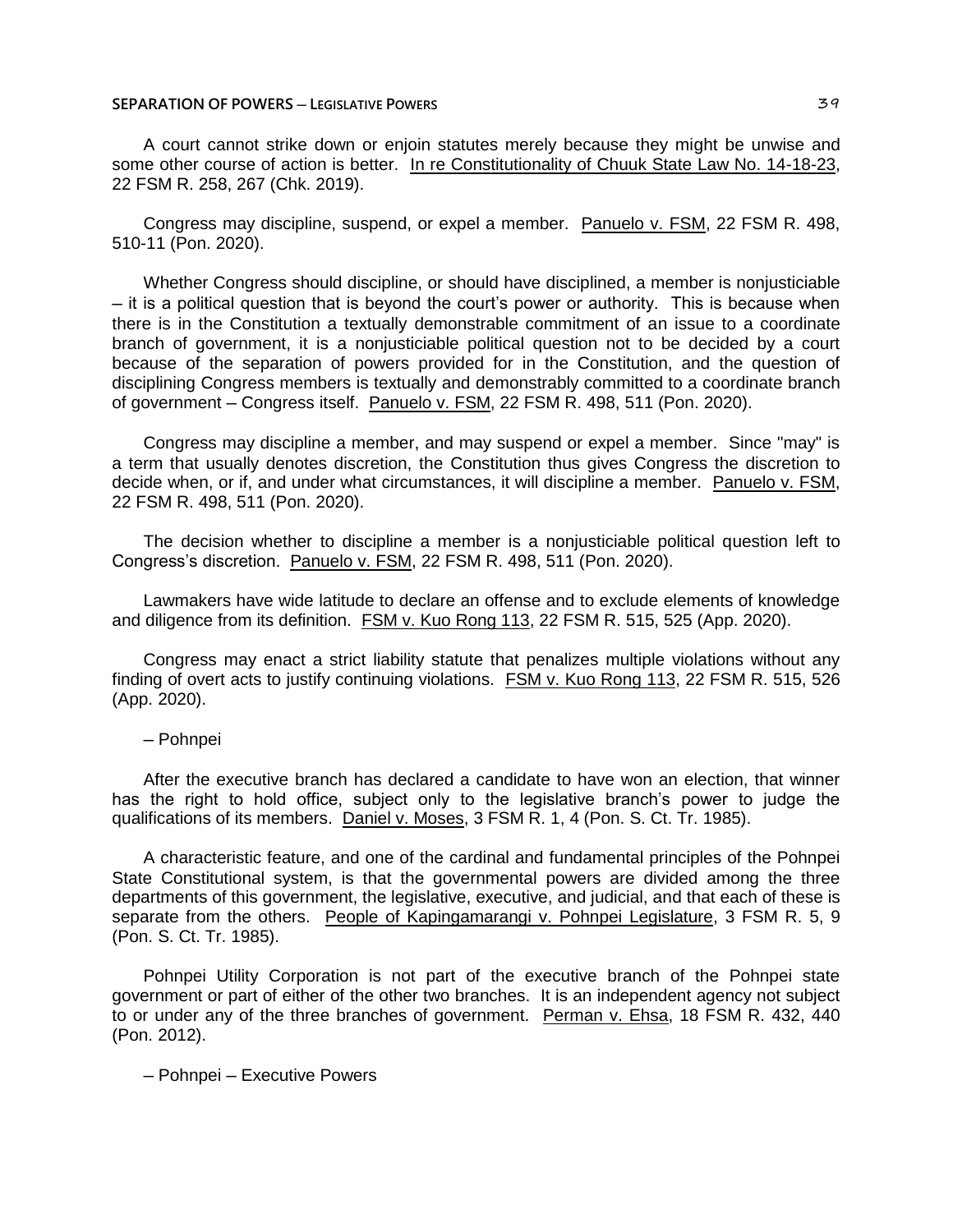A court cannot strike down or enjoin statutes merely because they might be unwise and some other course of action is better. In re Constitutionality of Chuuk State Law No. 14-18-23, 22 FSM R. 258, 267 (Chk. 2019).

Congress may discipline, suspend, or expel a member. Panuelo v. FSM, 22 FSM R. 498, 510-11 (Pon. 2020).

Whether Congress should discipline, or should have disciplined, a member is nonjusticiable – it is a political question that is beyond the court's power or authority. This is because when there is in the Constitution a textually demonstrable commitment of an issue to a coordinate branch of government, it is a nonjusticiable political question not to be decided by a court because of the separation of powers provided for in the Constitution, and the question of disciplining Congress members is textually and demonstrably committed to a coordinate branch of government – Congress itself. Panuelo v. FSM, 22 FSM R. 498, 511 (Pon. 2020).

Congress may discipline a member, and may suspend or expel a member. Since "may" is a term that usually denotes discretion, the Constitution thus gives Congress the discretion to decide when, or if, and under what circumstances, it will discipline a member. Panuelo v. FSM, 22 FSM R. 498, 511 (Pon. 2020).

The decision whether to discipline a member is a nonjusticiable political question left to Congress's discretion. Panuelo v. FSM, 22 FSM R. 498, 511 (Pon. 2020).

Lawmakers have wide latitude to declare an offense and to exclude elements of knowledge and diligence from its definition. FSM v. Kuo Rong 113, 22 FSM R. 515, 525 (App. 2020).

Congress may enact a strict liability statute that penalizes multiple violations without any finding of overt acts to justify continuing violations. FSM v. Kuo Rong 113, 22 FSM R. 515, 526 (App. 2020).

– Pohnpei

After the executive branch has declared a candidate to have won an election, that winner has the right to hold office, subject only to the legislative branch's power to judge the qualifications of its members. Daniel v. Moses, 3 FSM R. 1, 4 (Pon. S. Ct. Tr. 1985).

A characteristic feature, and one of the cardinal and fundamental principles of the Pohnpei State Constitutional system, is that the governmental powers are divided among the three departments of this government, the legislative, executive, and judicial, and that each of these is separate from the others. People of Kapingamarangi v. Pohnpei Legislature, 3 FSM R. 5, 9 (Pon. S. Ct. Tr. 1985).

Pohnpei Utility Corporation is not part of the executive branch of the Pohnpei state government or part of either of the other two branches. It is an independent agency not subject to or under any of the three branches of government. Perman v. Ehsa, 18 FSM R. 432, 440 (Pon. 2012).

– Pohnpei – Executive Powers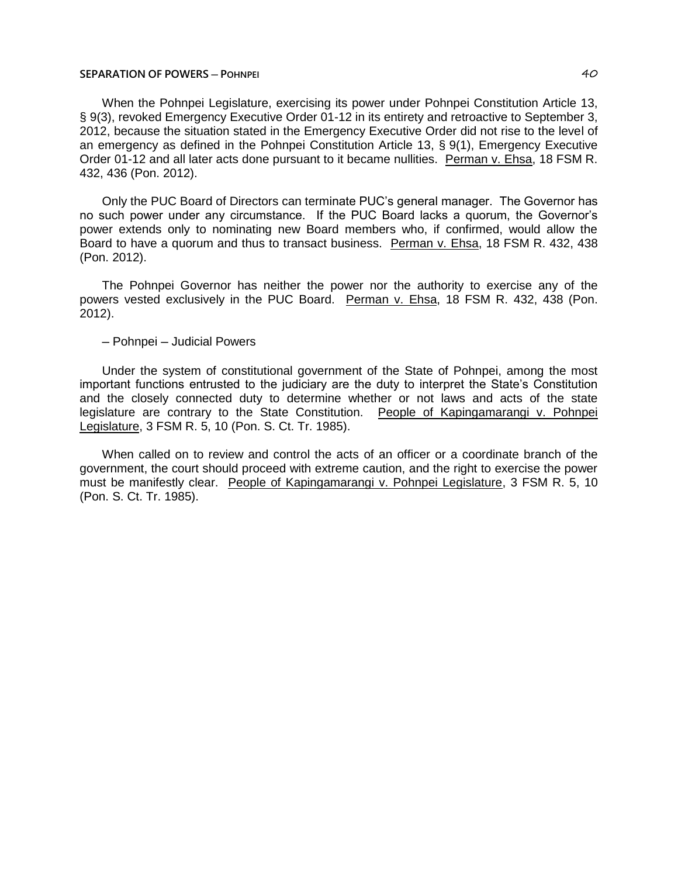When the Pohnpei Legislature, exercising its power under Pohnpei Constitution Article 13, § 9(3), revoked Emergency Executive Order 01-12 in its entirety and retroactive to September 3, 2012, because the situation stated in the Emergency Executive Order did not rise to the level of an emergency as defined in the Pohnpei Constitution Article 13, § 9(1), Emergency Executive Order 01-12 and all later acts done pursuant to it became nullities. Perman v. Ehsa, 18 FSM R. 432, 436 (Pon. 2012).

Only the PUC Board of Directors can terminate PUC's general manager. The Governor has no such power under any circumstance. If the PUC Board lacks a quorum, the Governor's power extends only to nominating new Board members who, if confirmed, would allow the Board to have a quorum and thus to transact business. Perman v. Ehsa, 18 FSM R. 432, 438 (Pon. 2012).

The Pohnpei Governor has neither the power nor the authority to exercise any of the powers vested exclusively in the PUC Board. Perman v. Ehsa, 18 FSM R. 432, 438 (Pon. 2012).

– Pohnpei – Judicial Powers

Under the system of constitutional government of the State of Pohnpei, among the most important functions entrusted to the judiciary are the duty to interpret the State's Constitution and the closely connected duty to determine whether or not laws and acts of the state legislature are contrary to the State Constitution. People of Kapingamarangi v. Pohnpei Legislature, 3 FSM R. 5, 10 (Pon. S. Ct. Tr. 1985).

When called on to review and control the acts of an officer or a coordinate branch of the government, the court should proceed with extreme caution, and the right to exercise the power must be manifestly clear. People of Kapingamarangi v. Pohnpei Legislature, 3 FSM R. 5, 10 (Pon. S. Ct. Tr. 1985).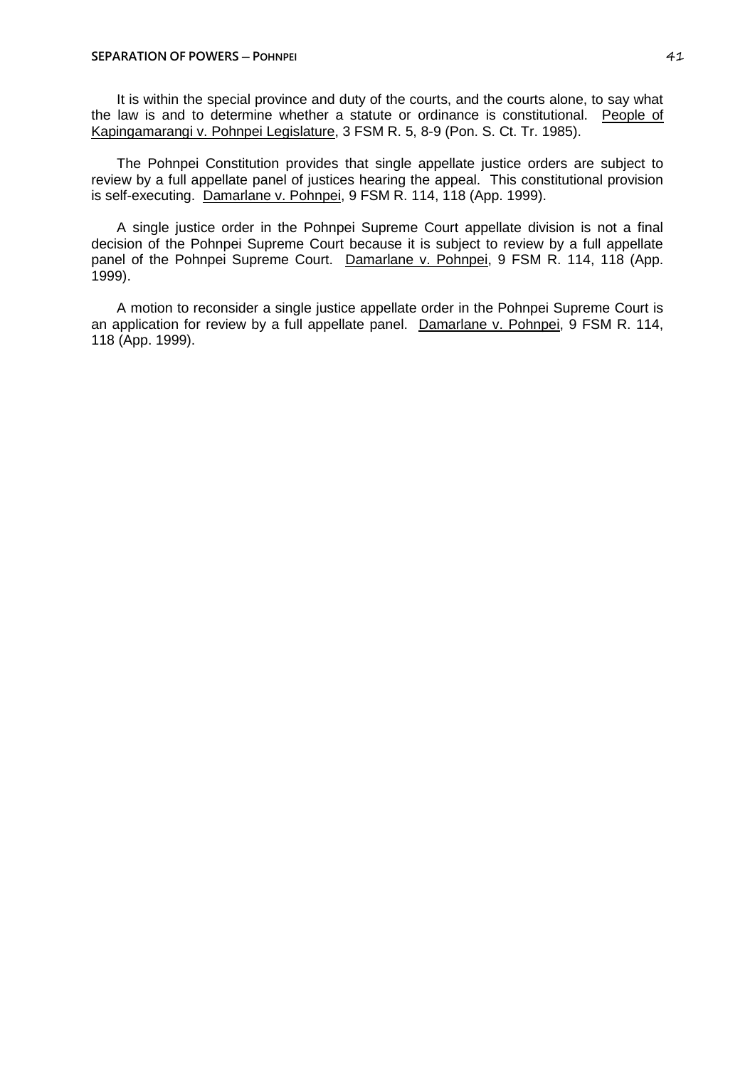It is within the special province and duty of the courts, and the courts alone, to say what the law is and to determine whether a statute or ordinance is constitutional. People of Kapingamarangi v. Pohnpei Legislature, 3 FSM R. 5, 8-9 (Pon. S. Ct. Tr. 1985).

The Pohnpei Constitution provides that single appellate justice orders are subject to review by a full appellate panel of justices hearing the appeal. This constitutional provision is self-executing. Damarlane v. Pohnpei, 9 FSM R. 114, 118 (App. 1999).

A single justice order in the Pohnpei Supreme Court appellate division is not a final decision of the Pohnpei Supreme Court because it is subject to review by a full appellate panel of the Pohnpei Supreme Court. Damarlane v. Pohnpei, 9 FSM R. 114, 118 (App. 1999).

A motion to reconsider a single justice appellate order in the Pohnpei Supreme Court is an application for review by a full appellate panel. Damarlane v. Pohnpei, 9 FSM R. 114, 118 (App. 1999).